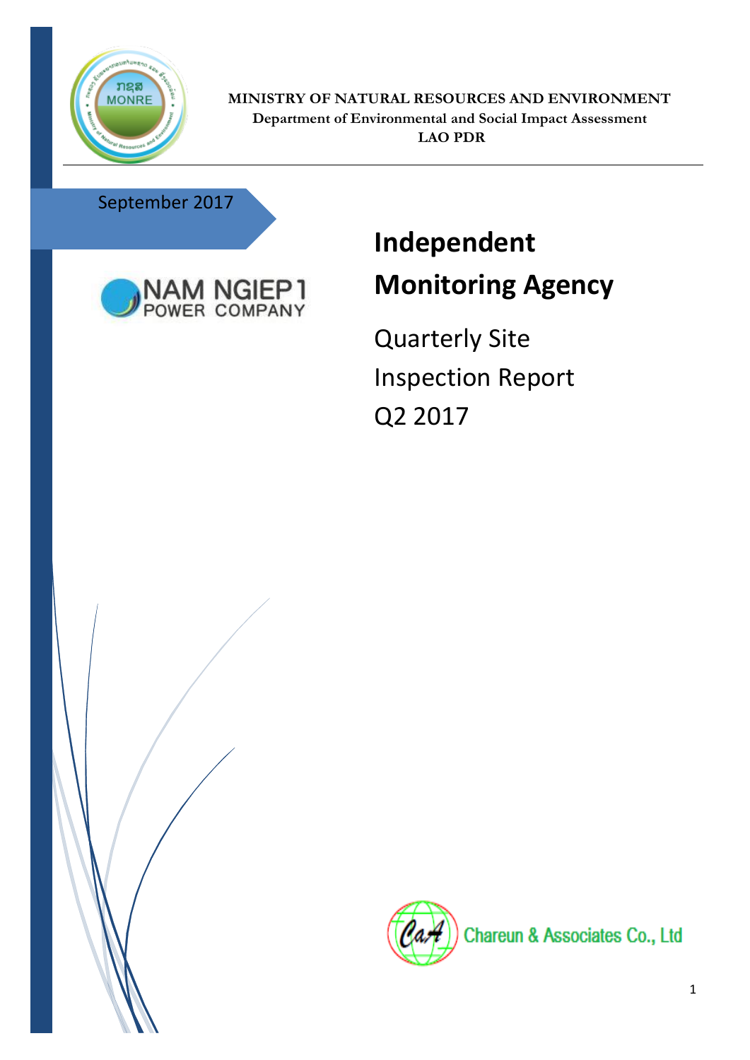**MINISTRY OF NATURAL RESOURCES AND ENVIRONMENT**
**Department of Environmental and Social Impact Assessment**
**LAO PDR**

September 2017

NAM NGIEP 1 POWER COMPANY

# Independent Monitoring Agency

Quarterly Site Inspection Report Q2 2017

Chareun & Associates Co., Ltd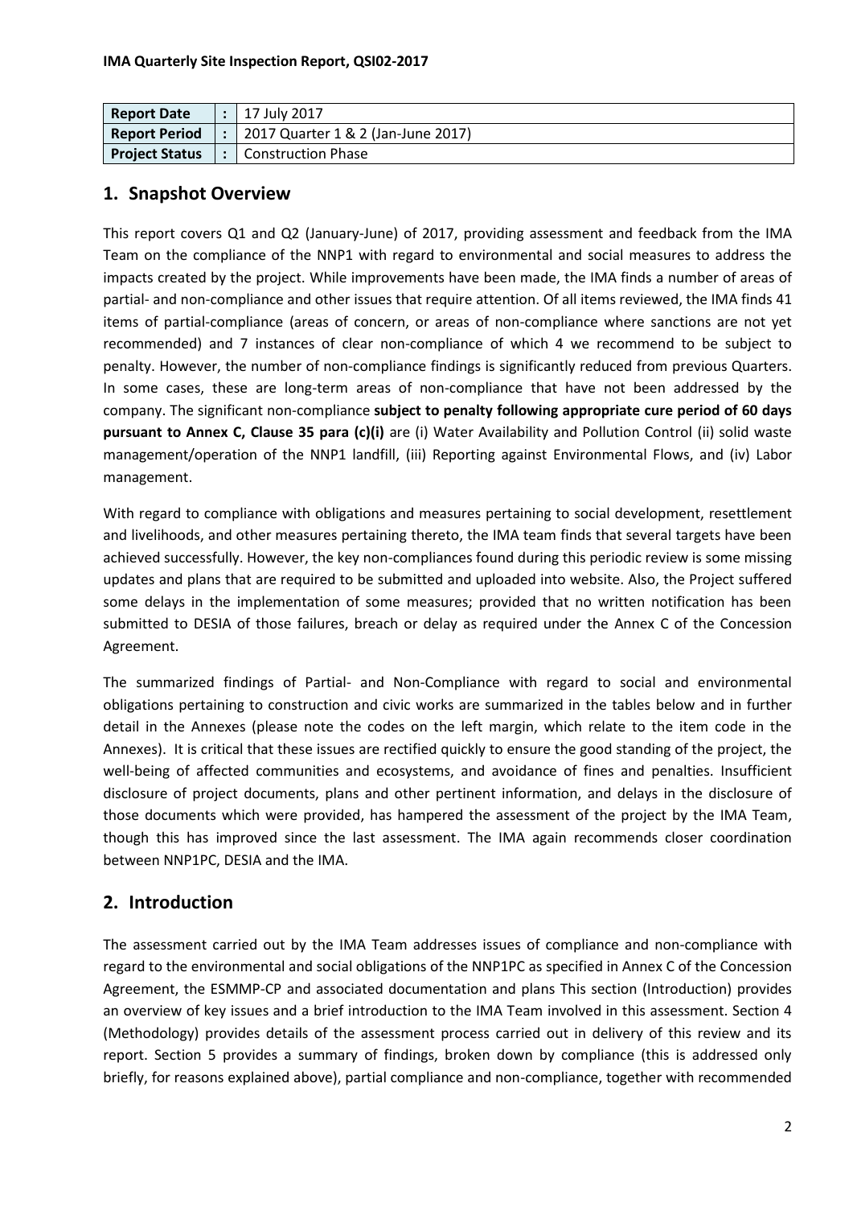| Report Date | : | 17 July 2017 |
|---|---|---|
| Report Period | : | 2017 Quarter 1 & 2 (Jan-June 2017) |
| Project Status | : | Construction Phase |

## 1. Snapshot Overview

This report covers Q1 and Q2 (January-June) of 2017, providing assessment and feedback from the IMA Team on the compliance of the NNP1 with regard to environmental and social measures to address the impacts created by the project. While improvements have been made, the IMA finds a number of areas of partial- and non-compliance and other issues that require attention. Of all items reviewed, the IMA finds 41 items of partial-compliance (areas of concern, or areas of non-compliance where sanctions are not yet recommended) and 7 instances of clear non-compliance of which 4 we recommend to be subject to penalty. However, the number of non-compliance findings is significantly reduced from previous Quarters. In some cases, these are long-term areas of non-compliance that have not been addressed by the company. The significant non-compliance **subject to penalty following appropriate cure period of 60 days pursuant to Annex C, Clause 35 para (c)(i)** are (i) Water Availability and Pollution Control (ii) solid waste management/operation of the NNP1 landfill, (iii) Reporting against Environmental Flows, and (iv) Labor management.

With regard to compliance with obligations and measures pertaining to social development, resettlement and livelihoods, and other measures pertaining thereto, the IMA team finds that several targets have been achieved successfully. However, the key non-compliances found during this periodic review is some missing updates and plans that are required to be submitted and uploaded into website. Also, the Project suffered some delays in the implementation of some measures; provided that no written notification has been submitted to DESIA of those failures, breach or delay as required under the Annex C of the Concession Agreement.

The summarized findings of Partial- and Non-Compliance with regard to social and environmental obligations pertaining to construction and civic works are summarized in the tables below and in further detail in the Annexes (please note the codes on the left margin, which relate to the item code in the Annexes). It is critical that these issues are rectified quickly to ensure the good standing of the project, the well-being of affected communities and ecosystems, and avoidance of fines and penalties. Insufficient disclosure of project documents, plans and other pertinent information, and delays in the disclosure of those documents which were provided, has hampered the assessment of the project by the IMA Team, though this has improved since the last assessment. The IMA again recommends closer coordination between NNP1PC, DESIA and the IMA.

## 2. Introduction

The assessment carried out by the IMA Team addresses issues of compliance and non-compliance with regard to the environmental and social obligations of the NNP1PC as specified in Annex C of the Concession Agreement, the ESMMP-CP and associated documentation and plans This section (Introduction) provides an overview of key issues and a brief introduction to the IMA Team involved in this assessment. Section 4 (Methodology) provides details of the assessment process carried out in delivery of this review and its report. Section 5 provides a summary of findings, broken down by compliance (this is addressed only briefly, for reasons explained above), partial compliance and non-compliance, together with recommended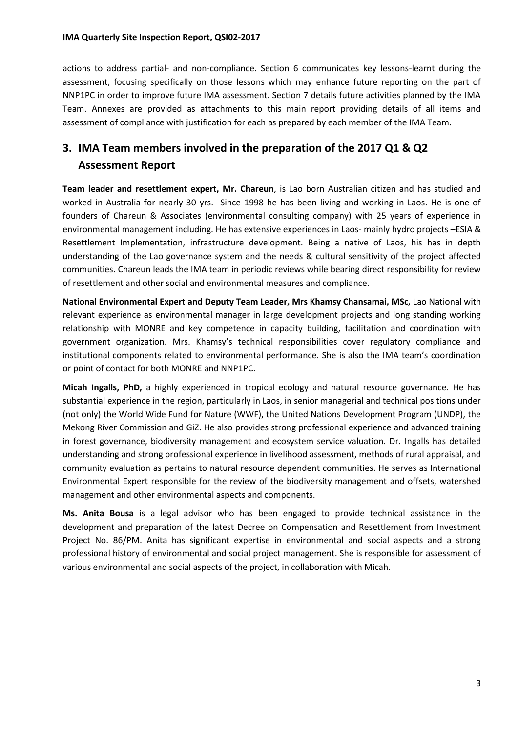actions to address partial- and non-compliance. Section 6 communicates key lessons-learnt during the assessment, focusing specifically on those lessons which may enhance future reporting on the part of NNP1PC in order to improve future IMA assessment. Section 7 details future activities planned by the IMA Team. Annexes are provided as attachments to this main report providing details of all items and assessment of compliance with justification for each as prepared by each member of the IMA Team.

# 3. IMA Team members involved in the preparation of the 2017 Q1 & Q2 Assessment Report

**Team leader and resettlement expert, Mr. Chareun**, is Lao born Australian citizen and has studied and worked in Australia for nearly 30 yrs. Since 1998 he has been living and working in Laos. He is one of founders of Chareun & Associates (environmental consulting company) with 25 years of experience in environmental management including. He has extensive experiences in Laos- mainly hydro projects –ESIA & Resettlement Implementation, infrastructure development. Being a native of Laos, his has in depth understanding of the Lao governance system and the needs & cultural sensitivity of the project affected communities. Chareun leads the IMA team in periodic reviews while bearing direct responsibility for review of resettlement and other social and environmental measures and compliance.

**National Environmental Expert and Deputy Team Leader, Mrs Khamsy Chansamai, MSc,** Lao National with relevant experience as environmental manager in large development projects and long standing working relationship with MONRE and key competence in capacity building, facilitation and coordination with government organization. Mrs. Khamsy's technical responsibilities cover regulatory compliance and institutional components related to environmental performance. She is also the IMA team's coordination or point of contact for both MONRE and NNP1PC.

**Micah Ingalls, PhD,** a highly experienced in tropical ecology and natural resource governance. He has substantial experience in the region, particularly in Laos, in senior managerial and technical positions under (not only) the World Wide Fund for Nature (WWF), the United Nations Development Program (UNDP), the Mekong River Commission and GiZ. He also provides strong professional experience and advanced training in forest governance, biodiversity management and ecosystem service valuation. Dr. Ingalls has detailed understanding and strong professional experience in livelihood assessment, methods of rural appraisal, and community evaluation as pertains to natural resource dependent communities. He serves as International Environmental Expert responsible for the review of the biodiversity management and offsets, watershed management and other environmental aspects and components.

**Ms. Anita Bousa** is a legal advisor who has been engaged to provide technical assistance in the development and preparation of the latest Decree on Compensation and Resettlement from Investment Project No. 86/PM. Anita has significant expertise in environmental and social aspects and a strong professional history of environmental and social project management. She is responsible for assessment of various environmental and social aspects of the project, in collaboration with Micah.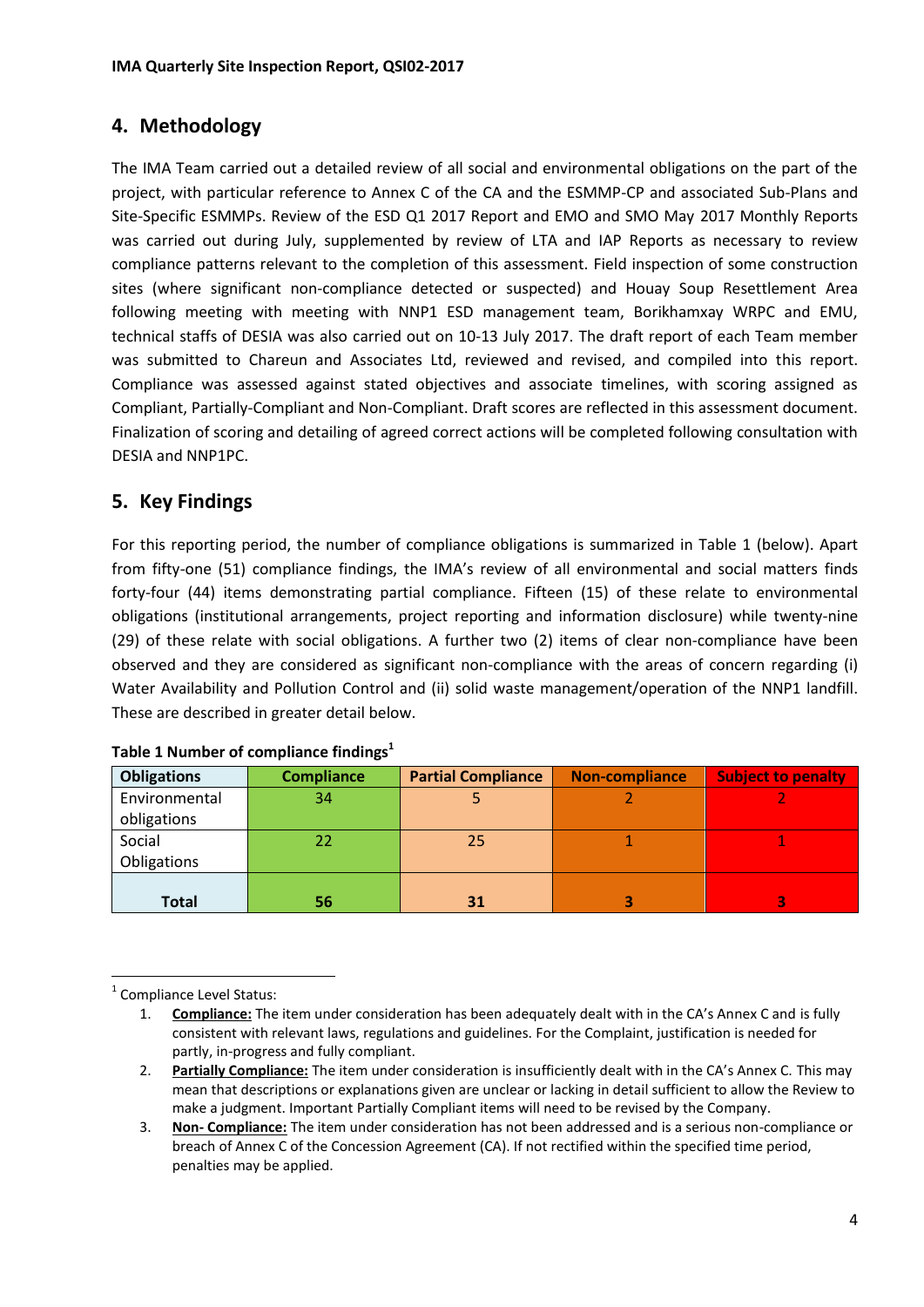## 4. Methodology

The IMA Team carried out a detailed review of all social and environmental obligations on the part of the project, with particular reference to Annex C of the CA and the ESMMP-CP and associated Sub-Plans and Site-Specific ESMMPs. Review of the ESD Q1 2017 Report and EMO and SMO May 2017 Monthly Reports was carried out during July, supplemented by review of LTA and IAP Reports as necessary to review compliance patterns relevant to the completion of this assessment. Field inspection of some construction sites (where significant non-compliance detected or suspected) and Houay Soup Resettlement Area following meeting with meeting with NNP1 ESD management team, Borikhamxay WRPC and EMU, technical staffs of DESIA was also carried out on 10-13 July 2017. The draft report of each Team member was submitted to Chareun and Associates Ltd, reviewed and revised, and compiled into this report. Compliance was assessed against stated objectives and associate timelines, with scoring assigned as Compliant, Partially-Compliant and Non-Compliant. Draft scores are reflected in this assessment document. Finalization of scoring and detailing of agreed correct actions will be completed following consultation with DESIA and NNP1PC.

## 5. Key Findings

For this reporting period, the number of compliance obligations is summarized in Table 1 (below). Apart from fifty-one (51) compliance findings, the IMA's review of all environmental and social matters finds forty-four (44) items demonstrating partial compliance. Fifteen (15) of these relate to environmental obligations (institutional arrangements, project reporting and information disclosure) while twenty-nine (29) of these relate with social obligations. A further two (2) items of clear non-compliance have been observed and they are considered as significant non-compliance with the areas of concern regarding (i) Water Availability and Pollution Control and (ii) solid waste management/operation of the NNP1 landfill. These are described in greater detail below.

**Table 1 Number of compliance findings**[1]

| Obligations | Compliance | Partial Compliance | Non-compliance | Subject to penalty |
|---|---|---|---|---|
| Environmental obligations | 34 | 5 | 2 | 2 |
| Social Obligations | 22 | 25 | 1 | 1 |
| **Total** | **56** | **31** | **3** | **3** |

---

[1] Compliance Level Status:

1. **Compliance:** The item under consideration has been adequately dealt with in the CA's Annex C and is fully consistent with relevant laws, regulations and guidelines. For the Complaint, justification is needed for partly, in-progress and fully compliant.
2. **Partially Compliance:** The item under consideration is insufficiently dealt with in the CA's Annex C. This may mean that descriptions or explanations given are unclear or lacking in detail sufficient to allow the Review to make a judgment. Important Partially Compliant items will need to be revised by the Company.
3. **Non- Compliance:** The item under consideration has not been addressed and is a serious non-compliance or breach of Annex C of the Concession Agreement (CA). If not rectified within the specified time period, penalties may be applied.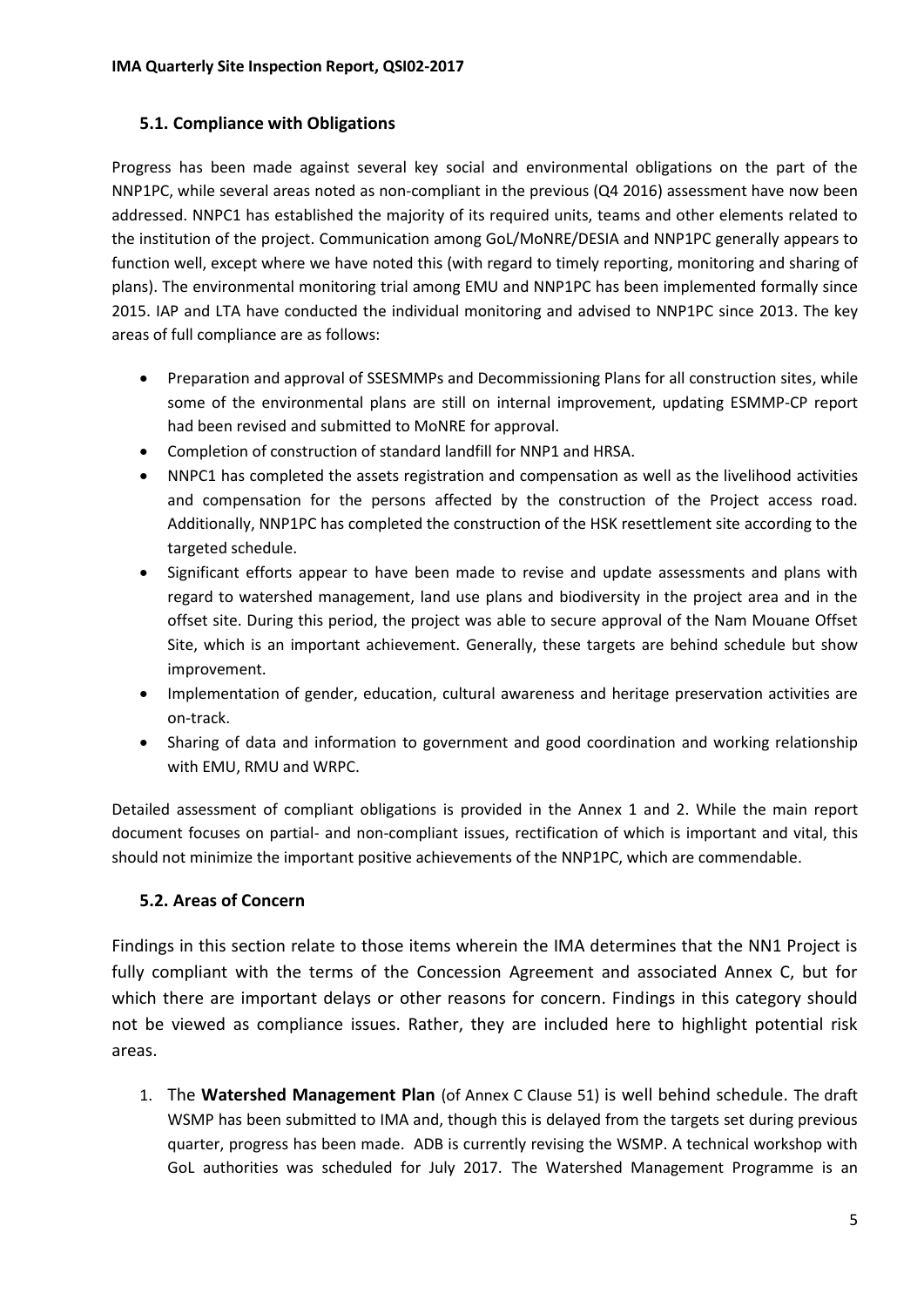### 5.1. Compliance with Obligations

Progress has been made against several key social and environmental obligations on the part of the NNP1PC, while several areas noted as non-compliant in the previous (Q4 2016) assessment have now been addressed. NNPC1 has established the majority of its required units, teams and other elements related to the institution of the project. Communication among GoL/MoNRE/DESIA and NNP1PC generally appears to function well, except where we have noted this (with regard to timely reporting, monitoring and sharing of plans). The environmental monitoring trial among EMU and NNP1PC has been implemented formally since 2015. IAP and LTA have conducted the individual monitoring and advised to NNP1PC since 2013. The key areas of full compliance are as follows:

- Preparation and approval of SSESMMPs and Decommissioning Plans for all construction sites, while some of the environmental plans are still on internal improvement, updating ESMMP-CP report had been revised and submitted to MoNRE for approval.
- Completion of construction of standard landfill for NNP1 and HRSA.
- NNPC1 has completed the assets registration and compensation as well as the livelihood activities and compensation for the persons affected by the construction of the Project access road. Additionally, NNP1PC has completed the construction of the HSK resettlement site according to the targeted schedule.
- Significant efforts appear to have been made to revise and update assessments and plans with regard to watershed management, land use plans and biodiversity in the project area and in the offset site. During this period, the project was able to secure approval of the Nam Mouane Offset Site, which is an important achievement. Generally, these targets are behind schedule but show improvement.
- Implementation of gender, education, cultural awareness and heritage preservation activities are on-track.
- Sharing of data and information to government and good coordination and working relationship with EMU, RMU and WRPC.

Detailed assessment of compliant obligations is provided in the Annex 1 and 2. While the main report document focuses on partial- and non-compliant issues, rectification of which is important and vital, this should not minimize the important positive achievements of the NNP1PC, which are commendable.

### 5.2. Areas of Concern

Findings in this section relate to those items wherein the IMA determines that the NN1 Project is fully compliant with the terms of the Concession Agreement and associated Annex C, but for which there are important delays or other reasons for concern. Findings in this category should not be viewed as compliance issues. Rather, they are included here to highlight potential risk areas.

1. The **Watershed Management Plan** (of Annex C Clause 51) is well behind schedule. The draft WSMP has been submitted to IMA and, though this is delayed from the targets set during previous quarter, progress has been made. ADB is currently revising the WSMP. A technical workshop with GoL authorities was scheduled for July 2017. The Watershed Management Programme is an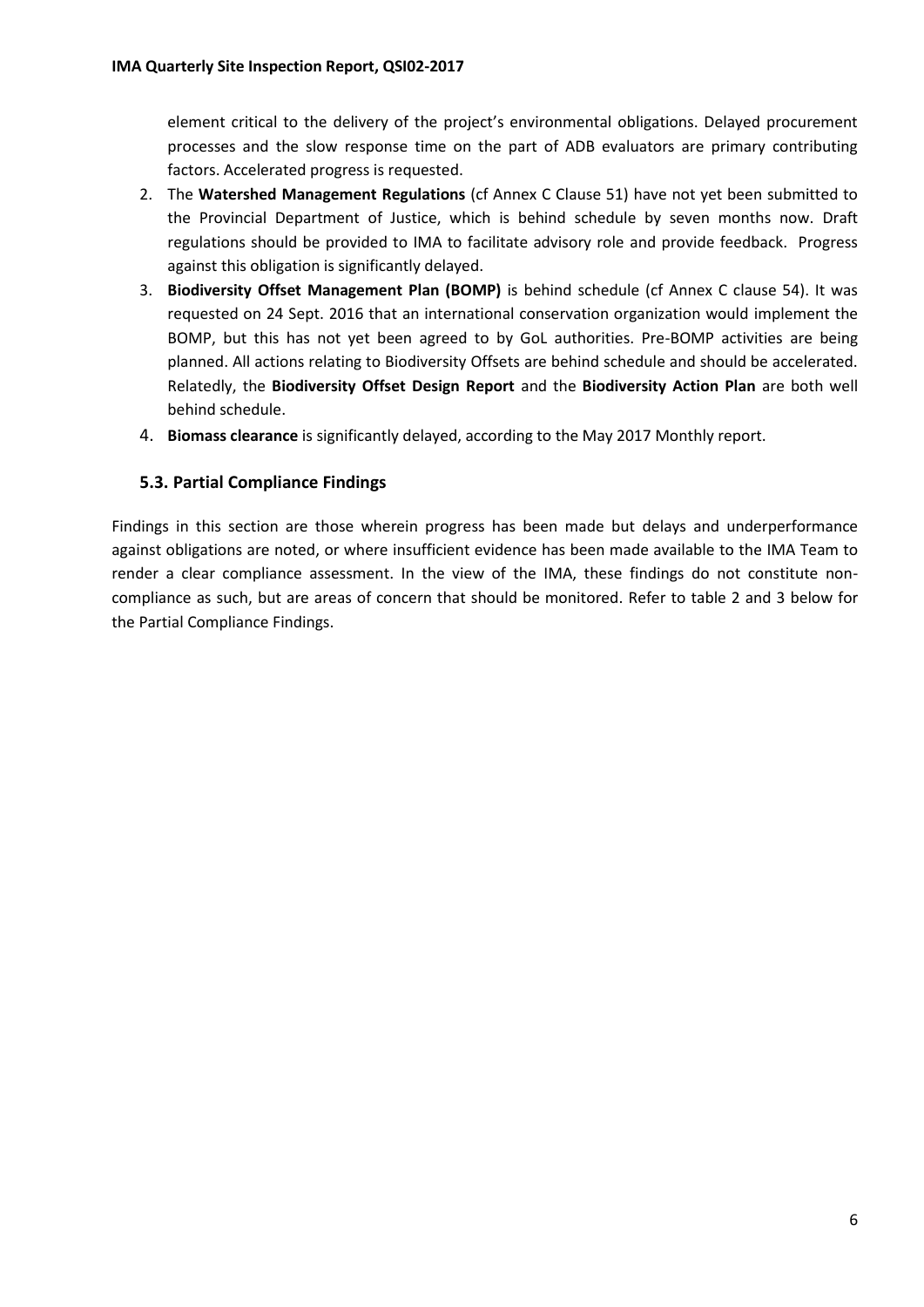element critical to the delivery of the project's environmental obligations. Delayed procurement processes and the slow response time on the part of ADB evaluators are primary contributing factors. Accelerated progress is requested.

2. The **Watershed Management Regulations** (cf Annex C Clause 51) have not yet been submitted to the Provincial Department of Justice, which is behind schedule by seven months now. Draft regulations should be provided to IMA to facilitate advisory role and provide feedback. Progress against this obligation is significantly delayed.
3. **Biodiversity Offset Management Plan (BOMP)** is behind schedule (cf Annex C clause 54). It was requested on 24 Sept. 2016 that an international conservation organization would implement the BOMP, but this has not yet been agreed to by GoL authorities. Pre-BOMP activities are being planned. All actions relating to Biodiversity Offsets are behind schedule and should be accelerated. Relatedly, the **Biodiversity Offset Design Report** and the **Biodiversity Action Plan** are both well behind schedule.
4. **Biomass clearance** is significantly delayed, according to the May 2017 Monthly report.

### 5.3. Partial Compliance Findings

Findings in this section are those wherein progress has been made but delays and underperformance against obligations are noted, or where insufficient evidence has been made available to the IMA Team to render a clear compliance assessment. In the view of the IMA, these findings do not constitute non-compliance as such, but are areas of concern that should be monitored. Refer to table 2 and 3 below for the Partial Compliance Findings.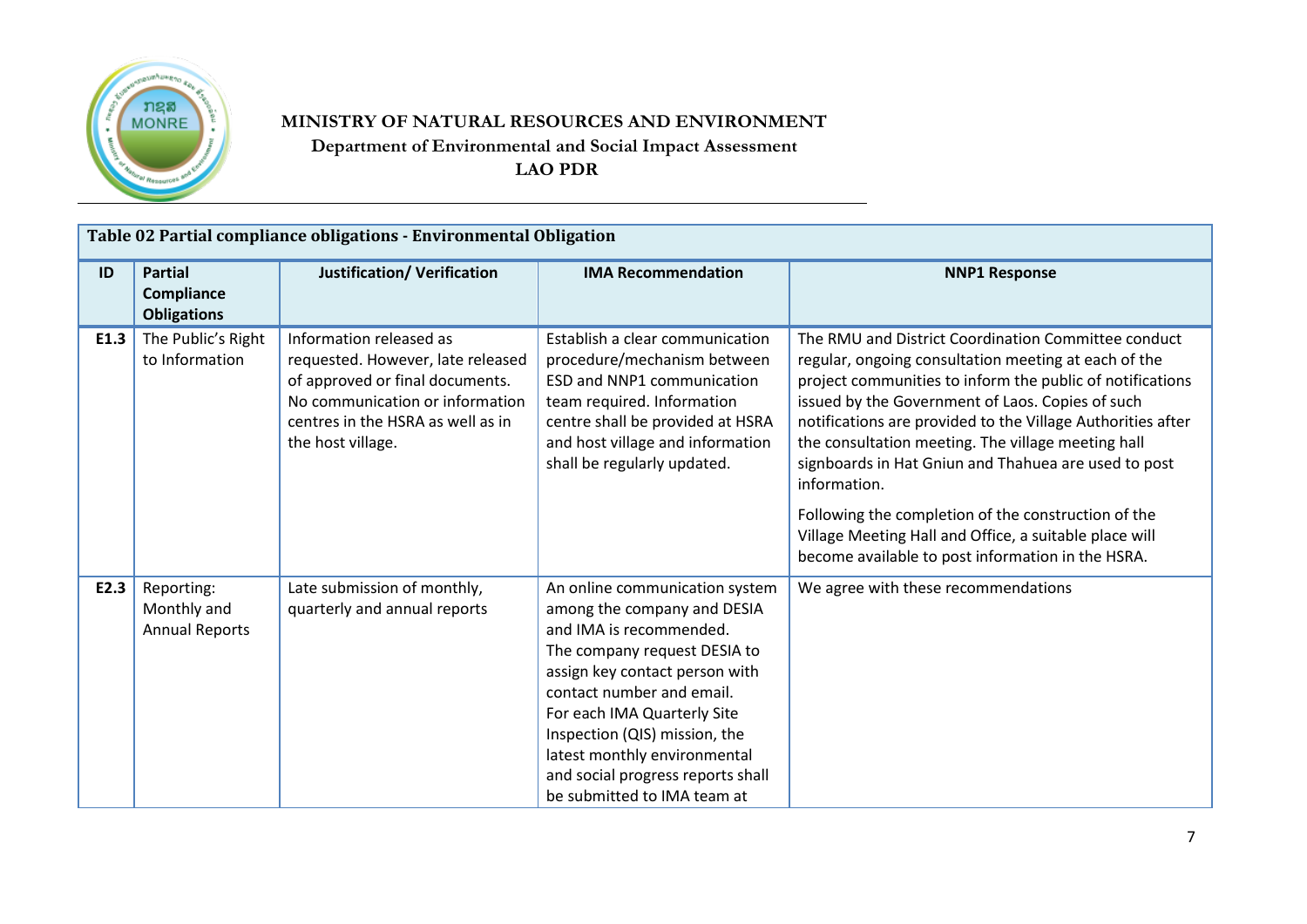**MINISTRY OF NATURAL RESOURCES AND ENVIRONMENT**
**Department of Environmental and Social Impact Assessment**
**LAO PDR**

| **Table 02 Partial compliance obligations - Environmental Obligation** | | | | |
|---|---|---|---|---|
| **ID** | **Partial Compliance Obligations** | **Justification/ Verification** | **IMA Recommendation** | **NNP1 Response** |
| **E1.3** | The Public's Right to Information | Information released as requested. However, late released of approved or final documents. No communication or information centres in the HSRA as well as in the host village. | Establish a clear communication procedure/mechanism between ESD and NNP1 communication team required. Information centre shall be provided at HSRA and host village and information shall be regularly updated. | The RMU and District Coordination Committee conduct regular, ongoing consultation meeting at each of the project communities to inform the public of notifications issued by the Government of Laos. Copies of such notifications are provided to the Village Authorities after the consultation meeting. The village meeting hall signboards in Hat Gniun and Thahuea are used to post information.<br><br>Following the completion of the construction of the Village Meeting Hall and Office, a suitable place will become available to post information in the HSRA. |
| **E2.3** | Reporting: Monthly and Annual Reports | Late submission of monthly, quarterly and annual reports | An online communication system among the company and DESIA and IMA is recommended. The company request DESIA to assign key contact person with contact number and email. For each IMA Quarterly Site Inspection (QIS) mission, the latest monthly environmental and social progress reports shall be submitted to IMA team at | We agree with these recommendations |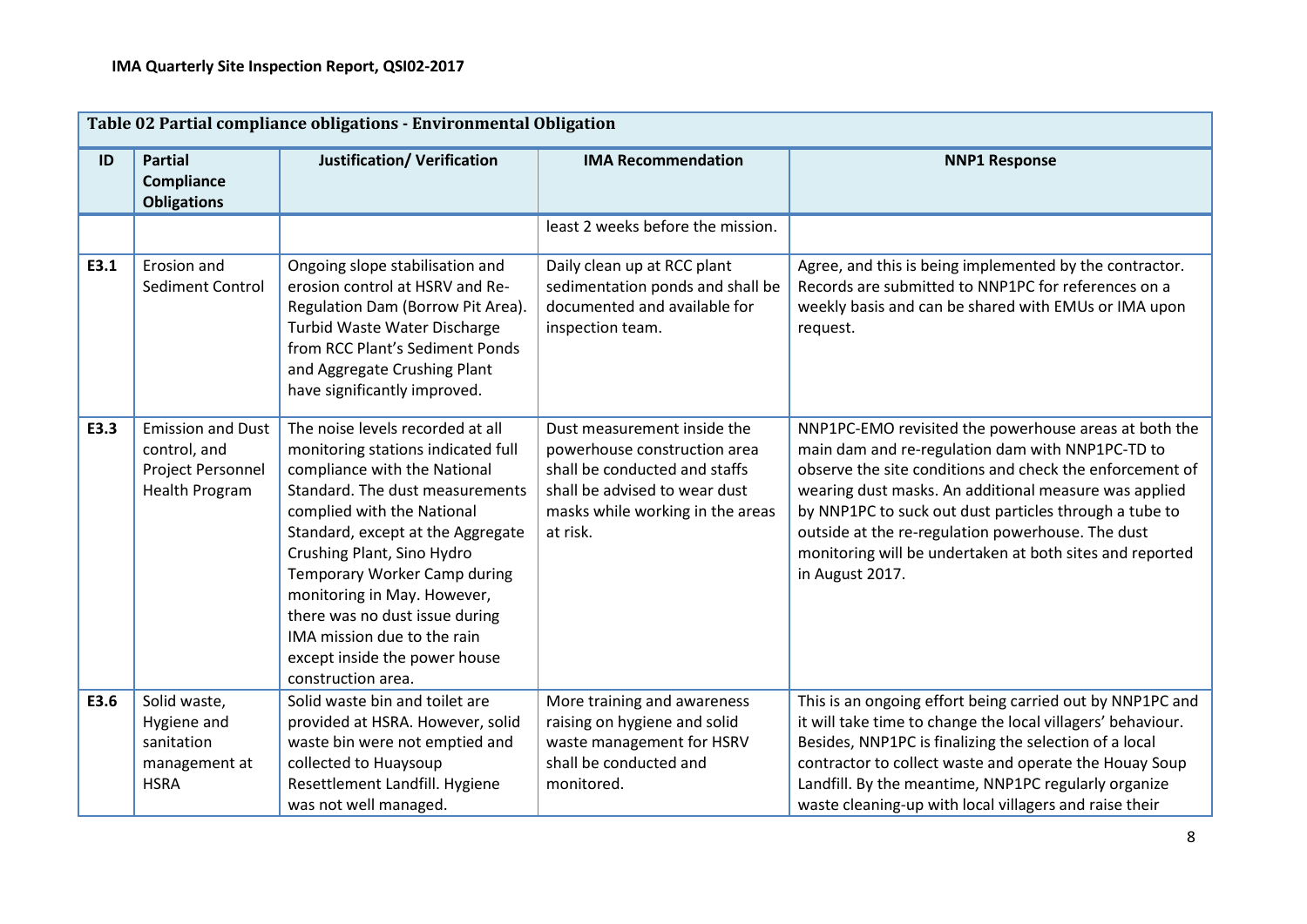| Table 02 Partial compliance obligations - Environmental Obligation | | | | |
|---|---|---|---|---|
| **ID** | **Partial Compliance Obligations** | **Justification/ Verification** | **IMA Recommendation** | **NNP1 Response** |
| | | | least 2 weeks before the mission. | |
| **E3.1** | Erosion and Sediment Control | Ongoing slope stabilisation and erosion control at HSRV and Re-Regulation Dam (Borrow Pit Area). Turbid Waste Water Discharge from RCC Plant's Sediment Ponds and Aggregate Crushing Plant have significantly improved. | Daily clean up at RCC plant sedimentation ponds and shall be documented and available for inspection team. | Agree, and this is being implemented by the contractor. Records are submitted to NNP1PC for references on a weekly basis and can be shared with EMUs or IMA upon request. |
| **E3.3** | Emission and Dust control, and Project Personnel Health Program | The noise levels recorded at all monitoring stations indicated full compliance with the National Standard. The dust measurements complied with the National Standard, except at the Aggregate Crushing Plant, Sino Hydro Temporary Worker Camp during monitoring in May. However, there was no dust issue during IMA mission due to the rain except inside the power house construction area. | Dust measurement inside the powerhouse construction area shall be conducted and staffs shall be advised to wear dust masks while working in the areas at risk. | NNP1PC-EMO revisited the powerhouse areas at both the main dam and re-regulation dam with NNP1PC-TD to observe the site conditions and check the enforcement of wearing dust masks. An additional measure was applied by NNP1PC to suck out dust particles through a tube to outside at the re-regulation powerhouse. The dust monitoring will be undertaken at both sites and reported in August 2017. |
| **E3.6** | Solid waste, Hygiene and sanitation management at HSRA | Solid waste bin and toilet are provided at HSRA. However, solid waste bin were not emptied and collected to Huaysoup Resettlement Landfill. Hygiene was not well managed. | More training and awareness raising on hygiene and solid waste management for HSRV shall be conducted and monitored. | This is an ongoing effort being carried out by NNP1PC and it will take time to change the local villagers' behaviour. Besides, NNP1PC is finalizing the selection of a local contractor to collect waste and operate the Houay Soup Landfill. By the meantime, NNP1PC regularly organize waste cleaning-up with local villagers and raise their |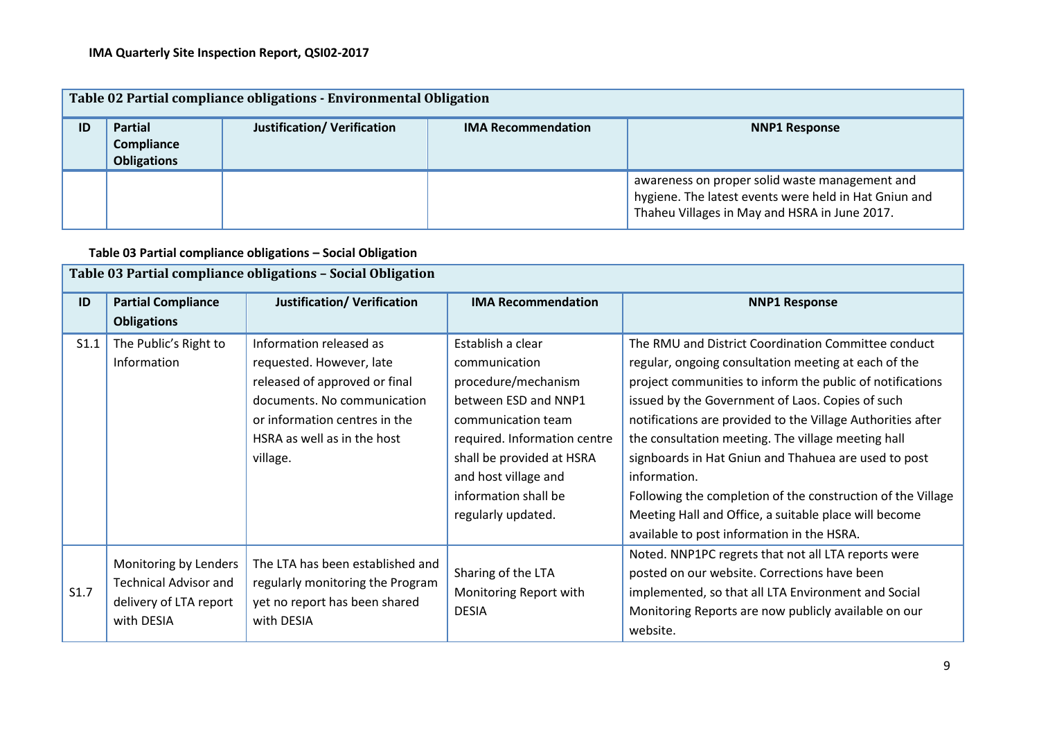| Table 02 Partial compliance obligations - Environmental Obligation | | | | |
|---|---|---|---|---|
| **ID** | **Partial Compliance Obligations** | **Justification/ Verification** | **IMA Recommendation** | **NNP1 Response** |
| | | | | awareness on proper solid waste management and hygiene. The latest events were held in Hat Gniun and Thaheu Villages in May and HSRA in June 2017. |

**Table 03 Partial compliance obligations – Social Obligation**

| Table 03 Partial compliance obligations – Social Obligation | | | | |
|---|---|---|---|---|
| **ID** | **Partial Compliance Obligations** | **Justification/ Verification** | **IMA Recommendation** | **NNP1 Response** |
| S1.1 | The Public's Right to Information | Information released as requested. However, late released of approved or final documents. No communication or information centres in the HSRA as well as in the host village. | Establish a clear communication procedure/mechanism between ESD and NNP1 communication team required. Information centre shall be provided at HSRA and host village and information shall be regularly updated. | The RMU and District Coordination Committee conduct regular, ongoing consultation meeting at each of the project communities to inform the public of notifications issued by the Government of Laos. Copies of such notifications are provided to the Village Authorities after the consultation meeting. The village meeting hall signboards in Hat Gniun and Thahuea are used to post information.<br>Following the completion of the construction of the Village Meeting Hall and Office, a suitable place will become available to post information in the HSRA. |
| S1.7 | Monitoring by Lenders Technical Advisor and delivery of LTA report with DESIA | The LTA has been established and regularly monitoring the Program yet no report has been shared with DESIA | Sharing of the LTA Monitoring Report with DESIA | Noted. NNP1PC regrets that not all LTA reports were posted on our website. Corrections have been implemented, so that all LTA Environment and Social Monitoring Reports are now publicly available on our website. |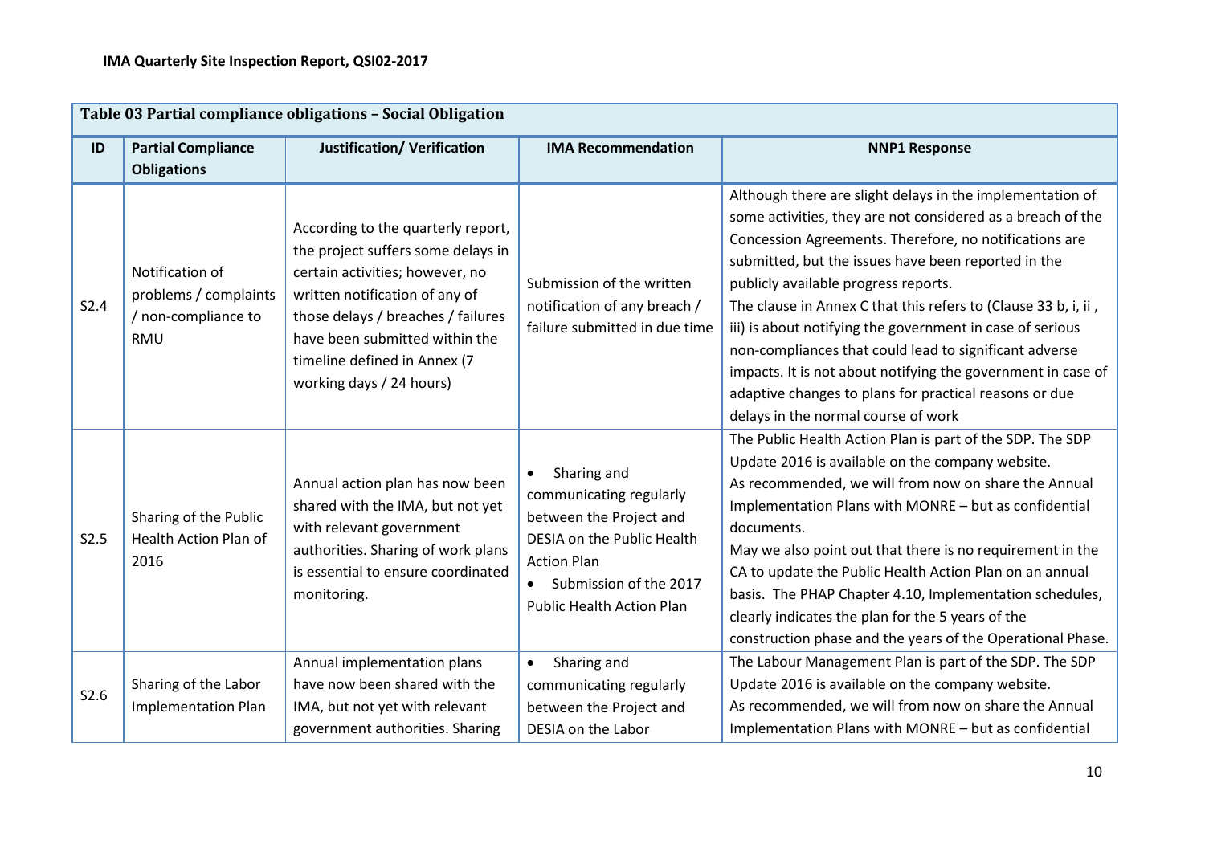**Table 03 Partial compliance obligations – Social Obligation**

| ID | Partial Compliance Obligations | Justification/ Verification | IMA Recommendation | NNP1 Response |
|---|---|---|---|---|
| S2.4 | Notification of problems / complaints / non-compliance to RMU | According to the quarterly report, the project suffers some delays in certain activities; however, no written notification of any of those delays / breaches / failures have been submitted within the timeline defined in Annex (7 working days / 24 hours) | Submission of the written notification of any breach / failure submitted in due time | Although there are slight delays in the implementation of some activities, they are not considered as a breach of the Concession Agreements. Therefore, no notifications are submitted, but the issues have been reported in the publicly available progress reports.<br>The clause in Annex C that this refers to (Clause 33 b, i, ii , iii) is about notifying the government in case of serious non-compliances that could lead to significant adverse impacts. It is not about notifying the government in case of adaptive changes to plans for practical reasons or due delays in the normal course of work |
| S2.5 | Sharing of the Public Health Action Plan of 2016 | Annual action plan has now been shared with the IMA, but not yet with relevant government authorities. Sharing of work plans is essential to ensure coordinated monitoring. | • Sharing and communicating regularly between the Project and DESIA on the Public Health Action Plan<br>• Submission of the 2017 Public Health Action Plan | The Public Health Action Plan is part of the SDP. The SDP Update 2016 is available on the company website.<br>As recommended, we will from now on share the Annual Implementation Plans with MONRE – but as confidential documents.<br>May we also point out that there is no requirement in the CA to update the Public Health Action Plan on an annual basis. The PHAP Chapter 4.10, Implementation schedules, clearly indicates the plan for the 5 years of the construction phase and the years of the Operational Phase. |
| S2.6 | Sharing of the Labor Implementation Plan | Annual implementation plans have now been shared with the IMA, but not yet with relevant government authorities. Sharing | • Sharing and communicating regularly between the Project and DESIA on the Labor | The Labour Management Plan is part of the SDP. The SDP Update 2016 is available on the company website.<br>As recommended, we will from now on share the Annual Implementation Plans with MONRE – but as confidential |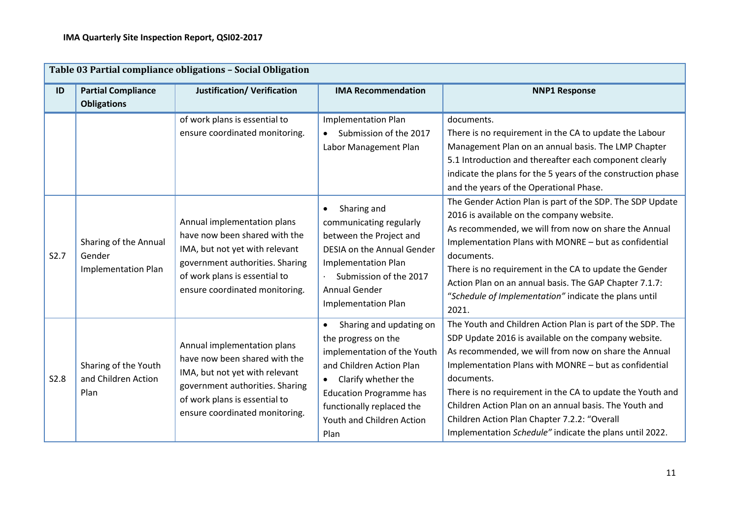| ID | Partial Compliance Obligations | Justification/ Verification | IMA Recommendation | NNP1 Response |
|---|---|---|---|---|
| **Table 03 Partial compliance obligations – Social Obligation** | | | | |
| | | of work plans is essential to ensure coordinated monitoring. | Implementation Plan<br>• Submission of the 2017 Labor Management Plan | documents.<br>There is no requirement in the CA to update the Labour Management Plan on an annual basis. The LMP Chapter 5.1 Introduction and thereafter each component clearly indicate the plans for the 5 years of the construction phase and the years of the Operational Phase. |
| S2.7 | Sharing of the Annual Gender Implementation Plan | Annual implementation plans have now been shared with the IMA, but not yet with relevant government authorities. Sharing of work plans is essential to ensure coordinated monitoring. | • Sharing and communicating regularly between the Project and DESIA on the Annual Gender Implementation Plan<br>· Submission of the 2017 Annual Gender Implementation Plan | The Gender Action Plan is part of the SDP. The SDP Update 2016 is available on the company website.<br>As recommended, we will from now on share the Annual Implementation Plans with MONRE – but as confidential documents.<br>There is no requirement in the CA to update the Gender Action Plan on an annual basis. The GAP Chapter 7.1.7: "*Schedule of Implementation"* indicate the plans until 2021. |
| S2.8 | Sharing of the Youth and Children Action Plan | Annual implementation plans have now been shared with the IMA, but not yet with relevant government authorities. Sharing of work plans is essential to ensure coordinated monitoring. | • Sharing and updating on the progress on the implementation of the Youth and Children Action Plan<br>• Clarify whether the Education Programme has functionally replaced the Youth and Children Action Plan | The Youth and Children Action Plan is part of the SDP. The SDP Update 2016 is available on the company website.<br>As recommended, we will from now on share the Annual Implementation Plans with MONRE – but as confidential documents.<br>There is no requirement in the CA to update the Youth and Children Action Plan on an annual basis. The Youth and Children Action Plan Chapter 7.2.2: "Overall Implementation *Schedule"* indicate the plans until 2022. |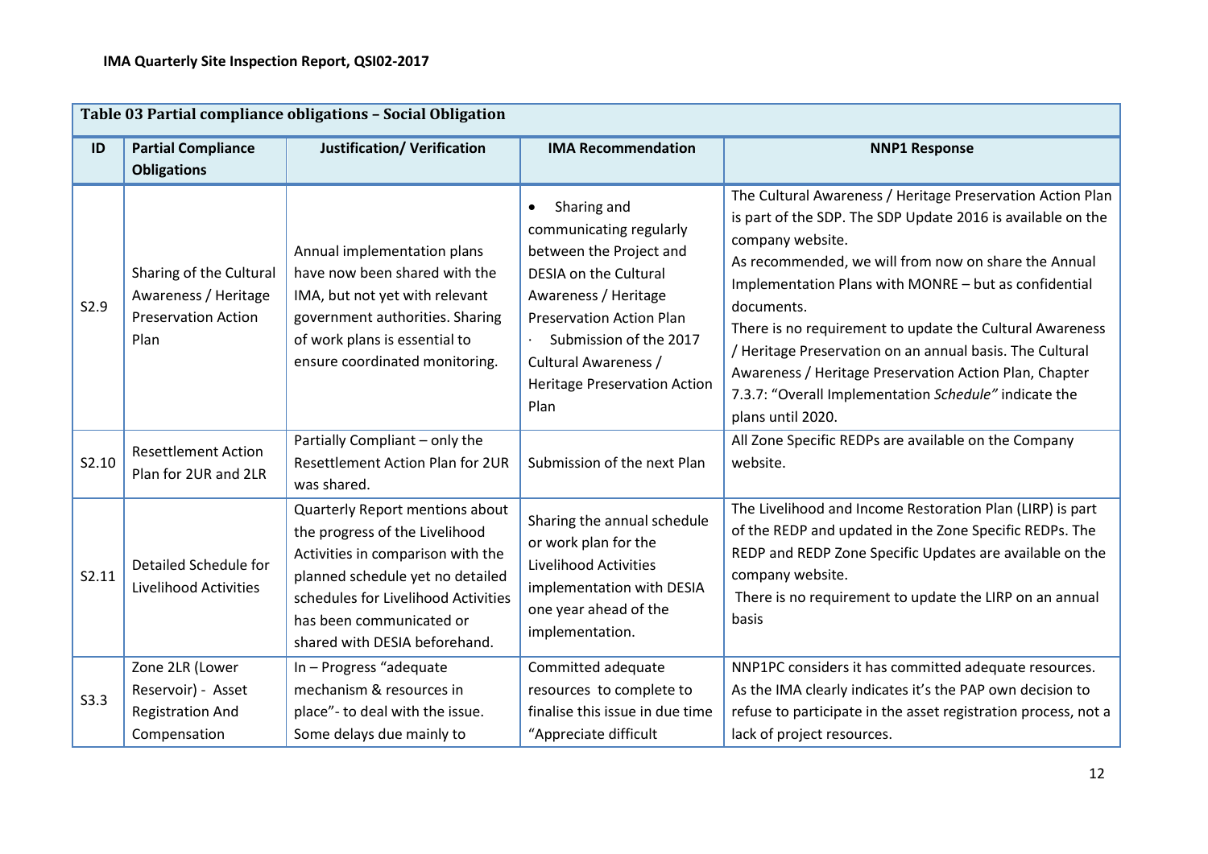| Table 03 Partial compliance obligations – Social Obligation | | | | |
|---|---|---|---|---|
| **ID** | **Partial Compliance Obligations** | **Justification/ Verification** | **IMA Recommendation** | **NNP1 Response** |
| S2.9 | Sharing of the Cultural Awareness / Heritage Preservation Action Plan | Annual implementation plans have now been shared with the IMA, but not yet with relevant government authorities. Sharing of work plans is essential to ensure coordinated monitoring. | • Sharing and communicating regularly between the Project and DESIA on the Cultural Awareness / Heritage Preservation Action Plan<br>· Submission of the 2017 Cultural Awareness / Heritage Preservation Action Plan | The Cultural Awareness / Heritage Preservation Action Plan is part of the SDP. The SDP Update 2016 is available on the company website.<br>As recommended, we will from now on share the Annual Implementation Plans with MONRE – but as confidential documents.<br>There is no requirement to update the Cultural Awareness / Heritage Preservation on an annual basis. The Cultural Awareness / Heritage Preservation Action Plan, Chapter 7.3.7: "Overall Implementation *Schedule"* indicate the plans until 2020. |
| S2.10 | Resettlement Action Plan for 2UR and 2LR | Partially Compliant – only the Resettlement Action Plan for 2UR was shared. | Submission of the next Plan | All Zone Specific REDPs are available on the Company website. |
| S2.11 | Detailed Schedule for Livelihood Activities | Quarterly Report mentions about the progress of the Livelihood Activities in comparison with the planned schedule yet no detailed schedules for Livelihood Activities has been communicated or shared with DESIA beforehand. | Sharing the annual schedule or work plan for the Livelihood Activities implementation with DESIA one year ahead of the implementation. | The Livelihood and Income Restoration Plan (LIRP) is part of the REDP and updated in the Zone Specific REDPs. The REDP and REDP Zone Specific Updates are available on the company website.<br>There is no requirement to update the LIRP on an annual basis |
| S3.3 | Zone 2LR (Lower Reservoir) - Asset Registration And Compensation | In – Progress "adequate mechanism & resources in place"- to deal with the issue. Some delays due mainly to | Committed adequate resources to complete to finalise this issue in due time "Appreciate difficult | NNP1PC considers it has committed adequate resources. As the IMA clearly indicates it's the PAP own decision to refuse to participate in the asset registration process, not a lack of project resources. |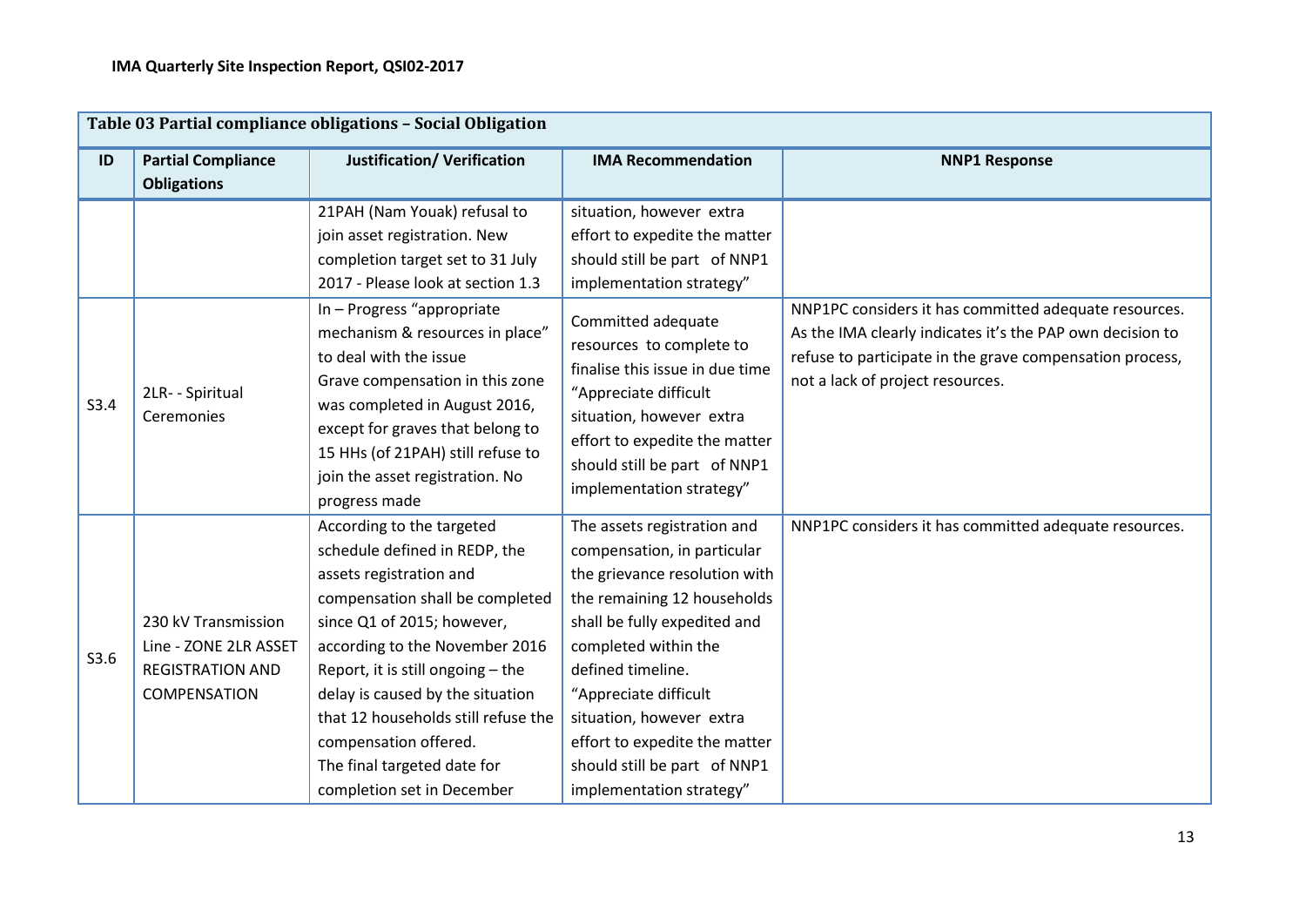**Table 03 Partial compliance obligations – Social Obligation**

| ID | Partial Compliance Obligations | Justification/ Verification | IMA Recommendation | NNP1 Response |
|---|---|---|---|---|
| | | 21PAH (Nam Youak) refusal to join asset registration. New completion target set to 31 July 2017 - Please look at section 1.3 | situation, however extra effort to expedite the matter should still be part of NNP1 implementation strategy" | |
| S3.4 | 2LR- - Spiritual Ceremonies | In – Progress "appropriate mechanism & resources in place" to deal with the issue<br>Grave compensation in this zone was completed in August 2016, except for graves that belong to 15 HHs (of 21PAH) still refuse to join the asset registration. No progress made | Committed adequate resources to complete to finalise this issue in due time<br>"Appreciate difficult situation, however extra effort to expedite the matter should still be part of NNP1 implementation strategy" | NNP1PC considers it has committed adequate resources. As the IMA clearly indicates it's the PAP own decision to refuse to participate in the grave compensation process, not a lack of project resources. |
| S3.6 | 230 kV Transmission Line - ZONE 2LR ASSET REGISTRATION AND COMPENSATION | According to the targeted schedule defined in REDP, the assets registration and compensation shall be completed since Q1 of 2015; however, according to the November 2016 Report, it is still ongoing – the delay is caused by the situation that 12 households still refuse the compensation offered.<br>The final targeted date for completion set in December | The assets registration and compensation, in particular the grievance resolution with the remaining 12 households shall be fully expedited and completed within the defined timeline.<br>"Appreciate difficult situation, however extra effort to expedite the matter should still be part of NNP1 implementation strategy" | NNP1PC considers it has committed adequate resources. |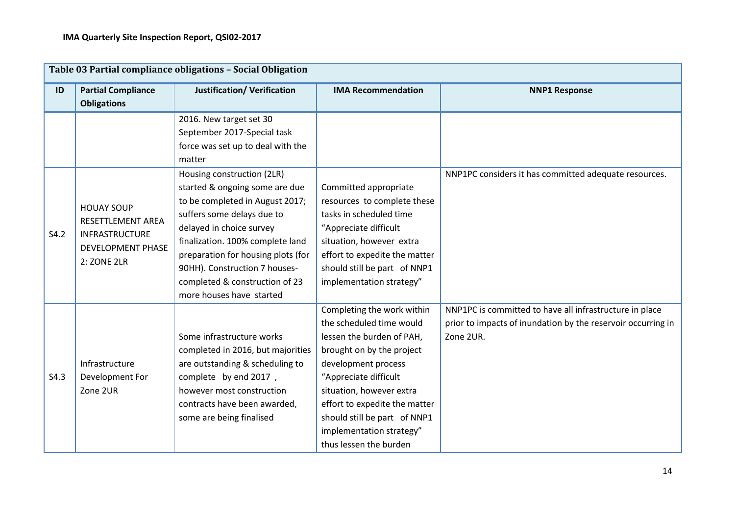| Table 03 Partial compliance obligations – Social Obligation | | | | |
|---|---|---|---|---|
| **ID** | **Partial Compliance Obligations** | **Justification/ Verification** | **IMA Recommendation** | **NNP1 Response** |
| | | 2016. New target set 30 September 2017-Special task force was set up to deal with the matter | | |
| S4.2 | HOUAY SOUP RESETTLEMENT AREA INFRASTRUCTURE DEVELOPMENT PHASE 2: ZONE 2LR | Housing construction (2LR) started & ongoing some are due to be completed in August 2017; suffers some delays due to delayed in choice survey finalization. 100% complete land preparation for housing plots (for 90HH). Construction 7 houses-completed & construction of 23 more houses have started | Committed appropriate resources to complete these tasks in scheduled time "Appreciate difficult situation, however extra effort to expedite the matter should still be part of NNP1 implementation strategy" | NNP1PC considers it has committed adequate resources. |
| S4.3 | Infrastructure Development For Zone 2UR | Some infrastructure works completed in 2016, but majorities are outstanding & scheduling to complete by end 2017 , however most construction contracts have been awarded, some are being finalised | Completing the work within the scheduled time would lessen the burden of PAH, brought on by the project development process "Appreciate difficult situation, however extra effort to expedite the matter should still be part of NNP1 implementation strategy" thus lessen the burden | NNP1PC is committed to have all infrastructure in place prior to impacts of inundation by the reservoir occurring in Zone 2UR. |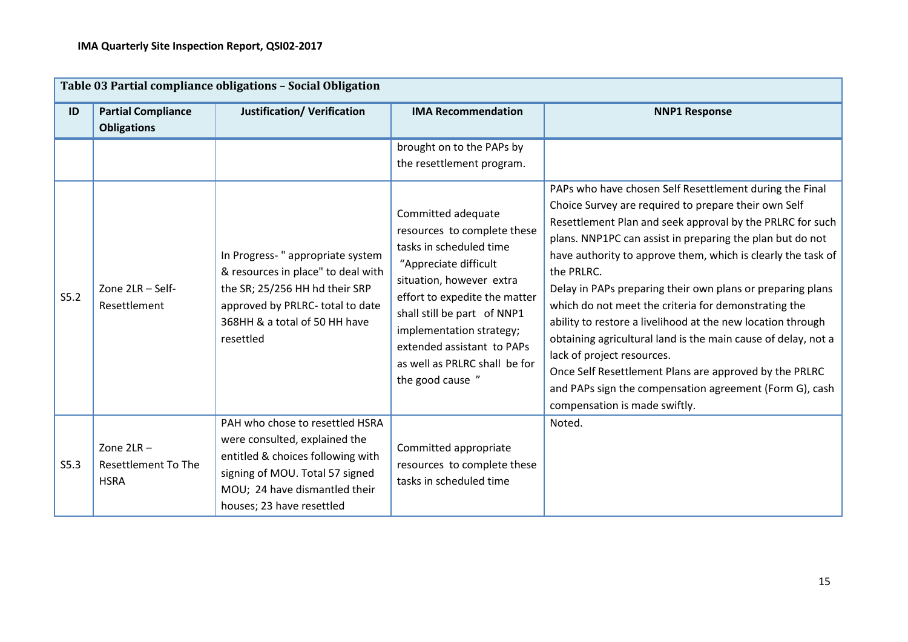**Table 03 Partial compliance obligations – Social Obligation**

| ID | Partial Compliance Obligations | Justification/ Verification | IMA Recommendation | NNP1 Response |
|---|---|---|---|---|
| | | | brought on to the PAPs by the resettlement program. | |
| S5.2 | Zone 2LR – Self-Resettlement | In Progress- " appropriate system & resources in place" to deal with the SR; 25/256 HH hd their SRP approved by PRLRC- total to date 368HH & a total of 50 HH have resettled | Committed adequate resources to complete these tasks in scheduled time "Appreciate difficult situation, however extra effort to expedite the matter shall still be part of NNP1 implementation strategy; extended assistant to PAPs as well as PRLRC shall be for the good cause " | PAPs who have chosen Self Resettlement during the Final Choice Survey are required to prepare their own Self Resettlement Plan and seek approval by the PRLRC for such plans. NNP1PC can assist in preparing the plan but do not have authority to approve them, which is clearly the task of the PRLRC.<br>Delay in PAPs preparing their own plans or preparing plans which do not meet the criteria for demonstrating the ability to restore a livelihood at the new location through obtaining agricultural land is the main cause of delay, not a lack of project resources.<br>Once Self Resettlement Plans are approved by the PRLRC and PAPs sign the compensation agreement (Form G), cash compensation is made swiftly. |
| S5.3 | Zone 2LR – Resettlement To The HSRA | PAH who chose to resettled HSRA were consulted, explained the entitled & choices following with signing of MOU. Total 57 signed MOU; 24 have dismantled their houses; 23 have resettled | Committed appropriate resources to complete these tasks in scheduled time | Noted. |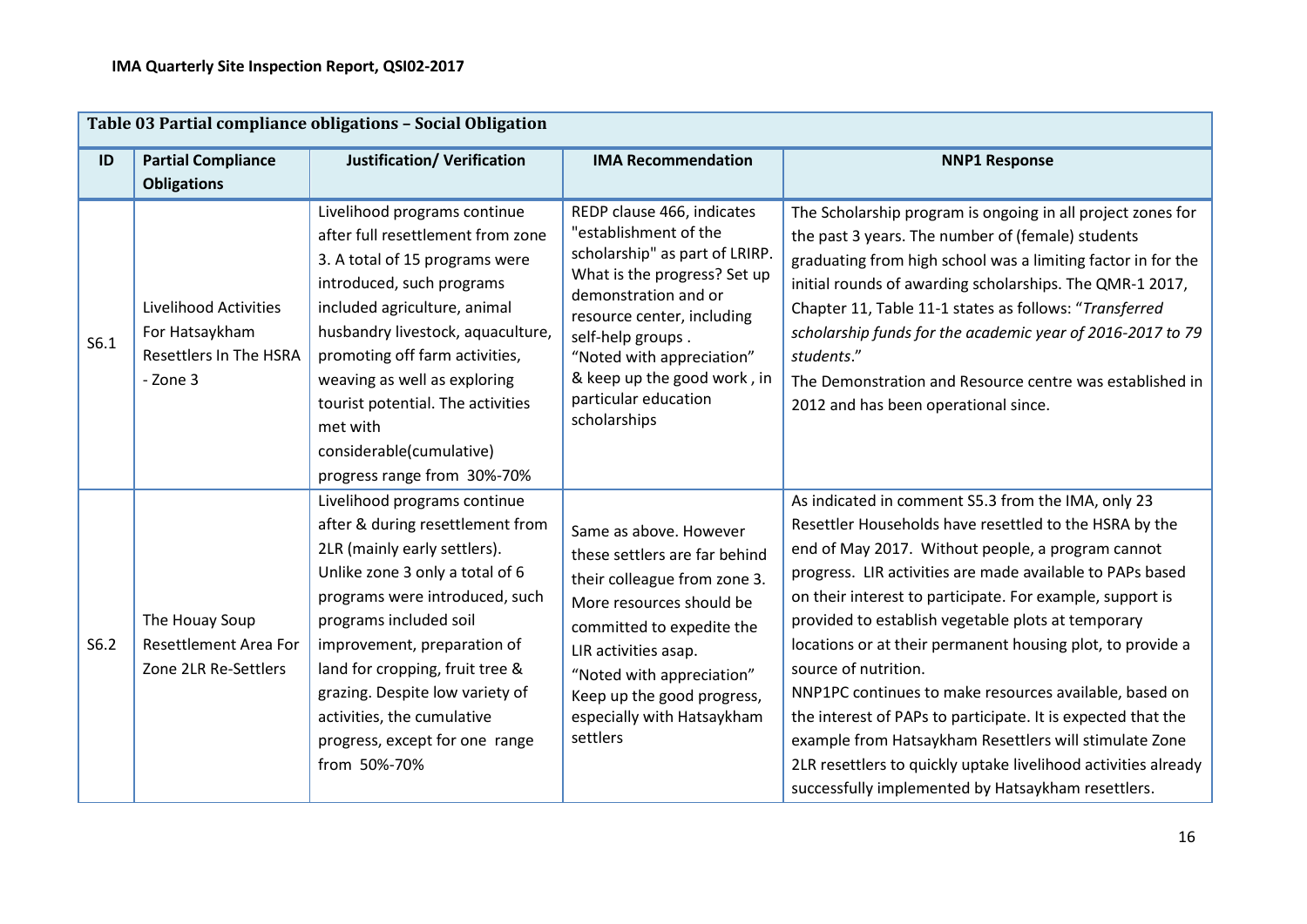| Table 03 Partial compliance obligations – Social Obligation | | | | |
|---|---|---|---|---|
| **ID** | **Partial Compliance Obligations** | **Justification/ Verification** | **IMA Recommendation** | **NNP1 Response** |
| S6.1 | Livelihood Activities For Hatsaykham Resettlers In The HSRA - Zone 3 | Livelihood programs continue after full resettlement from zone 3. A total of 15 programs were introduced, such programs included agriculture, animal husbandry livestock, aquaculture, promoting off farm activities, weaving as well as exploring tourist potential. The activities met with considerable(cumulative) progress range from 30%-70% | REDP clause 466, indicates "establishment of the scholarship" as part of LRIRP. What is the progress? Set up demonstration and or resource center, including self-help groups . "Noted with appreciation" & keep up the good work , in particular education scholarships | The Scholarship program is ongoing in all project zones for the past 3 years. The number of (female) students graduating from high school was a limiting factor in for the initial rounds of awarding scholarships. The QMR-1 2017, Chapter 11, Table 11-1 states as follows: "*Transferred scholarship funds for the academic year of 2016-2017 to 79 students*." The Demonstration and Resource centre was established in 2012 and has been operational since. |
| S6.2 | The Houay Soup Resettlement Area For Zone 2LR Re-Settlers | Livelihood programs continue after & during resettlement from 2LR (mainly early settlers). Unlike zone 3 only a total of 6 programs were introduced, such programs included soil improvement, preparation of land for cropping, fruit tree & grazing. Despite low variety of activities, the cumulative progress, except for one range from 50%-70% | Same as above. However these settlers are far behind their colleague from zone 3. More resources should be committed to expedite the LIR activities asap. "Noted with appreciation" Keep up the good progress, especially with Hatsaykham settlers | As indicated in comment S5.3 from the IMA, only 23 Resettler Households have resettled to the HSRA by the end of May 2017. Without people, a program cannot progress. LIR activities are made available to PAPs based on their interest to participate. For example, support is provided to establish vegetable plots at temporary locations or at their permanent housing plot, to provide a source of nutrition. NNP1PC continues to make resources available, based on the interest of PAPs to participate. It is expected that the example from Hatsaykham Resettlers will stimulate Zone 2LR resettlers to quickly uptake livelihood activities already successfully implemented by Hatsaykham resettlers. |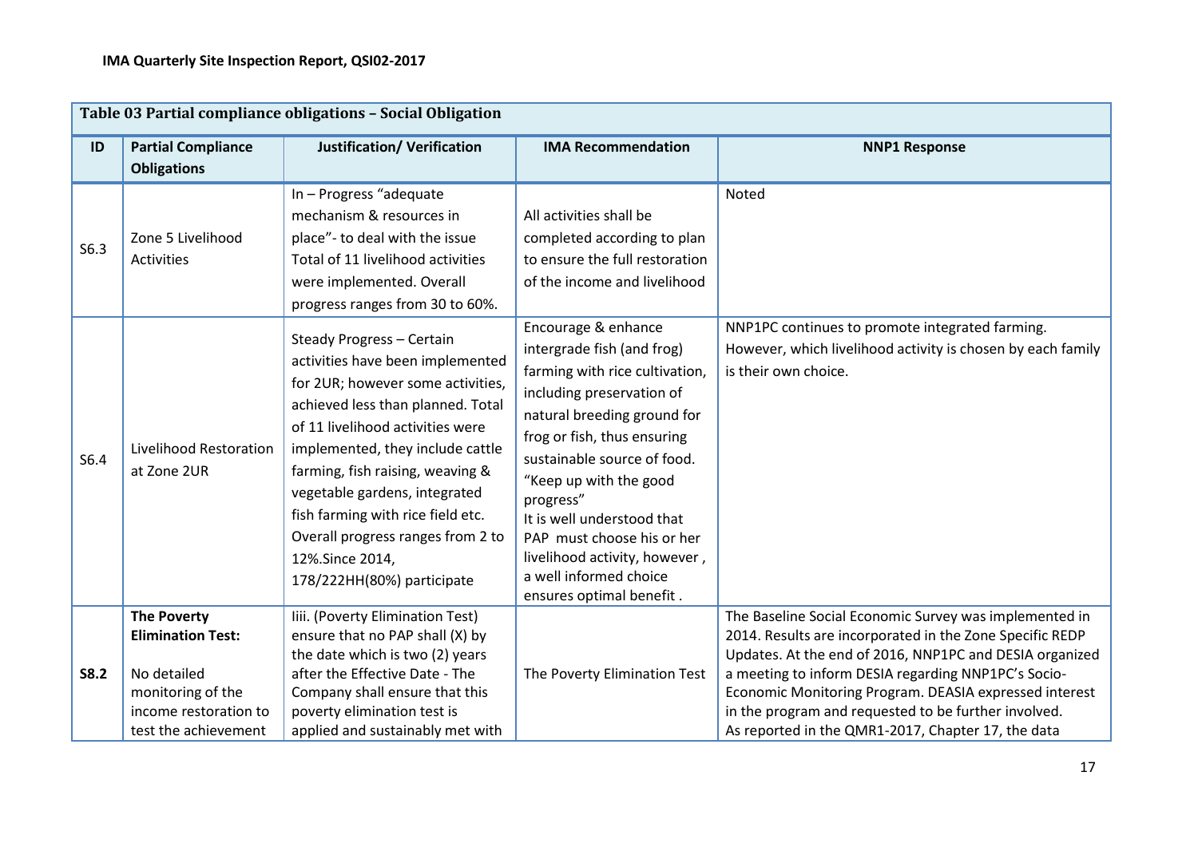**Table 03 Partial compliance obligations – Social Obligation**

| ID | Partial Compliance Obligations | Justification/ Verification | IMA Recommendation | NNP1 Response |
|---|---|---|---|---|
| S6.3 | Zone 5 Livelihood Activities | In – Progress "adequate mechanism & resources in place"- to deal with the issue Total of 11 livelihood activities were implemented. Overall progress ranges from 30 to 60%. | All activities shall be completed according to plan to ensure the full restoration of the income and livelihood | Noted |
| S6.4 | Livelihood Restoration at Zone 2UR | Steady Progress – Certain activities have been implemented for 2UR; however some activities, achieved less than planned. Total of 11 livelihood activities were implemented, they include cattle farming, fish raising, weaving & vegetable gardens, integrated fish farming with rice field etc. Overall progress ranges from 2 to 12%.Since 2014, 178/222HH(80%) participate | Encourage & enhance intergrade fish (and frog) farming with rice cultivation, including preservation of natural breeding ground for frog or fish, thus ensuring sustainable source of food. "Keep up with the good progress" It is well understood that PAP must choose his or her livelihood activity, however , a well informed choice ensures optimal benefit . | NNP1PC continues to promote integrated farming. However, which livelihood activity is chosen by each family is their own choice. |
| **S8.2** | **The Poverty Elimination Test:** No detailed monitoring of the income restoration to test the achievement | Iiii. (Poverty Elimination Test) ensure that no PAP shall (X) by the date which is two (2) years after the Effective Date - The Company shall ensure that this poverty elimination test is applied and sustainably met with | The Poverty Elimination Test | The Baseline Social Economic Survey was implemented in 2014. Results are incorporated in the Zone Specific REDP Updates. At the end of 2016, NNP1PC and DESIA organized a meeting to inform DESIA regarding NNP1PC's Socio-Economic Monitoring Program. DEASIA expressed interest in the program and requested to be further involved. As reported in the QMR1-2017, Chapter 17, the data |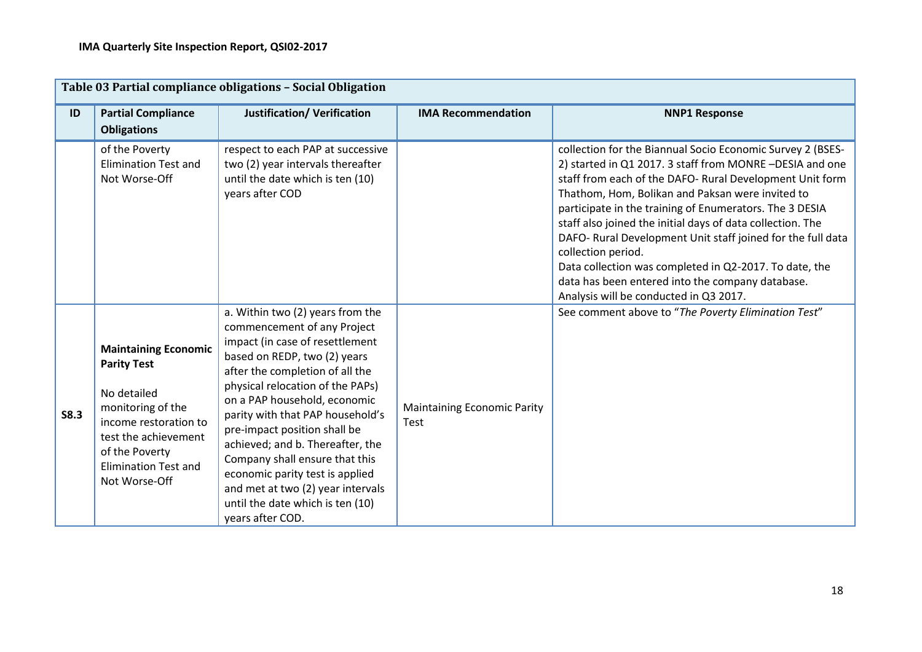| Table 03 Partial compliance obligations – Social Obligation | | | | |
|---|---|---|---|---|
| **ID** | **Partial Compliance Obligations** | **Justification/ Verification** | **IMA Recommendation** | **NNP1 Response** |
| | of the Poverty Elimination Test and Not Worse-Off | respect to each PAP at successive two (2) year intervals thereafter until the date which is ten (10) years after COD | | collection for the Biannual Socio Economic Survey 2 (BSES-2) started in Q1 2017. 3 staff from MONRE –DESIA and one staff from each of the DAFO- Rural Development Unit form Thathom, Hom, Bolikan and Paksan were invited to participate in the training of Enumerators. The 3 DESIA staff also joined the initial days of data collection. The DAFO- Rural Development Unit staff joined for the full data collection period.<br>Data collection was completed in Q2-2017. To date, the data has been entered into the company database. Analysis will be conducted in Q3 2017. |
| **S8.3** | **Maintaining Economic Parity Test**<br><br>No detailed monitoring of the income restoration to test the achievement of the Poverty Elimination Test and Not Worse-Off | a. Within two (2) years from the commencement of any Project impact (in case of resettlement based on REDP, two (2) years after the completion of all the physical relocation of the PAPs) on a PAP household, economic parity with that PAP household's pre-impact position shall be achieved; and b. Thereafter, the Company shall ensure that this economic parity test is applied and met at two (2) year intervals until the date which is ten (10) years after COD. | Maintaining Economic Parity Test | See comment above to "*The Poverty Elimination Test*" |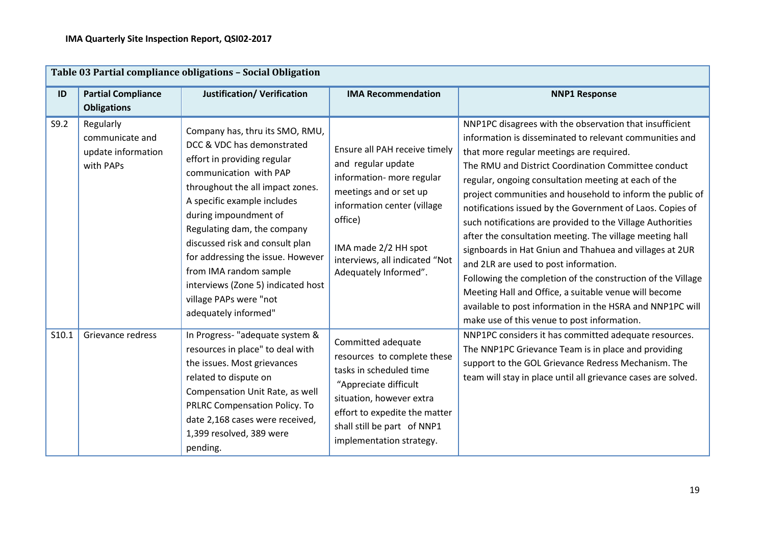| Table 03 Partial compliance obligations – Social Obligation | | | | |
|---|---|---|---|---|
| **ID** | **Partial Compliance Obligations** | **Justification/ Verification** | **IMA Recommendation** | **NNP1 Response** |
| S9.2 | Regularly communicate and update information with PAPs | Company has, thru its SMO, RMU, DCC & VDC has demonstrated effort in providing regular communication with PAP throughout the all impact zones. A specific example includes during impoundment of Regulating dam, the company discussed risk and consult plan for addressing the issue. However from IMA random sample interviews (Zone 5) indicated host village PAPs were "not adequately informed" | Ensure all PAH receive timely and regular update information- more regular meetings and or set up information center (village office)<br><br>IMA made 2/2 HH spot interviews, all indicated "Not Adequately Informed". | NNP1PC disagrees with the observation that insufficient information is disseminated to relevant communities and that more regular meetings are required.<br>The RMU and District Coordination Committee conduct regular, ongoing consultation meeting at each of the project communities and household to inform the public of notifications issued by the Government of Laos. Copies of such notifications are provided to the Village Authorities after the consultation meeting. The village meeting hall signboards in Hat Gniun and Thahuea and villages at 2UR and 2LR are used to post information.<br>Following the completion of the construction of the Village Meeting Hall and Office, a suitable venue will become available to post information in the HSRA and NNP1PC will make use of this venue to post information. |
| S10.1 | Grievance redress | In Progress- "adequate system & resources in place" to deal with the issues. Most grievances related to dispute on Compensation Unit Rate, as well PRLRC Compensation Policy. To date 2,168 cases were received, 1,399 resolved, 389 were pending. | Committed adequate resources to complete these tasks in scheduled time "Appreciate difficult situation, however extra effort to expedite the matter shall still be part of NNP1 implementation strategy. | NNP1PC considers it has committed adequate resources. The NNP1PC Grievance Team is in place and providing support to the GOL Grievance Redress Mechanism. The team will stay in place until all grievance cases are solved. |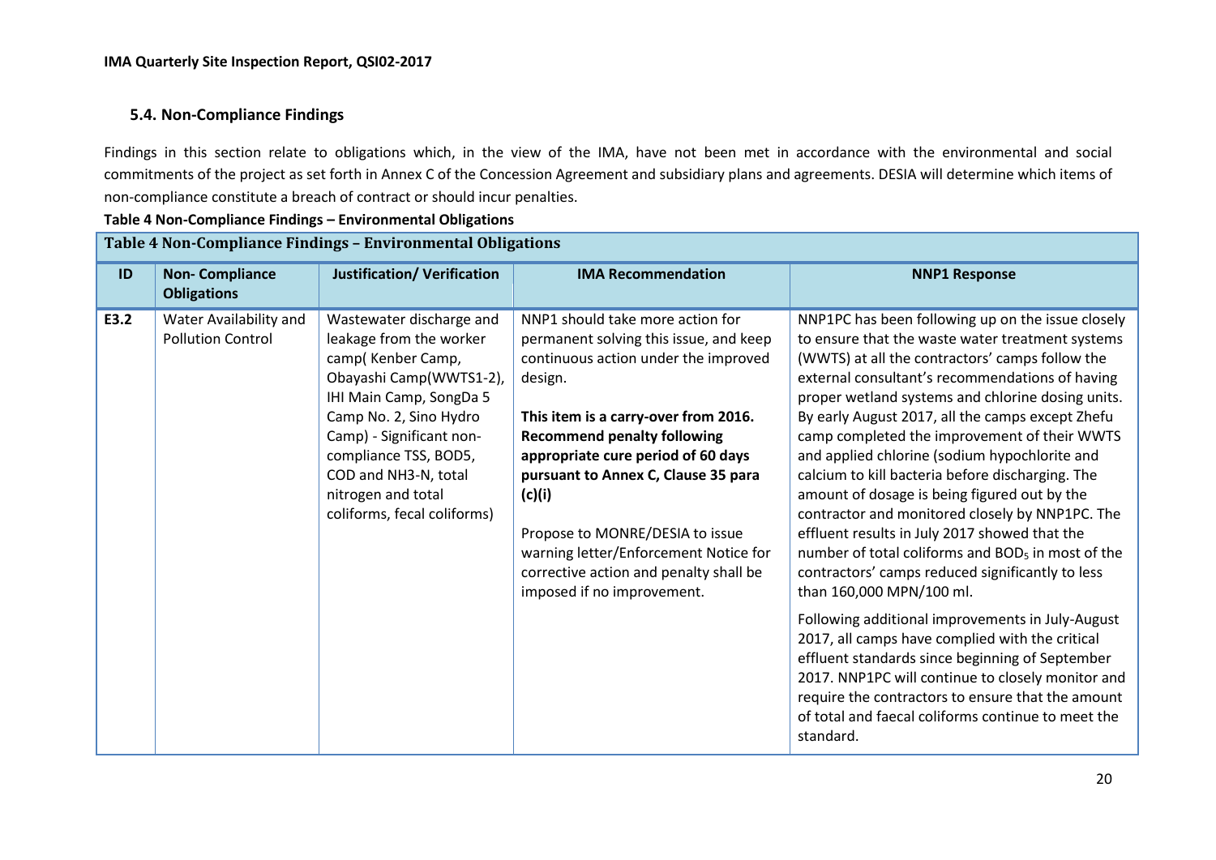### 5.4. Non-Compliance Findings

Findings in this section relate to obligations which, in the view of the IMA, have not been met in accordance with the environmental and social commitments of the project as set forth in Annex C of the Concession Agreement and subsidiary plans and agreements. DESIA will determine which items of non-compliance constitute a breach of contract or should incur penalties.

**Table 4 Non-Compliance Findings – Environmental Obligations**

| ID | Non- Compliance Obligations | Justification/ Verification | IMA Recommendation | NNP1 Response |
|---|---|---|---|---|
| E3.2 | Water Availability and Pollution Control | Wastewater discharge and leakage from the worker camp( Kenber Camp, Obayashi Camp(WWTS1-2), IHI Main Camp, SongDa 5 Camp No. 2, Sino Hydro Camp) - Significant non-compliance TSS, BOD5, COD and NH3-N, total nitrogen and total coliforms, fecal coliforms) | NNP1 should take more action for permanent solving this issue, and keep continuous action under the improved design.<br><br>**This item is a carry-over from 2016. Recommend penalty following appropriate cure period of 60 days pursuant to Annex C, Clause 35 para (c)(i)**<br><br>Propose to MONRE/DESIA to issue warning letter/Enforcement Notice for corrective action and penalty shall be imposed if no improvement. | NNP1PC has been following up on the issue closely to ensure that the waste water treatment systems (WWTS) at all the contractors' camps follow the external consultant's recommendations of having proper wetland systems and chlorine dosing units. By early August 2017, all the camps except Zhefu camp completed the improvement of their WWTS and applied chlorine (sodium hypochlorite and calcium to kill bacteria before discharging. The amount of dosage is being figured out by the contractor and monitored closely by NNP1PC. The effluent results in July 2017 showed that the number of total coliforms and $BOD_5$ in most of the contractors' camps reduced significantly to less than 160,000 MPN/100 ml.<br><br>Following additional improvements in July-August 2017, all camps have complied with the critical effluent standards since beginning of September 2017. NNP1PC will continue to closely monitor and require the contractors to ensure that the amount of total and faecal coliforms continue to meet the standard. |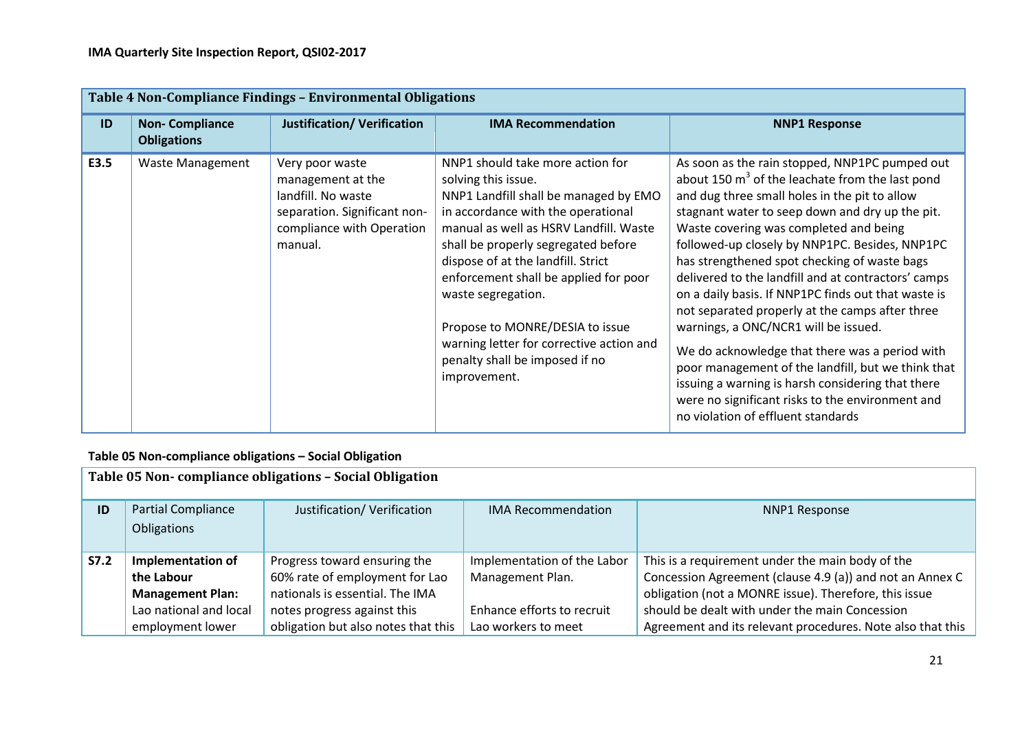| Table 4 Non-Compliance Findings – Environmental Obligations | | | | |
|---|---|---|---|---|
| **ID** | **Non- Compliance Obligations** | **Justification/ Verification** | **IMA Recommendation** | **NNP1 Response** |
| **E3.5** | Waste Management | Very poor waste management at the landfill. No waste separation. Significant non-compliance with Operation manual. | NNP1 should take more action for solving this issue. NNP1 Landfill shall be managed by EMO in accordance with the operational manual as well as HSRV Landfill. Waste shall be properly segregated before dispose of at the landfill. Strict enforcement shall be applied for poor waste segregation.<br><br>Propose to MONRE/DESIA to issue warning letter for corrective action and penalty shall be imposed if no improvement. | As soon as the rain stopped, NNP1PC pumped out about 150 $m^3$ of the leachate from the last pond and dug three small holes in the pit to allow stagnant water to seep down and dry up the pit. Waste covering was completed and being followed-up closely by NNP1PC. Besides, NNP1PC has strengthened spot checking of waste bags delivered to the landfill and at contractors' camps on a daily basis. If NNP1PC finds out that waste is not separated properly at the camps after three warnings, a ONC/NCR1 will be issued.<br><br>We do acknowledge that there was a period with poor management of the landfill, but we think that issuing a warning is harsh considering that there were no significant risks to the environment and no violation of effluent standards |

**Table 05 Non-compliance obligations – Social Obligation**

| Table 05 Non- compliance obligations – Social Obligation | | | | |
|---|---|---|---|---|
| ID | Partial Compliance Obligations | Justification/ Verification | IMA Recommendation | NNP1 Response |
| **S7.2** | **Implementation of the Labour Management Plan:** Lao national and local employment lower | Progress toward ensuring the 60% rate of employment for Lao nationals is essential. The IMA notes progress against this obligation but also notes that this | Implementation of the Labor Management Plan.<br><br>Enhance efforts to recruit Lao workers to meet | This is a requirement under the main body of the Concession Agreement (clause 4.9 (a)) and not an Annex C obligation (not a MONRE issue). Therefore, this issue should be dealt with under the main Concession Agreement and its relevant procedures. Note also that this |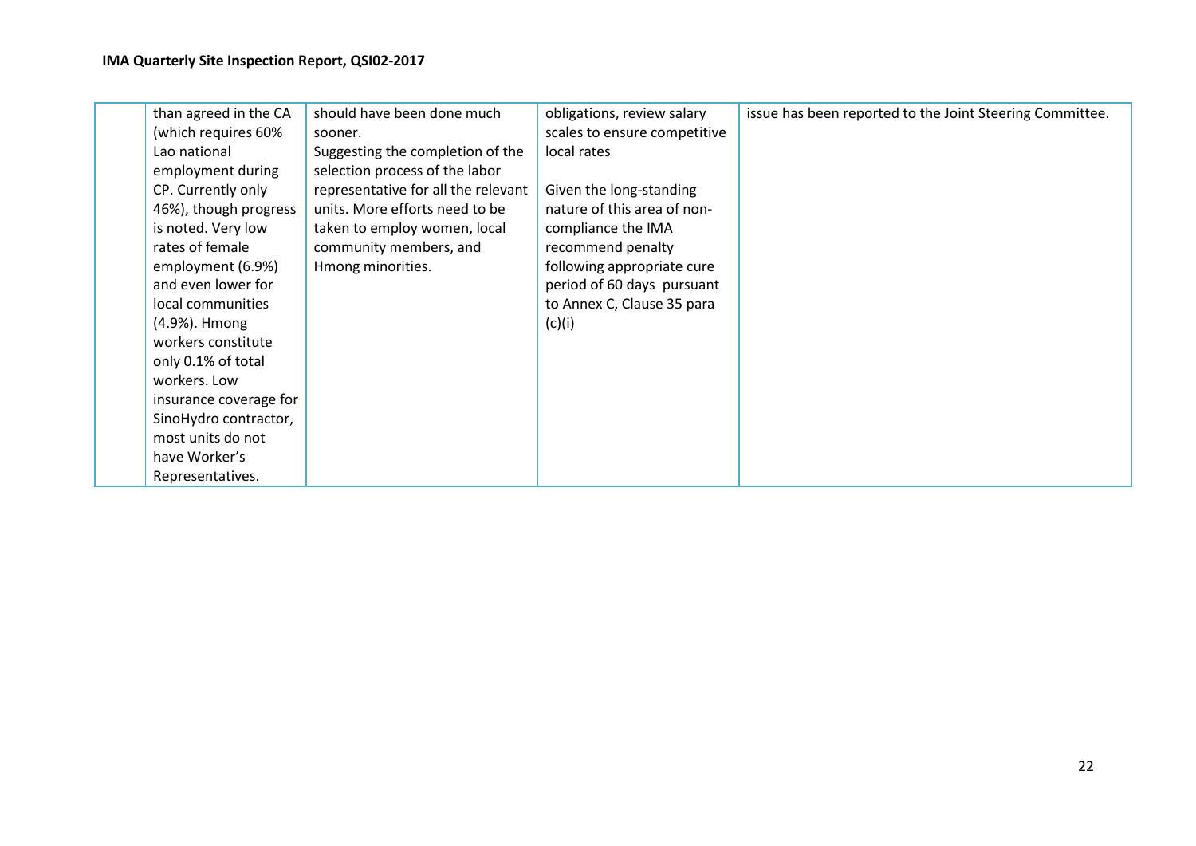| | | | | |
|---|---|---|---|---|
| | than agreed in the CA (which requires 60% Lao national employment during CP. Currently only 46%), though progress is noted. Very low rates of female employment (6.9%) and even lower for local communities (4.9%). Hmong workers constitute only 0.1% of total workers. Low insurance coverage for SinoHydro contractor, most units do not have Worker's Representatives. | should have been done much sooner.<br>Suggesting the completion of the selection process of the labor representative for all the relevant units. More efforts need to be taken to employ women, local community members, and Hmong minorities. | obligations, review salary scales to ensure competitive local rates<br><br>Given the long-standing nature of this area of non-compliance the IMA recommend penalty following appropriate cure period of 60 days pursuant to Annex C, Clause 35 para (c)(i) | issue has been reported to the Joint Steering Committee. |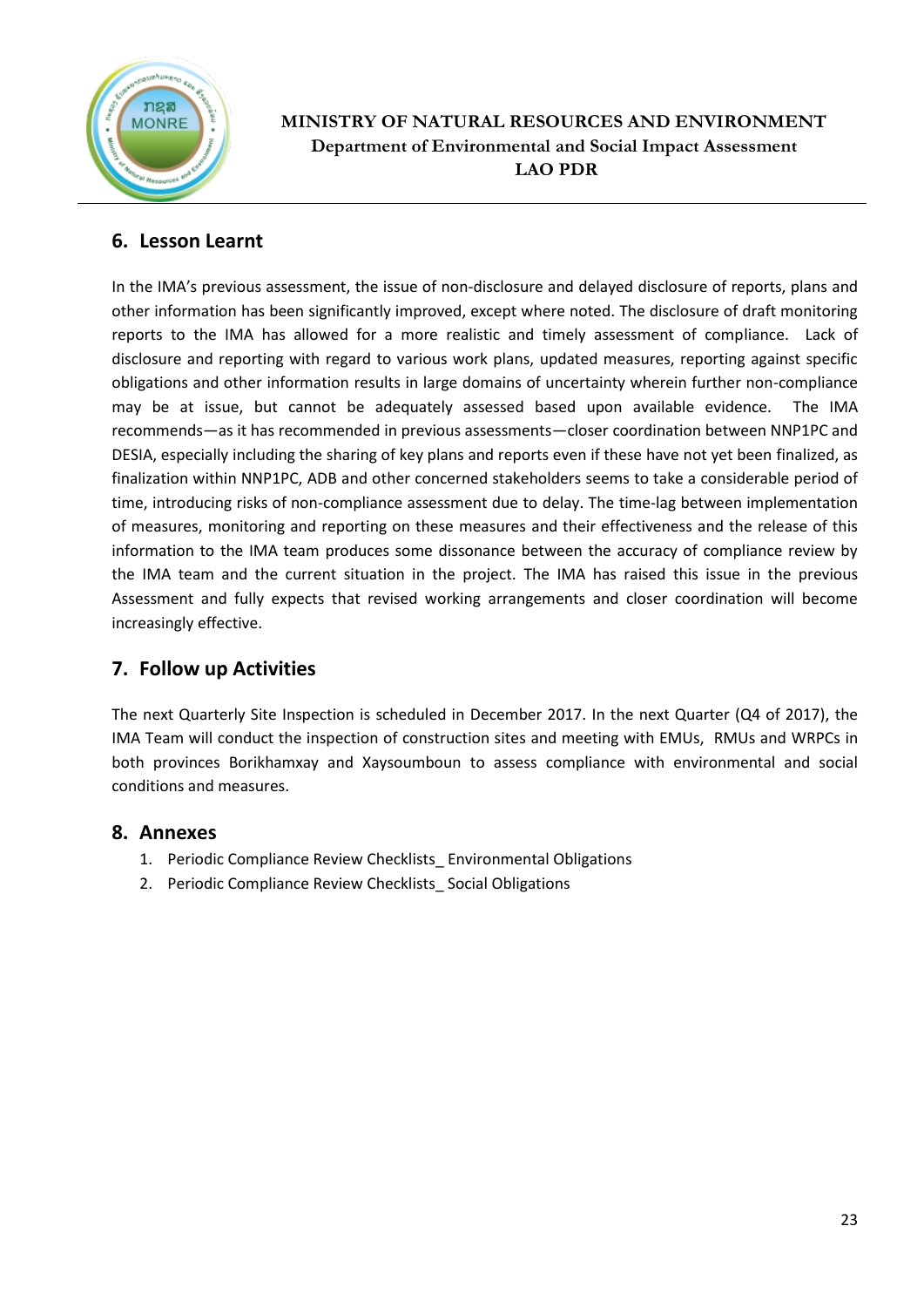## 6. Lesson Learnt

In the IMA's previous assessment, the issue of non-disclosure and delayed disclosure of reports, plans and other information has been significantly improved, except where noted. The disclosure of draft monitoring reports to the IMA has allowed for a more realistic and timely assessment of compliance. Lack of disclosure and reporting with regard to various work plans, updated measures, reporting against specific obligations and other information results in large domains of uncertainty wherein further non-compliance may be at issue, but cannot be adequately assessed based upon available evidence. The IMA recommends—as it has recommended in previous assessments—closer coordination between NNP1PC and DESIA, especially including the sharing of key plans and reports even if these have not yet been finalized, as finalization within NNP1PC, ADB and other concerned stakeholders seems to take a considerable period of time, introducing risks of non-compliance assessment due to delay. The time-lag between implementation of measures, monitoring and reporting on these measures and their effectiveness and the release of this information to the IMA team produces some dissonance between the accuracy of compliance review by the IMA team and the current situation in the project. The IMA has raised this issue in the previous Assessment and fully expects that revised working arrangements and closer coordination will become increasingly effective.

## 7. Follow up Activities

The next Quarterly Site Inspection is scheduled in December 2017. In the next Quarter (Q4 of 2017), the IMA Team will conduct the inspection of construction sites and meeting with EMUs, RMUs and WRPCs in both provinces Borikhamxay and Xaysoumboun to assess compliance with environmental and social conditions and measures.

## 8. Annexes

1. Periodic Compliance Review Checklists_ Environmental Obligations
2. Periodic Compliance Review Checklists_ Social Obligations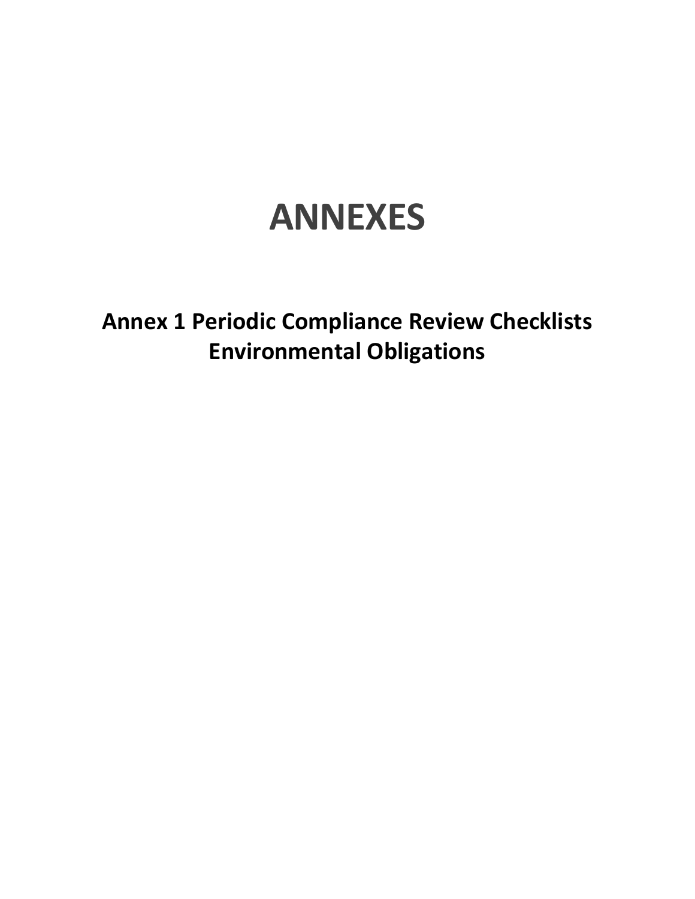# ANNEXES

## Annex 1 Periodic Compliance Review Checklists Environmental Obligations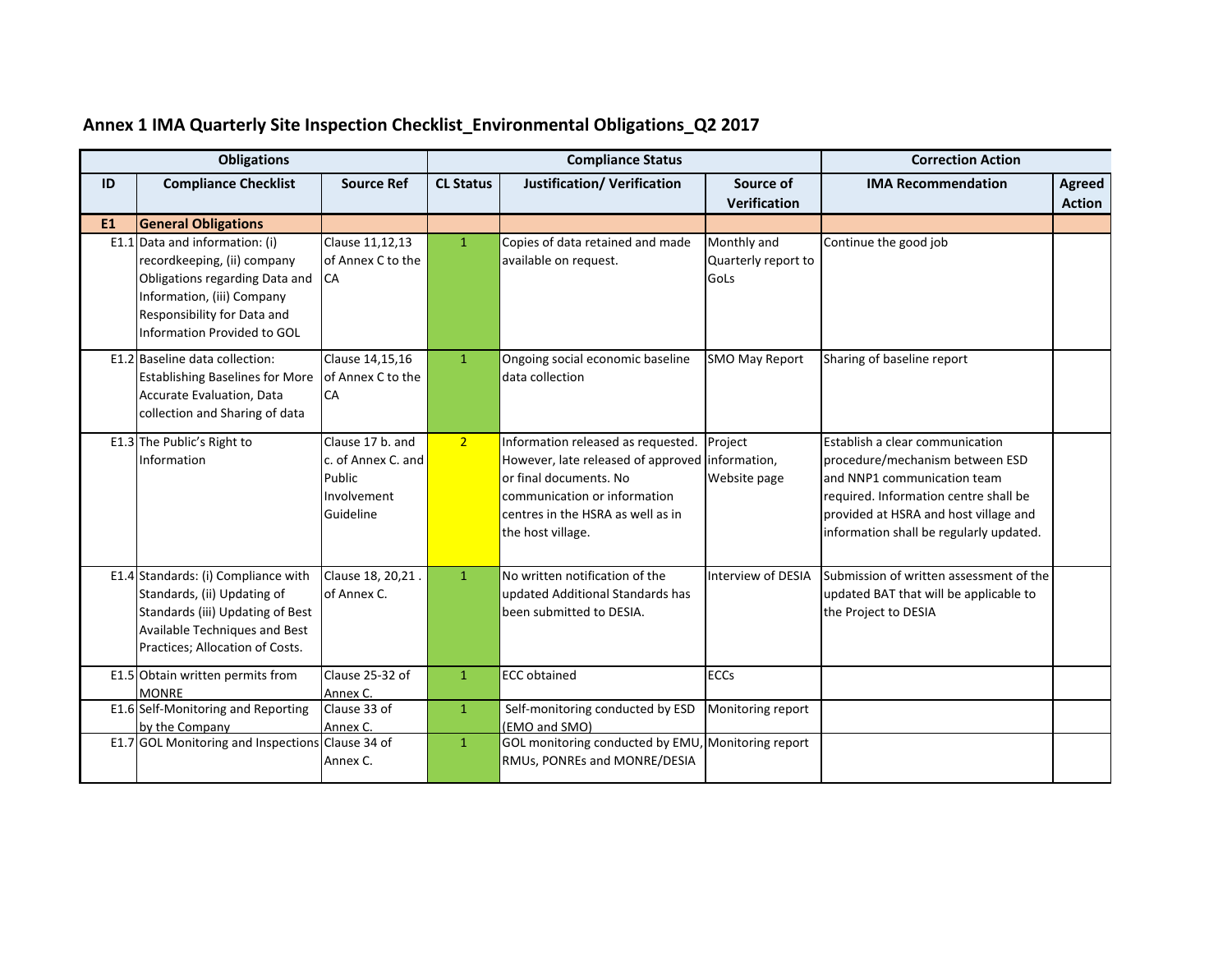# Annex 1 IMA Quarterly Site Inspection Checklist_Environmental Obligations_Q2 2017

| Obligations | | | Compliance Status | | | Correction Action | |
|---|---|---|---|---|---|---|---|
| **ID** | **Compliance Checklist** | **Source Ref** | **CL Status** | **Justification/ Verification** | **Source of Verification** | **IMA Recommendation** | **Agreed Action** |
| **E1** | **General Obligations** | | | | | | |
| E1.1 | Data and information: (i) recordkeeping, (ii) company Obligations regarding Data and Information, (iii) Company Responsibility for Data and Information Provided to GOL | Clause 11,12,13 of Annex C to the CA | 1 | Copies of data retained and made available on request. | Monthly and Quarterly report to GoLs | Continue the good job | |
| E1.2 | Baseline data collection: Establishing Baselines for More Accurate Evaluation, Data collection and Sharing of data | Clause 14,15,16 of Annex C to the CA | 1 | Ongoing social economic baseline data collection | SMO May Report | Sharing of baseline report | |
| E1.3 | The Public's Right to Information | Clause 17 b. and c. of Annex C. and Public Involvement Guideline | 2 | Information released as requested. However, late released of approved or final documents. No communication or information centres in the HSRA as well as in the host village. | Project information, Website page | Establish a clear communication procedure/mechanism between ESD and NNP1 communication team required. Information centre shall be provided at HSRA and host village and information shall be regularly updated. | |
| E1.4 | Standards: (i) Compliance with Standards, (ii) Updating of Standards (iii) Updating of Best Available Techniques and Best Practices; Allocation of Costs. | Clause 18, 20,21 . of Annex C. | 1 | No written notification of the updated Additional Standards has been submitted to DESIA. | Interview of DESIA | Submission of written assessment of the updated BAT that will be applicable to the Project to DESIA | |
| E1.5 | Obtain written permits from MONRE | Clause 25-32 of Annex C. | 1 | ECC obtained | ECCs | | |
| E1.6 | Self-Monitoring and Reporting by the Company | Clause 33 of Annex C. | 1 | Self-monitoring conducted by ESD (EMO and SMO) | Monitoring report | | |
| E1.7 | GOL Monitoring and Inspections | Clause 34 of Annex C. | 1 | GOL monitoring conducted by EMU, RMUs, PONREs and MONRE/DESIA | Monitoring report | | |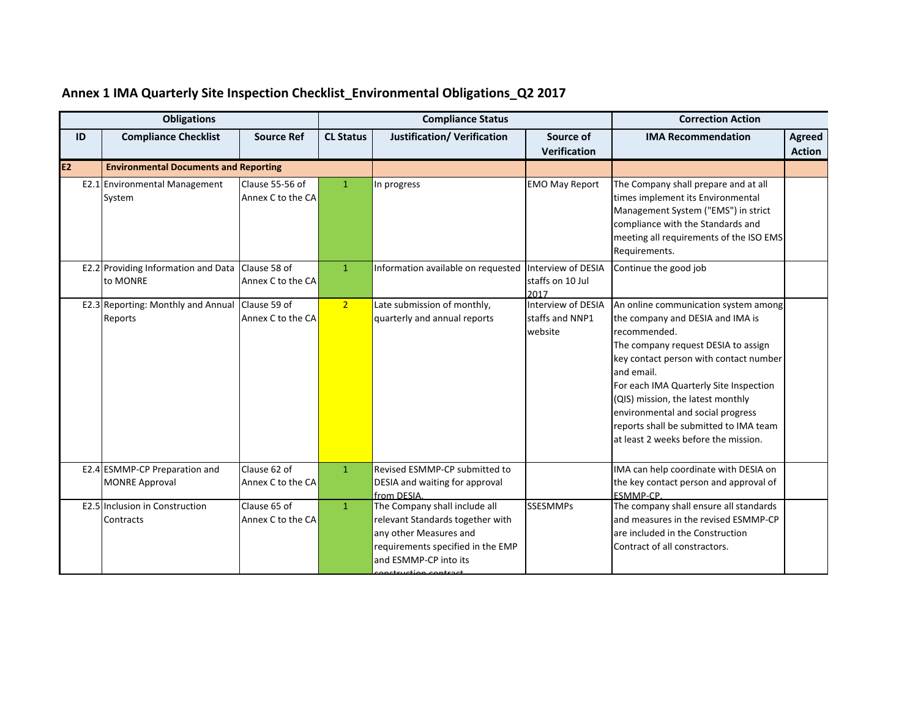## Annex 1 IMA Quarterly Site Inspection Checklist_Environmental Obligations_Q2 2017

| Obligations | | | Compliance Status | | | Correction Action | |
|---|---|---|---|---|---|---|---|
| **ID** | **Compliance Checklist** | **Source Ref** | **CL Status** | **Justification/ Verification** | **Source of Verification** | **IMA Recommendation** | **Agreed Action** |
| **E2** | **Environmental Documents and Reporting** | | | | | | |
| E2.1 | Environmental Management System | Clause 55-56 of Annex C to the CA | 1 | In progress | EMO May Report | The Company shall prepare and at all times implement its Environmental Management System ("EMS") in strict compliance with the Standards and meeting all requirements of the ISO EMS Requirements. | |
| E2.2 | Providing Information and Data to MONRE | Clause 58 of Annex C to the CA | 1 | Information available on requested | Interview of DESIA staffs on 10 Jul 2017 | Continue the good job | |
| E2.3 | Reporting: Monthly and Annual Reports | Clause 59 of Annex C to the CA | 2 | Late submission of monthly, quarterly and annual reports | Interview of DESIA staffs and NNP1 website | An online communication system among the company and DESIA and IMA is recommended.<br>The company request DESIA to assign key contact person with contact number and email.<br>For each IMA Quarterly Site Inspection (QIS) mission, the latest monthly environmental and social progress reports shall be submitted to IMA team at least 2 weeks before the mission. | |
| E2.4 | ESMMP-CP Preparation and MONRE Approval | Clause 62 of Annex C to the CA | 1 | Revised ESMMP-CP submitted to DESIA and waiting for approval from DESIA. | | IMA can help coordinate with DESIA on the key contact person and approval of ESMMP-CP. | |
| E2.5 | Inclusion in Construction Contracts | Clause 65 of Annex C to the CA | 1 | The Company shall include all relevant Standards together with any other Measures and requirements specified in the EMP and ESMMP-CP into its construction contract | SSESMMPs | The company shall ensure all standards and measures in the revised ESMMP-CP are included in the Construction Contract of all constructors. | |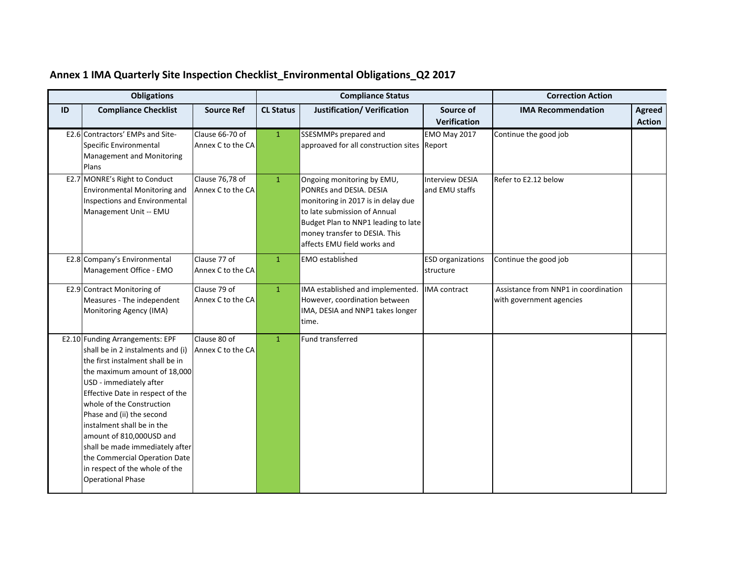## Annex 1 IMA Quarterly Site Inspection Checklist_Environmental Obligations_Q2 2017

| Obligations | | | Compliance Status | | | Correction Action | |
|---|---|---|---|---|---|---|---|
| **ID** | **Compliance Checklist** | **Source Ref** | **CL Status** | **Justification/ Verification** | **Source of Verification** | **IMA Recommendation** | **Agreed Action** |
| E2.6 | Contractors' EMPs and Site-Specific Environmental Management and Monitoring Plans | Clause 66-70 of Annex C to the CA | 1 | SSESMMPs prepared and approvaed for all construction sites | EMO May 2017 Report | Continue the good job | |
| E2.7 | MONRE's Right to Conduct Environmental Monitoring and Inspections and Environmental Management Unit -- EMU | Clause 76,78 of Annex C to the CA | 1 | Ongoing monitoring by EMU, PONREs and DESIA. DESIA monitoring in 2017 is in delay due to late submission of Annual Budget Plan to NNP1 leading to late money transfer to DESIA. This affects EMU field works and | Interview DESIA and EMU staffs | Refer to E2.12 below | |
| E2.8 | Company's Environmental Management Office - EMO | Clause 77 of Annex C to the CA | 1 | EMO established | ESD organizations structure | Continue the good job | |
| E2.9 | Contract Monitoring of Measures - The independent Monitoring Agency (IMA) | Clause 79 of Annex C to the CA | 1 | IMA established and implemented. However, coordination between IMA, DESIA and NNP1 takes longer time. | IMA contract | Assistance from NNP1 in coordination with government agencies | |
| E2.10 | Funding Arrangements: EPF shall be in 2 instalments and (i) the first instalment shall be in the maximum amount of 18,000 USD - immediately after Effective Date in respect of the whole of the Construction Phase and (ii) the second instalment shall be in the amount of 810,000USD and shall be made immediately after the Commercial Operation Date in respect of the whole of the Operational Phase | Clause 80 of Annex C to the CA | 1 | Fund transferred | | | |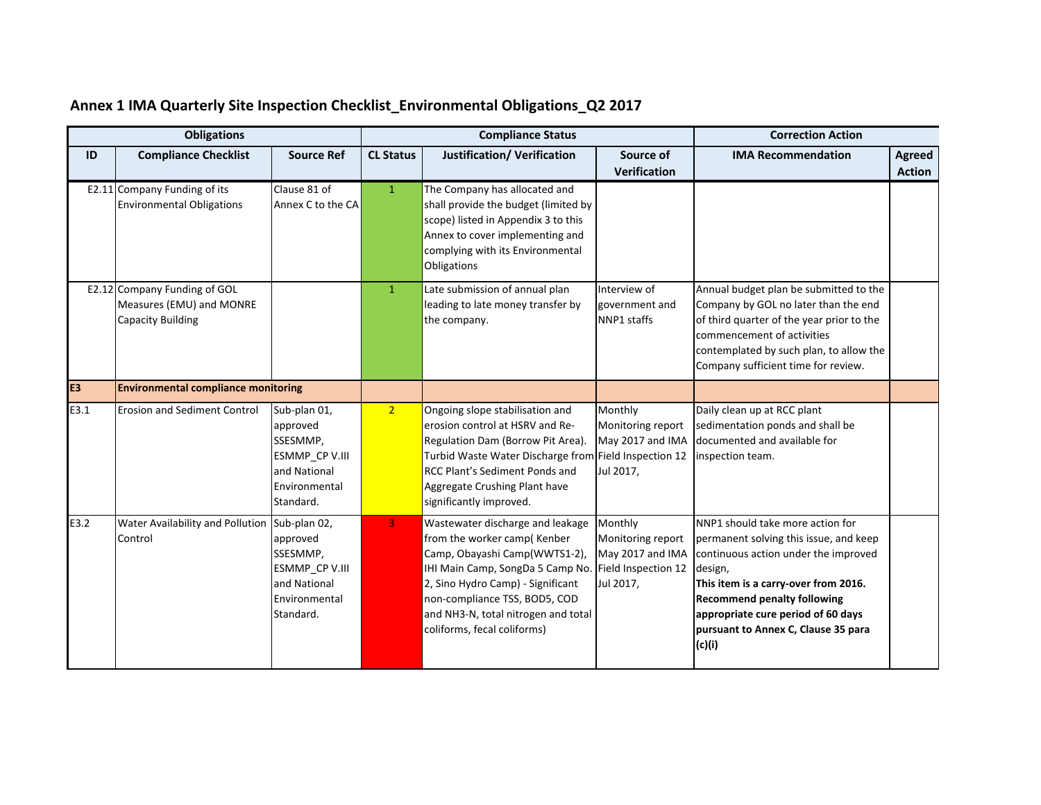# Annex 1 IMA Quarterly Site Inspection Checklist_Environmental Obligations_Q2 2017

| Obligations | | | Compliance Status | | | Correction Action | |
|---|---|---|---|---|---|---|---|
| **ID** | **Compliance Checklist** | **Source Ref** | **CL Status** | **Justification/ Verification** | **Source of Verification** | **IMA Recommendation** | **Agreed Action** |
| E2.11 | Company Funding of its Environmental Obligations | Clause 81 of Annex C to the CA | 1 | The Company has allocated and shall provide the budget (limited by scope) listed in Appendix 3 to this Annex to cover implementing and complying with its Environmental Obligations | | | |
| E2.12 | Company Funding of GOL Measures (EMU) and MONRE Capacity Building | | 1 | Late submission of annual plan leading to late money transfer by the company. | Interview of government and NNP1 staffs | Annual budget plan be submitted to the Company by GOL no later than the end of third quarter of the year prior to the commencement of activities contemplated by such plan, to allow the Company sufficient time for review. | |
| **E3** | **Environmental compliance monitoring** | | | | | | |
| E3.1 | Erosion and Sediment Control | Sub-plan 01, approved SSESMMP, ESMMP_CP V.III and National Environmental Standard. | 2 | Ongoing slope stabilisation and erosion control at HSRV and Re-Regulation Dam (Borrow Pit Area). Turbid Waste Water Discharge from RCC Plant's Sediment Ponds and Aggregate Crushing Plant have significantly improved. | Monthly Monitoring report May 2017 and IMA Field Inspection 12 Jul 2017, | Daily clean up at RCC plant sedimentation ponds and shall be documented and available for inspection team. | |
| E3.2 | Water Availability and Pollution Control | Sub-plan 02, approved SSESMMP, ESMMP_CP V.III and National Environmental Standard. | 3 | Wastewater discharge and leakage from the worker camp( Kenber Camp, Obayashi Camp(WWTS1-2), IHI Main Camp, SongDa 5 Camp No. 2, Sino Hydro Camp) - Significant non-compliance TSS, BOD5, COD and NH3-N, total nitrogen and total coliforms, fecal coliforms) | Monthly Monitoring report May 2017 and IMA Field Inspection 12 Jul 2017, | NNP1 should take more action for permanent solving this issue, and keep continuous action under the improved design, **This item is a carry-over from 2016. Recommend penalty following appropriate cure period of 60 days pursuant to Annex C, Clause 35 para (c)(i)** | |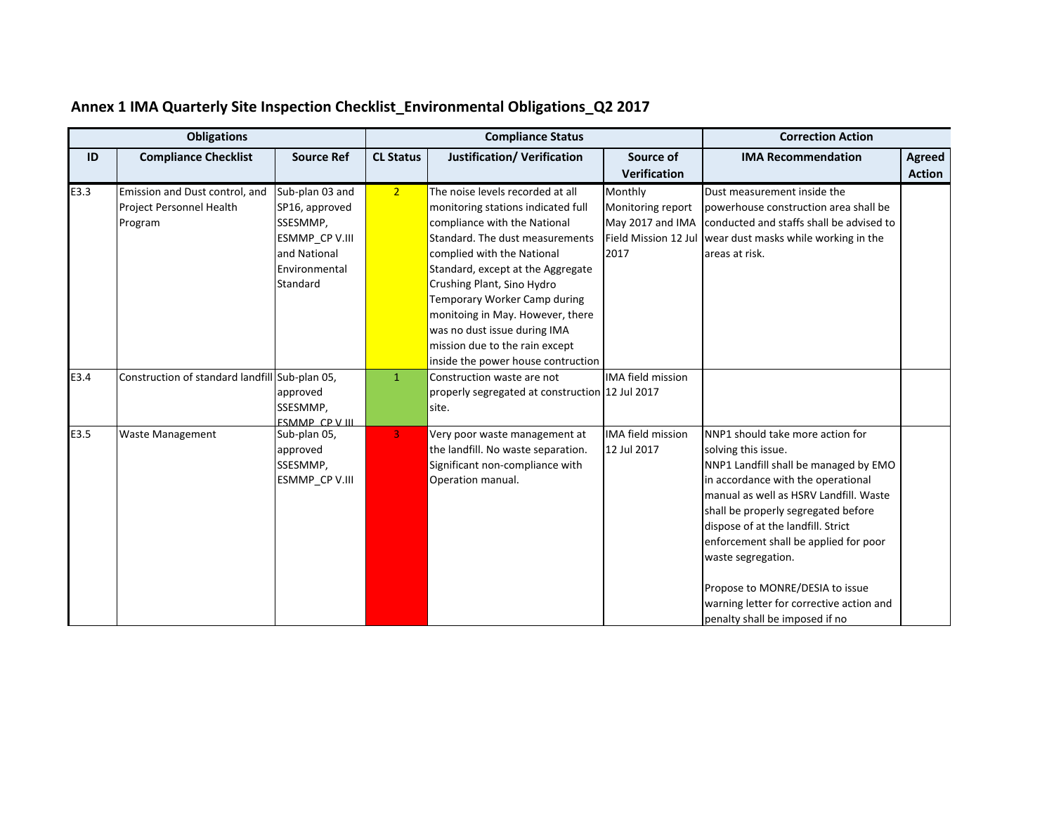## Annex 1 IMA Quarterly Site Inspection Checklist_Environmental Obligations_Q2 2017

| Obligations | | | Compliance Status | | | Correction Action | |
|---|---|---|---|---|---|---|---|
| **ID** | **Compliance Checklist** | **Source Ref** | **CL Status** | **Justification/ Verification** | **Source of Verification** | **IMA Recommendation** | **Agreed Action** |
| E3.3 | Emission and Dust control, and Project Personnel Health Program | Sub-plan 03 and SP16, approved SSESMMP, ESMMP_CP V.III and National Environmental Standard | 2 | The noise levels recorded at all monitoring stations indicated full compliance with the National Standard. The dust measurements complied with the National Standard, except at the Aggregate Crushing Plant, Sino Hydro Temporary Worker Camp during monitoing in May. However, there was no dust issue during IMA mission due to the rain except inside the power house contruction | Monthly Monitoring report May 2017 and IMA Field Mission 12 Jul 2017 | Dust measurement inside the powerhouse construction area shall be conducted and staffs shall be advised to wear dust masks while working in the areas at risk. | |
| E3.4 | Construction of standard landfill | Sub-plan 05, approved SSESMMP, ESMMP_CP V.III | 1 | Construction waste are not properly segregated at construction site. | IMA field mission 12 Jul 2017 | | |
| E3.5 | Waste Management | Sub-plan 05, approved SSESMMP, ESMMP_CP V.III | 3 | Very poor waste management at the landfill. No waste separation. Significant non-compliance with Operation manual. | IMA field mission 12 Jul 2017 | NNP1 should take more action for solving this issue.<br>NNP1 Landfill shall be managed by EMO in accordance with the operational manual as well as HSRV Landfill. Waste shall be properly segregated before dispose of at the landfill. Strict enforcement shall be applied for poor waste segregation.<br><br>Propose to MONRE/DESIA to issue warning letter for corrective action and penalty shall be imposed if no | |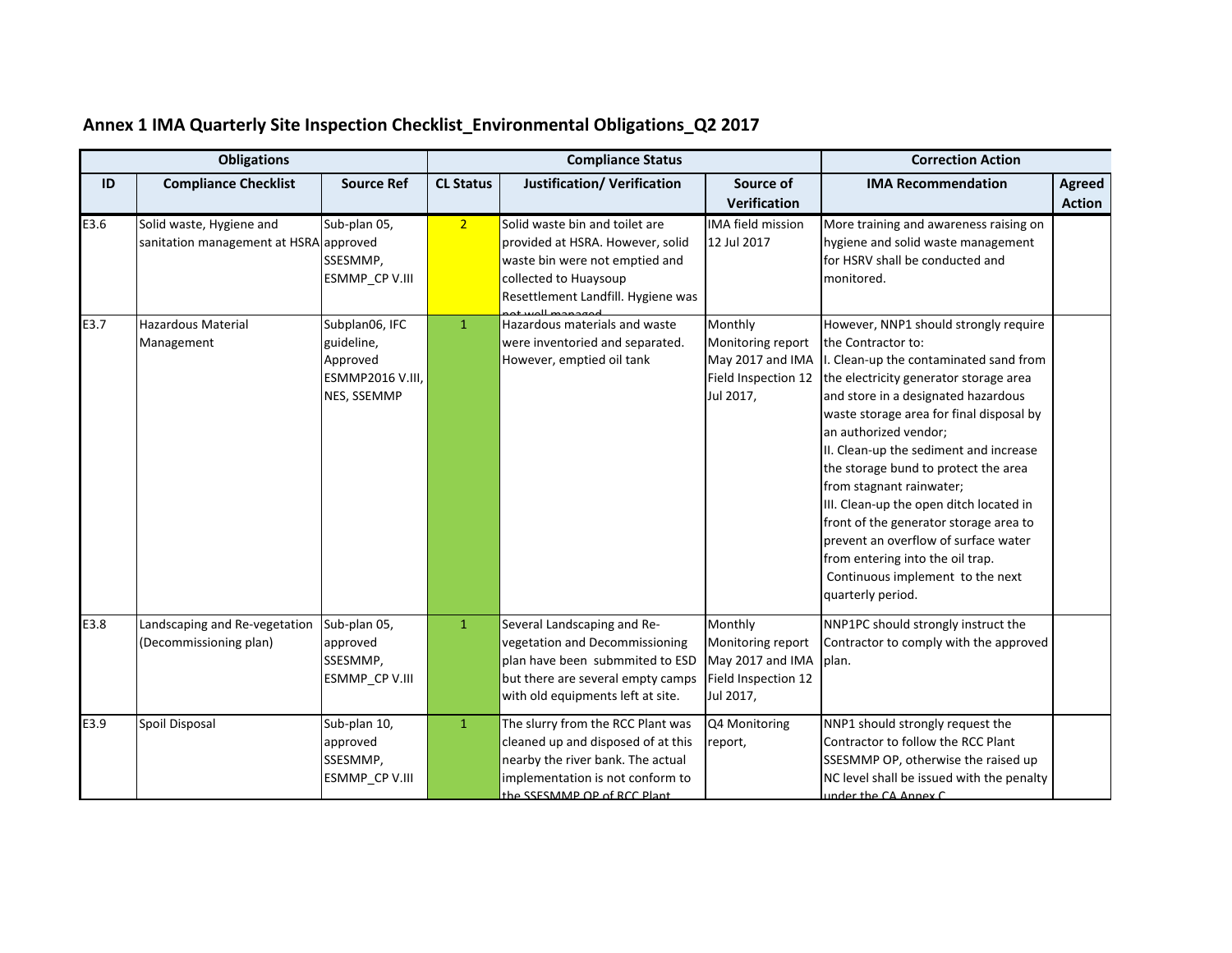## Annex 1 IMA Quarterly Site Inspection Checklist_Environmental Obligations_Q2 2017

| Obligations | | | Compliance Status | | | Correction Action | |
|---|---|---|---|---|---|---|---|
| **ID** | **Compliance Checklist** | **Source Ref** | **CL Status** | **Justification/ Verification** | **Source of Verification** | **IMA Recommendation** | **Agreed Action** |
| E3.6 | Solid waste, Hygiene and sanitation management at HSRA | Sub-plan 05, approved SSESMMP, ESMMP_CP V.III | 2 | Solid waste bin and toilet are provided at HSRA. However, solid waste bin were not emptied and collected to Huaysoup Resettlement Landfill. Hygiene was not well managed | IMA field mission 12 Jul 2017 | More training and awareness raising on hygiene and solid waste management for HSRV shall be conducted and monitored. | |
| E3.7 | Hazardous Material Management | Subplan06, IFC guideline, Approved ESMMP2016 V.III, NES, SSEMMP | 1 | Hazardous materials and waste were inventoried and separated. However, emptied oil tank | Monthly Monitoring report May 2017 and IMA Field Inspection 12 Jul 2017, | However, NNP1 should strongly require the Contractor to:<br>I. Clean-up the contaminated sand from the electricity generator storage area and store in a designated hazardous waste storage area for final disposal by an authorized vendor;<br>II. Clean-up the sediment and increase the storage bund to protect the area from stagnant rainwater;<br>III. Clean-up the open ditch located in front of the generator storage area to prevent an overflow of surface water from entering into the oil trap.<br>Continuous implement to the next quarterly period. | |
| E3.8 | Landscaping and Re-vegetation (Decommissioning plan) | Sub-plan 05, approved SSESMMP, ESMMP_CP V.III | 1 | Several Landscaping and Re-vegetation and Decommissioning plan have been submmited to ESD but there are several empty camps with old equipments left at site. | Monthly Monitoring report May 2017 and IMA Field Inspection 12 Jul 2017, | NNP1PC should strongly instruct the Contractor to comply with the approved plan. | |
| E3.9 | Spoil Disposal | Sub-plan 10, approved SSESMMP, ESMMP_CP V.III | 1 | The slurry from the RCC Plant was cleaned up and disposed of at this nearby the river bank. The actual implementation is not conform to the SSESMMP OP of RCC Plant | Q4 Monitoring report, | NNP1 should strongly request the Contractor to follow the RCC Plant SSESMMP OP, otherwise the raised up NC level shall be issued with the penalty under the CA Annex C | |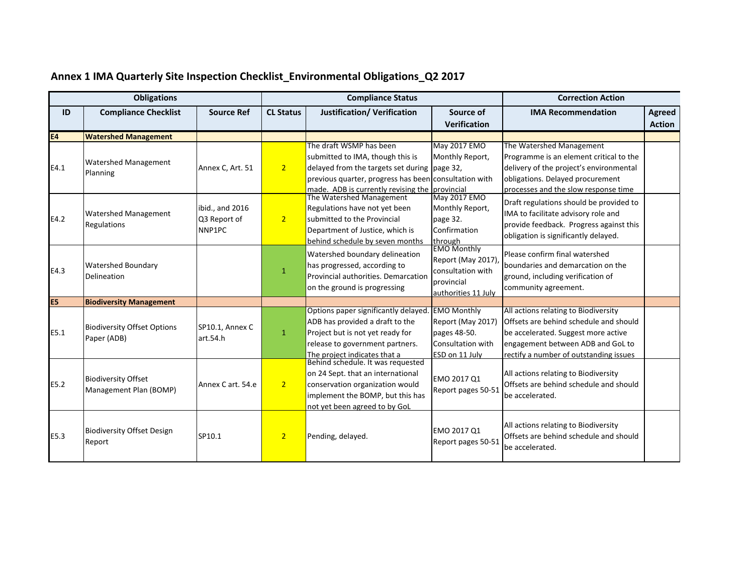## Annex 1 IMA Quarterly Site Inspection Checklist_Environmental Obligations_Q2 2017

| Obligations | | | Compliance Status | | | Correction Action | |
|---|---|---|---|---|---|---|---|
| ID | Compliance Checklist | Source Ref | CL Status | Justification/ Verification | Source of Verification | IMA Recommendation | Agreed Action |
| E4 | Watershed Management | | | | | | |
| E4.1 | Watershed Management Planning | Annex C, Art. 51 | 2 | The draft WSMP has been submitted to IMA, though this is delayed from the targets set during previous quarter, progress has been made. ADB is currently revising the | May 2017 EMO Monthly Report, page 32, consultation with provincial | The Watershed Management Programme is an element critical to the delivery of the project's environmental obligations. Delayed procurement processes and the slow response time | |
| E4.2 | Watershed Management Regulations | ibid., and 2016 Q3 Report of NNP1PC | 2 | The Watershed Management Regulations have not yet been submitted to the Provincial Department of Justice, which is behind schedule by seven months | May 2017 EMO Monthly Report, page 32. Confirmation through | Draft regulations should be provided to IMA to facilitate advisory role and provide feedback. Progress against this obligation is significantly delayed. | |
| E4.3 | Watershed Boundary Delineation | | 1 | Watershed boundary delineation has progressed, according to Provincial authorities. Demarcation on the ground is progressing | EMO Monthly Report (May 2017), consultation with provincial authorities 11 July | Please confirm final watershed boundaries and demarcation on the ground, including verification of community agreement. | |
| E5 | Biodiversity Management | | | | | | |
| E5.1 | Biodiversity Offset Options Paper (ADB) | SP10.1, Annex C art.54.h | 1 | Options paper significantly delayed. ADB has provided a draft to the Project but is not yet ready for release to government partners. The project indicates that a | EMO Monthly Report (May 2017) pages 48-50. Consultation with ESD on 11 July | All actions relating to Biodiversity Offsets are behind schedule and should be accelerated. Suggest more active engagement between ADB and GoL to rectify a number of outstanding issues | |
| E5.2 | Biodiversity Offset Management Plan (BOMP) | Annex C art. 54.e | 2 | Behind schedule. It was requested on 24 Sept. that an international conservation organization would implement the BOMP, but this has not yet been agreed to by GoL | EMO 2017 Q1 Report pages 50-51 | All actions relating to Biodiversity Offsets are behind schedule and should be accelerated. | |
| E5.3 | Biodiversity Offset Design Report | SP10.1 | 2 | Pending, delayed. | EMO 2017 Q1 Report pages 50-51 | All actions relating to Biodiversity Offsets are behind schedule and should be accelerated. | |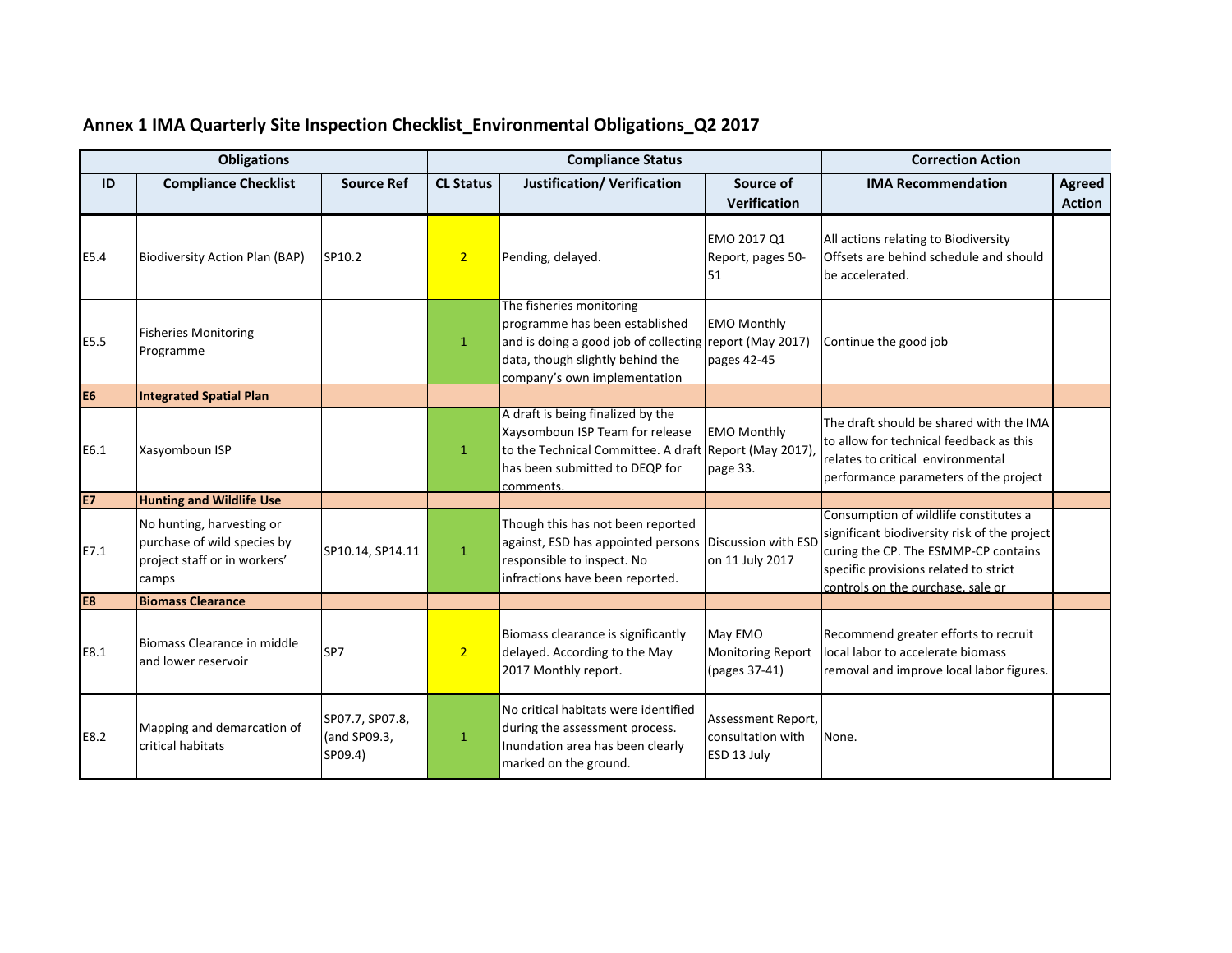## Annex 1 IMA Quarterly Site Inspection Checklist_Environmental Obligations_Q2 2017

| Obligations | | | Compliance Status | | | Correction Action | |
|---|---|---|---|---|---|---|---|
| **ID** | **Compliance Checklist** | **Source Ref** | **CL Status** | **Justification/ Verification** | **Source of Verification** | **IMA Recommendation** | **Agreed Action** |
| E5.4 | Biodiversity Action Plan (BAP) | SP10.2 | 2 | Pending, delayed. | EMO 2017 Q1 Report, pages 50-51 | All actions relating to Biodiversity Offsets are behind schedule and should be accelerated. | |
| E5.5 | Fisheries Monitoring Programme | | 1 | The fisheries monitoring programme has been established and is doing a good job of collecting data, though slightly behind the company's own implementation | EMO Monthly report (May 2017) pages 42-45 | Continue the good job | |
| **E6** | **Integrated Spatial Plan** | | | | | | |
| E6.1 | Xasyomboun ISP | | 1 | A draft is being finalized by the Xaysomboun ISP Team for release to the Technical Committee. A draft has been submitted to DEQP for comments. | EMO Monthly Report (May 2017), page 33. | The draft should be shared with the IMA to allow for technical feedback as this relates to critical environmental performance parameters of the project | |
| **E7** | **Hunting and Wildlife Use** | | | | | | |
| E7.1 | No hunting, harvesting or purchase of wild species by project staff or in workers' camps | SP10.14, SP14.11 | 1 | Though this has not been reported against, ESD has appointed persons responsible to inspect. No infractions have been reported. | Discussion with ESD on 11 July 2017 | Consumption of wildlife constitutes a significant biodiversity risk of the project curing the CP. The ESMMP-CP contains specific provisions related to strict controls on the purchase, sale or | |
| **E8** | **Biomass Clearance** | | | | | | |
| E8.1 | Biomass Clearance in middle and lower reservoir | SP7 | 2 | Biomass clearance is significantly delayed. According to the May 2017 Monthly report. | May EMO Monitoring Report (pages 37-41) | Recommend greater efforts to recruit local labor to accelerate biomass removal and improve local labor figures. | |
| E8.2 | Mapping and demarcation of critical habitats | SP07.7, SP07.8, (and SP09.3, SP09.4) | 1 | No critical habitats were identified during the assessment process. Inundation area has been clearly marked on the ground. | Assessment Report, consultation with ESD 13 July | None. | |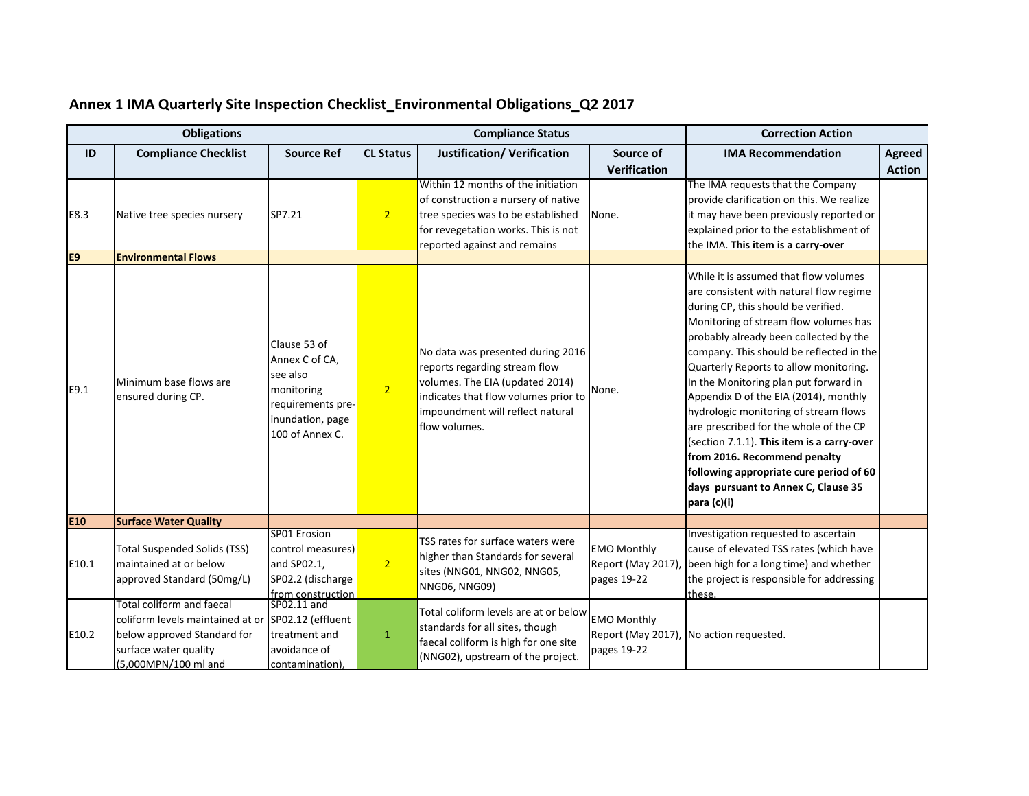## Annex 1 IMA Quarterly Site Inspection Checklist_Environmental Obligations_Q2 2017

| Obligations | | | Compliance Status | | | Correction Action | |
|---|---|---|---|---|---|---|---|
| **ID** | **Compliance Checklist** | **Source Ref** | **CL Status** | **Justification/ Verification** | **Source of Verification** | **IMA Recommendation** | **Agreed Action** |
| E8.3 | Native tree species nursery | SP7.21 | 2 | Within 12 months of the initiation of construction a nursery of native tree species was to be established for revegetation works. This is not reported against and remains | None. | The IMA requests that the Company provide clarification on this. We realize it may have been previously reported or explained prior to the establishment of the IMA. **This item is a carry-over** | |
| **E9** | **Environmental Flows** | | | | | | |
| E9.1 | Minimum base flows are ensured during CP. | Clause 53 of Annex C of CA, see also monitoring requirements pre-inundation, page 100 of Annex C. | 2 | No data was presented during 2016 reports regarding stream flow volumes. The EIA (updated 2014) indicates that flow volumes prior to impoundment will reflect natural flow volumes. | None. | While it is assumed that flow volumes are consistent with natural flow regime during CP, this should be verified. Monitoring of stream flow volumes has probably already been collected by the company. This should be reflected in the Quarterly Reports to allow monitoring. In the Monitoring plan put forward in Appendix D of the EIA (2014), monthly hydrologic monitoring of stream flows are prescribed for the whole of the CP (section 7.1.1). **This item is a carry-over from 2016. Recommend penalty following appropriate cure period of 60 days pursuant to Annex C, Clause 35 para (c)(i)** | |
| **E10** | **Surface Water Quality** | | | | | | |
| E10.1 | Total Suspended Solids (TSS) maintained at or below approved Standard (50mg/L) | SP01 Erosion control measures) and SP02.1, SP02.2 (discharge from construction | 2 | TSS rates for surface waters were higher than Standards for several sites (NNG01, NNG02, NNG05, NNG06, NNG09) | EMO Monthly Report (May 2017), pages 19-22 | Investigation requested to ascertain cause of elevated TSS rates (which have been high for a long time) and whether the project is responsible for addressing these. | |
| E10.2 | Total coliform and faecal coliform levels maintained at or below approved Standard for surface water quality (5,000MPN/100 ml and | SP02.11 and SP02.12 (effluent treatment and avoidance of contamination), | 1 | Total coliform levels are at or below standards for all sites, though faecal coliform is high for one site (NNG02), upstream of the project. | EMO Monthly Report (May 2017), pages 19-22 | No action requested. | |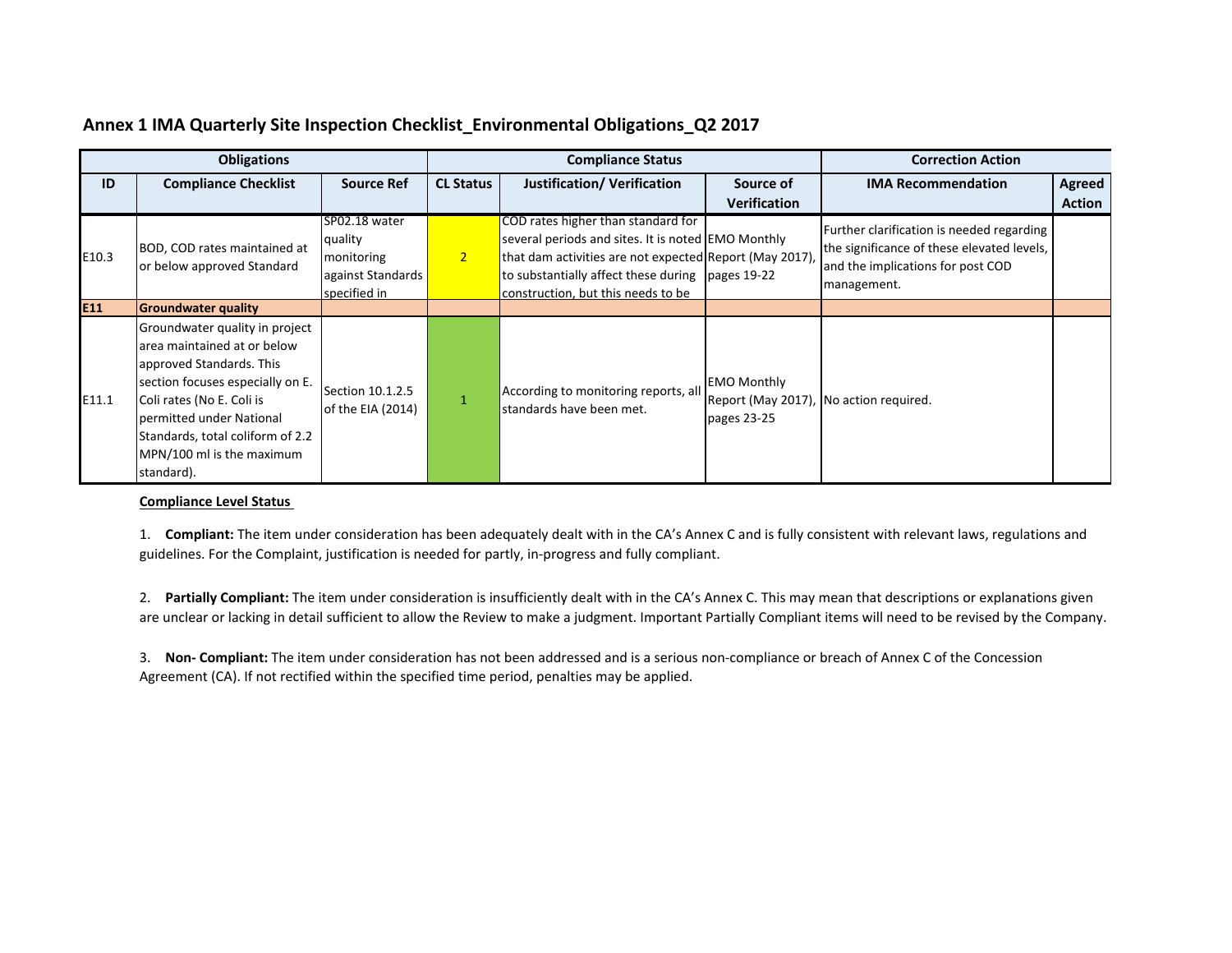## Annex 1 IMA Quarterly Site Inspection Checklist_Environmental Obligations_Q2 2017

| Obligations | | | Compliance Status | | | Correction Action | |
|---|---|---|---|---|---|---|---|
| **ID** | **Compliance Checklist** | **Source Ref** | **CL Status** | **Justification/ Verification** | **Source of Verification** | **IMA Recommendation** | **Agreed Action** |
| E10.3 | BOD, COD rates maintained at or below approved Standard | SP02.18 water quality monitoring against Standards specified in | 2 | COD rates higher than standard for several periods and sites. It is noted that dam activities are not expected to substantially affect these during construction, but this needs to be | EMO Monthly Report (May 2017), pages 19-22 | Further clarification is needed regarding the significance of these elevated levels, and the implications for post COD management. | |
| **E11** | **Groundwater quality** | | | | | | |
| E11.1 | Groundwater quality in project area maintained at or below approved Standards. This section focuses especially on E. Coli rates (No E. Coli is permitted under National Standards, total coliform of 2.2 MPN/100 ml is the maximum standard). | Section 10.1.2.5 of the EIA (2014) | 1 | According to monitoring reports, all standards have been met. | EMO Monthly Report (May 2017), pages 23-25 | No action required. | |

**Compliance Level Status**

1. **Compliant:** The item under consideration has been adequately dealt with in the CA's Annex C and is fully consistent with relevant laws, regulations and guidelines. For the Complaint, justification is needed for partly, in-progress and fully compliant.

2. **Partially Compliant:** The item under consideration is insufficiently dealt with in the CA's Annex C. This may mean that descriptions or explanations given are unclear or lacking in detail sufficient to allow the Review to make a judgment. Important Partially Compliant items will need to be revised by the Company.

3. **Non- Compliant:** The item under consideration has not been addressed and is a serious non-compliance or breach of Annex C of the Concession Agreement (CA). If not rectified within the specified time period, penalties may be applied.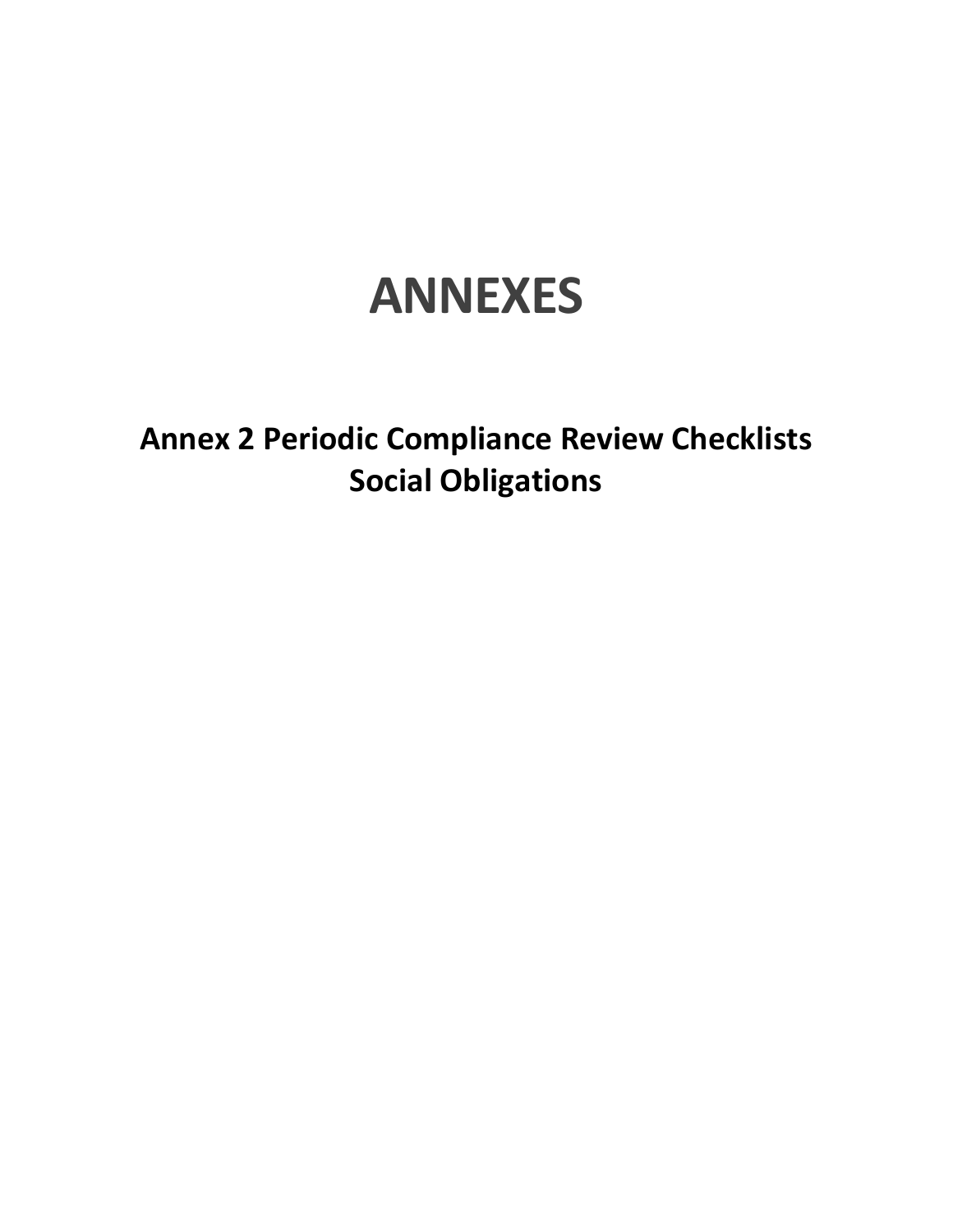# ANNEXES

## Annex 2 Periodic Compliance Review Checklists Social Obligations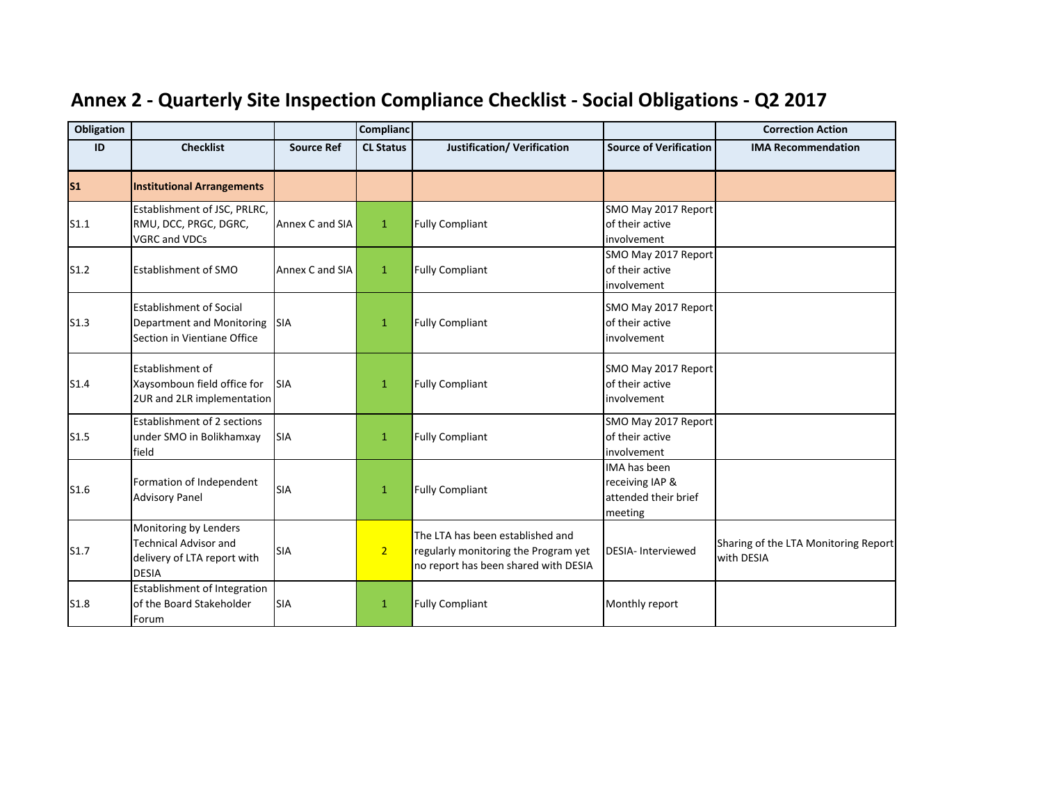# Annex 2 - Quarterly Site Inspection Compliance Checklist - Social Obligations - Q2 2017

| Obligation | | | Complianc | | | Correction Action |
|---|---|---|---|---|---|---|
| ID | Checklist | Source Ref | CL Status | Justification/ Verification | Source of Verification | IMA Recommendation |
| **S1** | **Institutional Arrangements** | | | | | |
| S1.1 | Establishment of JSC, PRLRC, RMU, DCC, PRGC, DGRC, VGRC and VDCs | Annex C and SIA | 1 | Fully Compliant | SMO May 2017 Report of their active involvement | |
| S1.2 | Establishment of SMO | Annex C and SIA | 1 | Fully Compliant | SMO May 2017 Report of their active involvement | |
| S1.3 | Establishment of Social Department and Monitoring Section in Vientiane Office | SIA | 1 | Fully Compliant | SMO May 2017 Report of their active involvement | |
| S1.4 | Establishment of Xaysomboun field office for 2UR and 2LR implementation | SIA | 1 | Fully Compliant | SMO May 2017 Report of their active involvement | |
| S1.5 | Establishment of 2 sections under SMO in Bolikhamxay field | SIA | 1 | Fully Compliant | SMO May 2017 Report of their active involvement | |
| S1.6 | Formation of Independent Advisory Panel | SIA | 1 | Fully Compliant | IMA has been receiving IAP & attended their brief meeting | |
| S1.7 | Monitoring by Lenders Technical Advisor and delivery of LTA report with DESIA | SIA | 2 | The LTA has been established and regularly monitoring the Program yet no report has been shared with DESIA | DESIA- Interviewed | Sharing of the LTA Monitoring Report with DESIA |
| S1.8 | Establishment of Integration of the Board Stakeholder Forum | SIA | 1 | Fully Compliant | Monthly report | |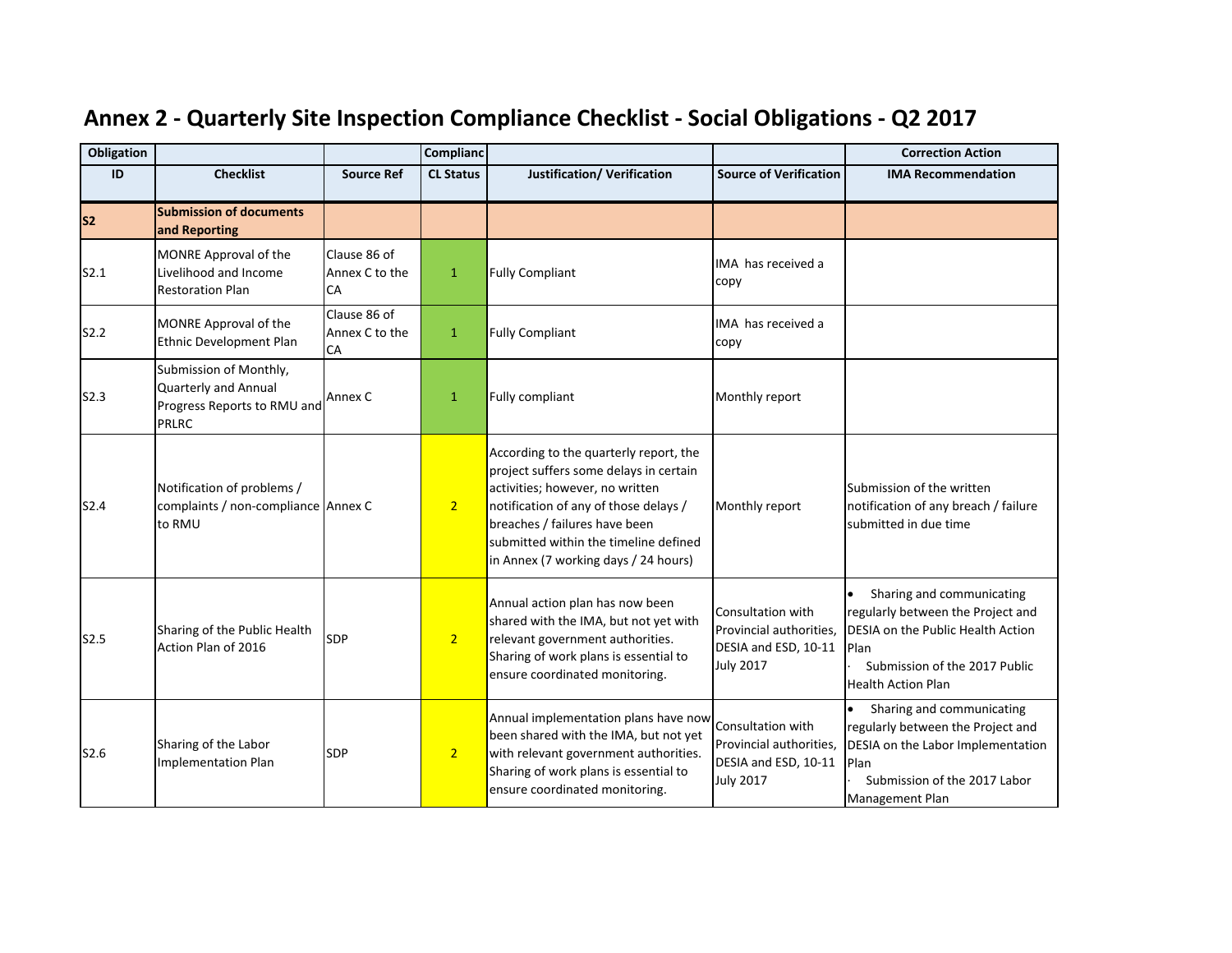# Annex 2 - Quarterly Site Inspection Compliance Checklist - Social Obligations - Q2 2017

| Obligation | | | Complianc | | | Correction Action |
|---|---|---|---|---|---|---|
| ID | Checklist | Source Ref | CL Status | Justification/ Verification | Source of Verification | IMA Recommendation |
| **S2** | **Submission of documents and Reporting** | | | | | |
| S2.1 | MONRE Approval of the Livelihood and Income Restoration Plan | Clause 86 of Annex C to the CA | 1 | Fully Compliant | IMA has received a copy | |
| S2.2 | MONRE Approval of the Ethnic Development Plan | Clause 86 of Annex C to the CA | 1 | Fully Compliant | IMA has received a copy | |
| S2.3 | Submission of Monthly, Quarterly and Annual Progress Reports to RMU and PRLRC | Annex C | 1 | Fully compliant | Monthly report | |
| S2.4 | Notification of problems / complaints / non-compliance to RMU | Annex C | 2 | According to the quarterly report, the project suffers some delays in certain activities; however, no written notification of any of those delays / breaches / failures have been submitted within the timeline defined in Annex (7 working days / 24 hours) | Monthly report | Submission of the written notification of any breach / failure submitted in due time |
| S2.5 | Sharing of the Public Health Action Plan of 2016 | SDP | 2 | Annual action plan has now been shared with the IMA, but not yet with relevant government authorities. Sharing of work plans is essential to ensure coordinated monitoring. | Consultation with Provincial authorities, DESIA and ESD, 10-11 July 2017 | • Sharing and communicating regularly between the Project and DESIA on the Public Health Action Plan<br>· Submission of the 2017 Public Health Action Plan |
| S2.6 | Sharing of the Labor Implementation Plan | SDP | 2 | Annual implementation plans have now been shared with the IMA, but not yet with relevant government authorities. Sharing of work plans is essential to ensure coordinated monitoring. | Consultation with Provincial authorities, DESIA and ESD, 10-11 July 2017 | • Sharing and communicating regularly between the Project and DESIA on the Labor Implementation Plan<br>· Submission of the 2017 Labor Management Plan |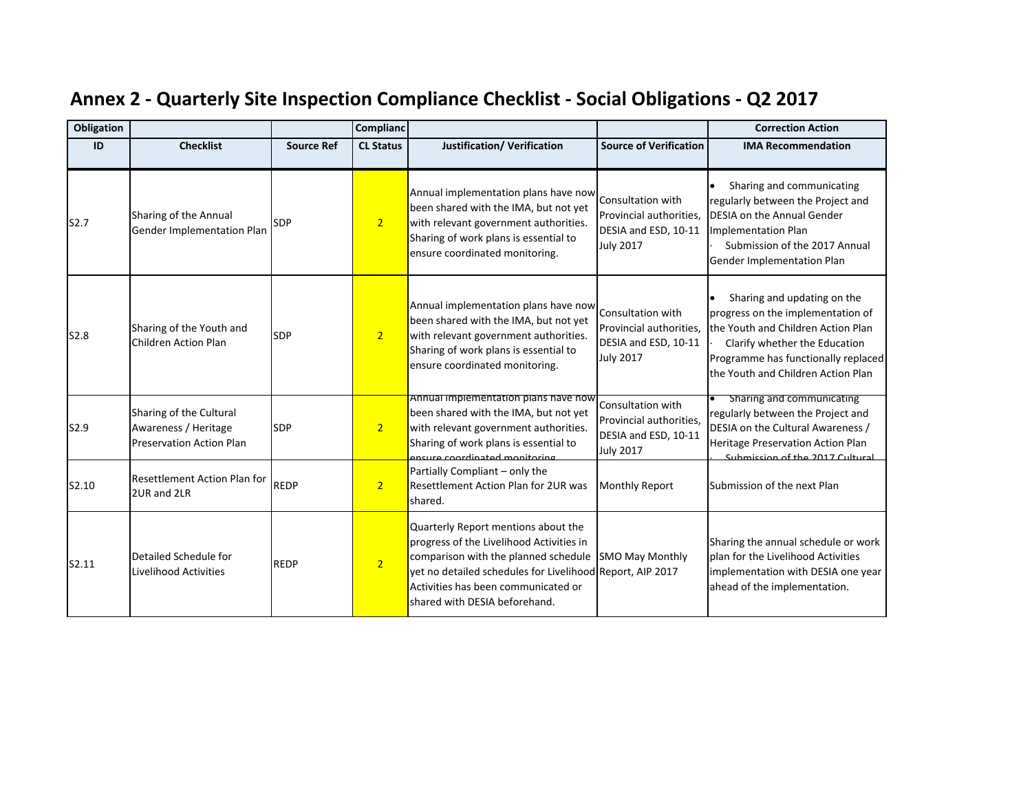# Annex 2 - Quarterly Site Inspection Compliance Checklist - Social Obligations - Q2 2017

| Obligation | | | Complianc | | | Correction Action |
|---|---|---|---|---|---|---|
| ID | Checklist | Source Ref | CL Status | Justification/ Verification | Source of Verification | IMA Recommendation |
| S2.7 | Sharing of the Annual Gender Implementation Plan | SDP | 2 | Annual implementation plans have now been shared with the IMA, but not yet with relevant government authorities. Sharing of work plans is essential to ensure coordinated monitoring. | Consultation with Provincial authorities, DESIA and ESD, 10-11 July 2017 | • Sharing and communicating regularly between the Project and DESIA on the Annual Gender Implementation Plan<br>· Submission of the 2017 Annual Gender Implementation Plan |
| S2.8 | Sharing of the Youth and Children Action Plan | SDP | 2 | Annual implementation plans have now been shared with the IMA, but not yet with relevant government authorities. Sharing of work plans is essential to ensure coordinated monitoring. | Consultation with Provincial authorities, DESIA and ESD, 10-11 July 2017 | • Sharing and updating on the progress on the implementation of the Youth and Children Action Plan<br>· Clarify whether the Education Programme has functionally replaced the Youth and Children Action Plan |
| S2.9 | Sharing of the Cultural Awareness / Heritage Preservation Action Plan | SDP | 2 | Annual implementation plans have now been shared with the IMA, but not yet with relevant government authorities. Sharing of work plans is essential to ensure coordinated monitoring. | Consultation with Provincial authorities, DESIA and ESD, 10-11 July 2017 | • Sharing and communicating regularly between the Project and DESIA on the Cultural Awareness / Heritage Preservation Action Plan<br>· Submission of the 2017 Cultural |
| S2.10 | Resettlement Action Plan for 2UR and 2LR | REDP | 2 | Partially Compliant – only the Resettlement Action Plan for 2UR was shared. | Monthly Report | Submission of the next Plan |
| S2.11 | Detailed Schedule for Livelihood Activities | REDP | 2 | Quarterly Report mentions about the progress of the Livelihood Activities in comparison with the planned schedule yet no detailed schedules for Livelihood Activities has been communicated or shared with DESIA beforehand. | SMO May Monthly Report, AIP 2017 | Sharing the annual schedule or work plan for the Livelihood Activities implementation with DESIA one year ahead of the implementation. |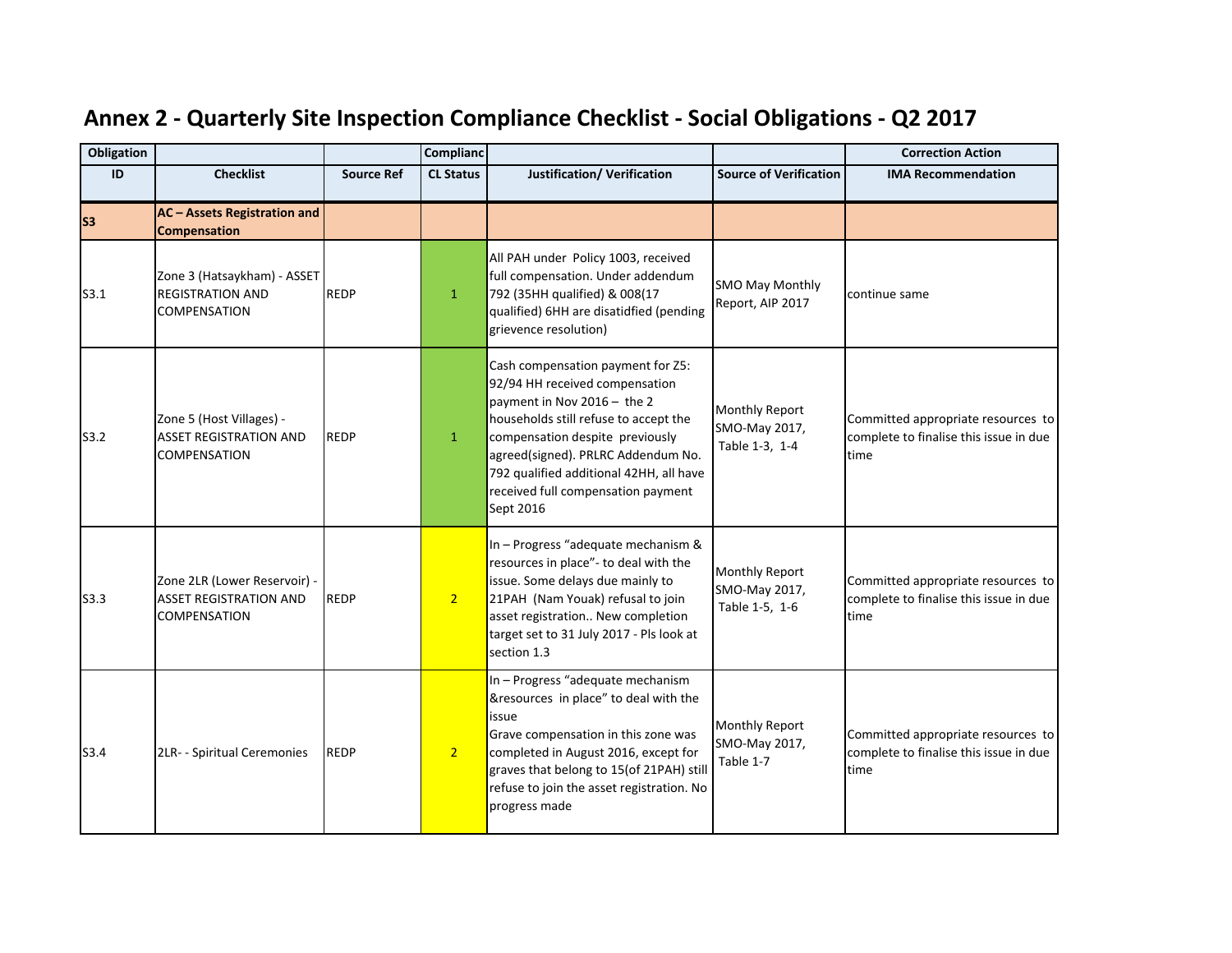## Annex 2 - Quarterly Site Inspection Compliance Checklist - Social Obligations - Q2 2017

| Obligation | | | Complianc | | | Correction Action |
|---|---|---|---|---|---|---|
| ID | Checklist | Source Ref | CL Status | Justification/ Verification | Source of Verification | IMA Recommendation |
| **S3** | **AC – Assets Registration and Compensation** | | | | | |
| S3.1 | Zone 3 (Hatsaykham) - ASSET REGISTRATION AND COMPENSATION | REDP | 1 | All PAH under Policy 1003, received full compensation. Under addendum 792 (35HH qualified) & 008(17 qualified) 6HH are disatidfied (pending grievence resolution) | SMO May Monthly Report, AIP 2017 | continue same |
| S3.2 | Zone 5 (Host Villages) - ASSET REGISTRATION AND COMPENSATION | REDP | 1 | Cash compensation payment for Z5: 92/94 HH received compensation payment in Nov 2016 – the 2 households still refuse to accept the compensation despite previously agreed(signed). PRLRC Addendum No. 792 qualified additional 42HH, all have received full compensation payment Sept 2016 | Monthly Report SMO-May 2017, Table 1-3, 1-4 | Committed appropriate resources to complete to finalise this issue in due time |
| S3.3 | Zone 2LR (Lower Reservoir) - ASSET REGISTRATION AND COMPENSATION | REDP | 2 | In – Progress "adequate mechanism & resources in place"- to deal with the issue. Some delays due mainly to 21PAH (Nam Youak) refusal to join asset registration.. New completion target set to 31 July 2017 - Pls look at section 1.3 | Monthly Report SMO-May 2017, Table 1-5, 1-6 | Committed appropriate resources to complete to finalise this issue in due time |
| S3.4 | 2LR- - Spiritual Ceremonies | REDP | 2 | In – Progress "adequate mechanism &resources in place" to deal with the issue<br>Grave compensation in this zone was completed in August 2016, except for graves that belong to 15(of 21PAH) still refuse to join the asset registration. No progress made | Monthly Report SMO-May 2017, Table 1-7 | Committed appropriate resources to complete to finalise this issue in due time |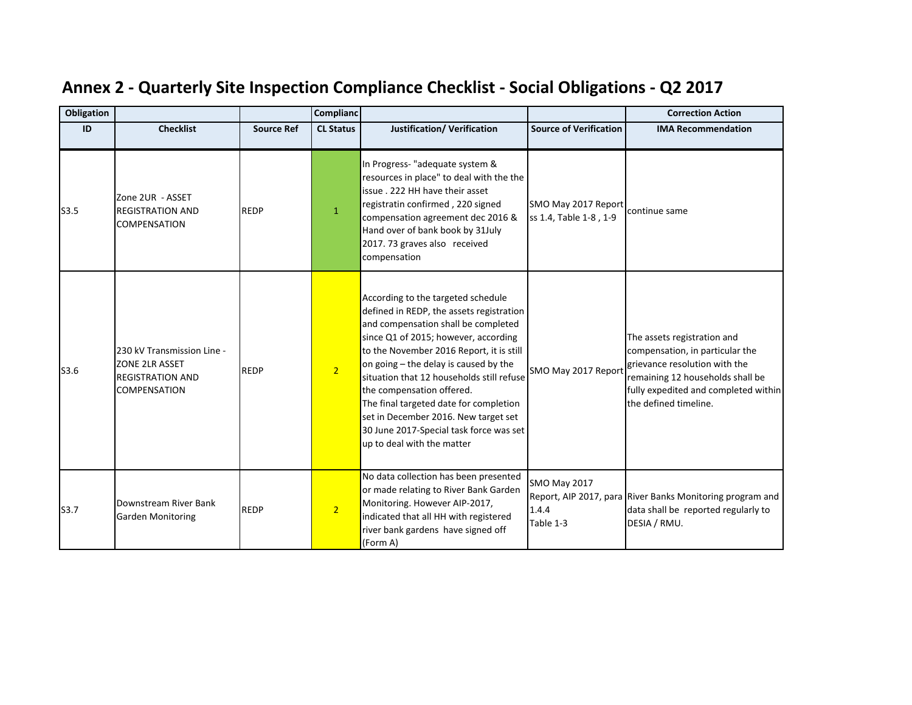## Annex 2 - Quarterly Site Inspection Compliance Checklist - Social Obligations - Q2 2017

| Obligation | | | Complianc | | | Correction Action |
|---|---|---|---|---|---|---|
| ID | Checklist | Source Ref | CL Status | Justification/ Verification | Source of Verification | IMA Recommendation |
| S3.5 | Zone 2UR - ASSET REGISTRATION AND COMPENSATION | REDP | 1 | In Progress- "adequate system & resources in place" to deal with the the issue . 222 HH have their asset registratin confirmed , 220 signed compensation agreement dec 2016 & Hand over of bank book by 31July 2017. 73 graves also received compensation | SMO May 2017 Report ss 1.4, Table 1-8 , 1-9 | continue same |
| S3.6 | 230 kV Transmission Line - ZONE 2LR ASSET REGISTRATION AND COMPENSATION | REDP | 2 | According to the targeted schedule defined in REDP, the assets registration and compensation shall be completed since Q1 of 2015; however, according to the November 2016 Report, it is still on going – the delay is caused by the situation that 12 households still refuse the compensation offered.<br>The final targeted date for completion set in December 2016. New target set 30 June 2017-Special task force was set up to deal with the matter | SMO May 2017 Report | The assets registration and compensation, in particular the grievance resolution with the remaining 12 households shall be fully expedited and completed within the defined timeline. |
| S3.7 | Downstream River Bank Garden Monitoring | REDP | 2 | No data collection has been presented or made relating to River Bank Garden Monitoring. However AIP-2017, indicated that all HH with registered river bank gardens have signed off (Form A) | SMO May 2017 Report, AIP 2017, para 1.4.4<br>Table 1-3 | River Banks Monitoring program and data shall be reported regularly to DESIA / RMU. |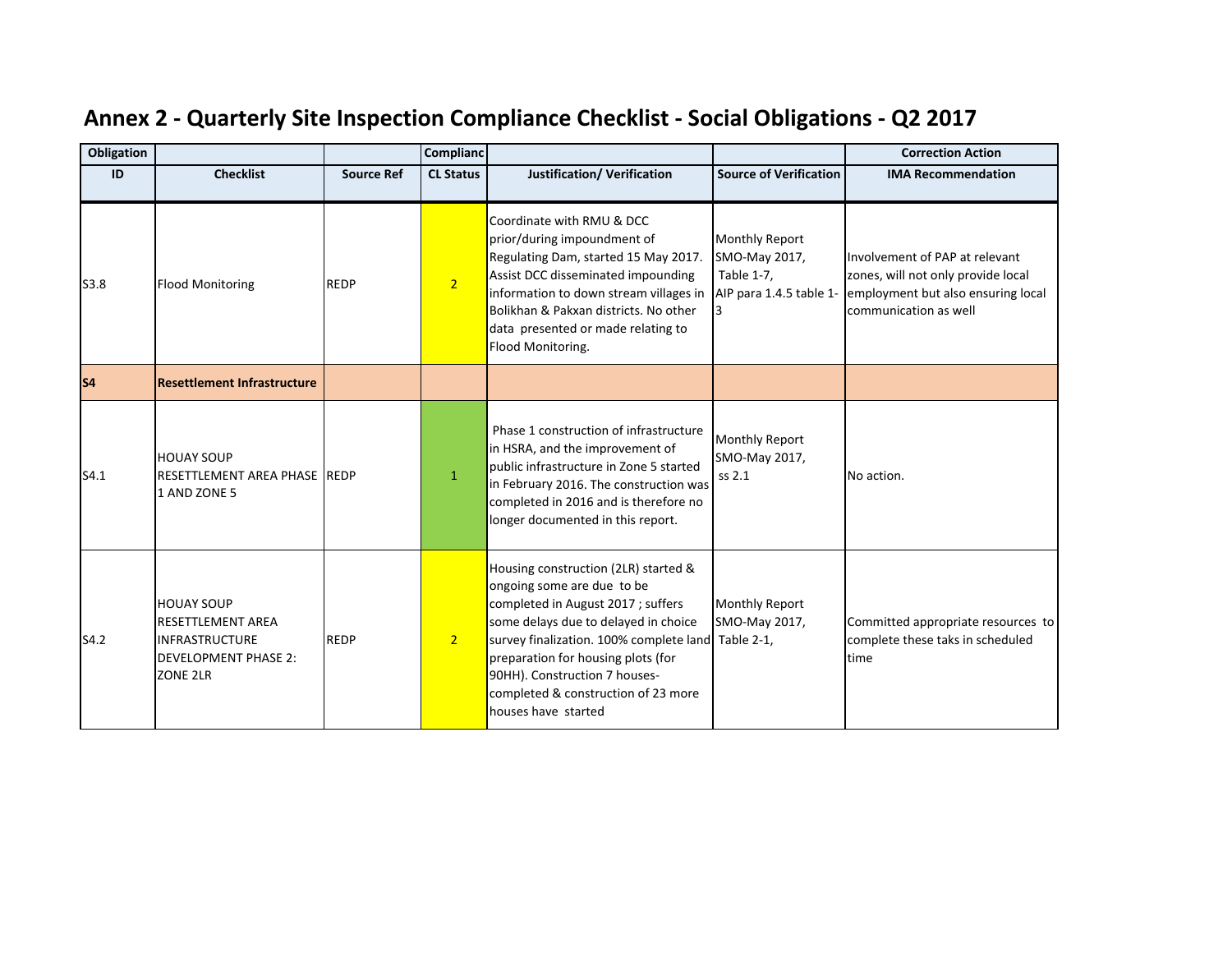# Annex 2 - Quarterly Site Inspection Compliance Checklist - Social Obligations - Q2 2017

| Obligation | | | Complianc | | | Correction Action |
|---|---|---|---|---|---|---|
| ID | Checklist | Source Ref | CL Status | Justification/ Verification | Source of Verification | IMA Recommendation |
| S3.8 | Flood Monitoring | REDP | 2 | Coordinate with RMU & DCC prior/during impoundment of Regulating Dam, started 15 May 2017. Assist DCC disseminated impounding information to down stream villages in Bolikhan & Pakxan districts. No other data presented or made relating to Flood Monitoring. | Monthly Report SMO-May 2017, Table 1-7, AIP para 1.4.5 table 1-3 | Involvement of PAP at relevant zones, will not only provide local employment but also ensuring local communication as well |
| **S4** | **Resettlement Infrastructure** | | | | | |
| S4.1 | HOUAY SOUP RESETTLEMENT AREA PHASE 1 AND ZONE 5 | REDP | 1 | Phase 1 construction of infrastructure in HSRA, and the improvement of public infrastructure in Zone 5 started in February 2016. The construction was completed in 2016 and is therefore no longer documented in this report. | Monthly Report SMO-May 2017, ss 2.1 | No action. |
| S4.2 | HOUAY SOUP RESETTLEMENT AREA INFRASTRUCTURE DEVELOPMENT PHASE 2: ZONE 2LR | REDP | 2 | Housing construction (2LR) started & ongoing some are due to be completed in August 2017 ; suffers some delays due to delayed in choice survey finalization. 100% complete land preparation for housing plots (for 90HH). Construction 7 houses-completed & construction of 23 more houses have started | Monthly Report SMO-May 2017, Table 2-1, | Committed appropriate resources to complete these taks in scheduled time |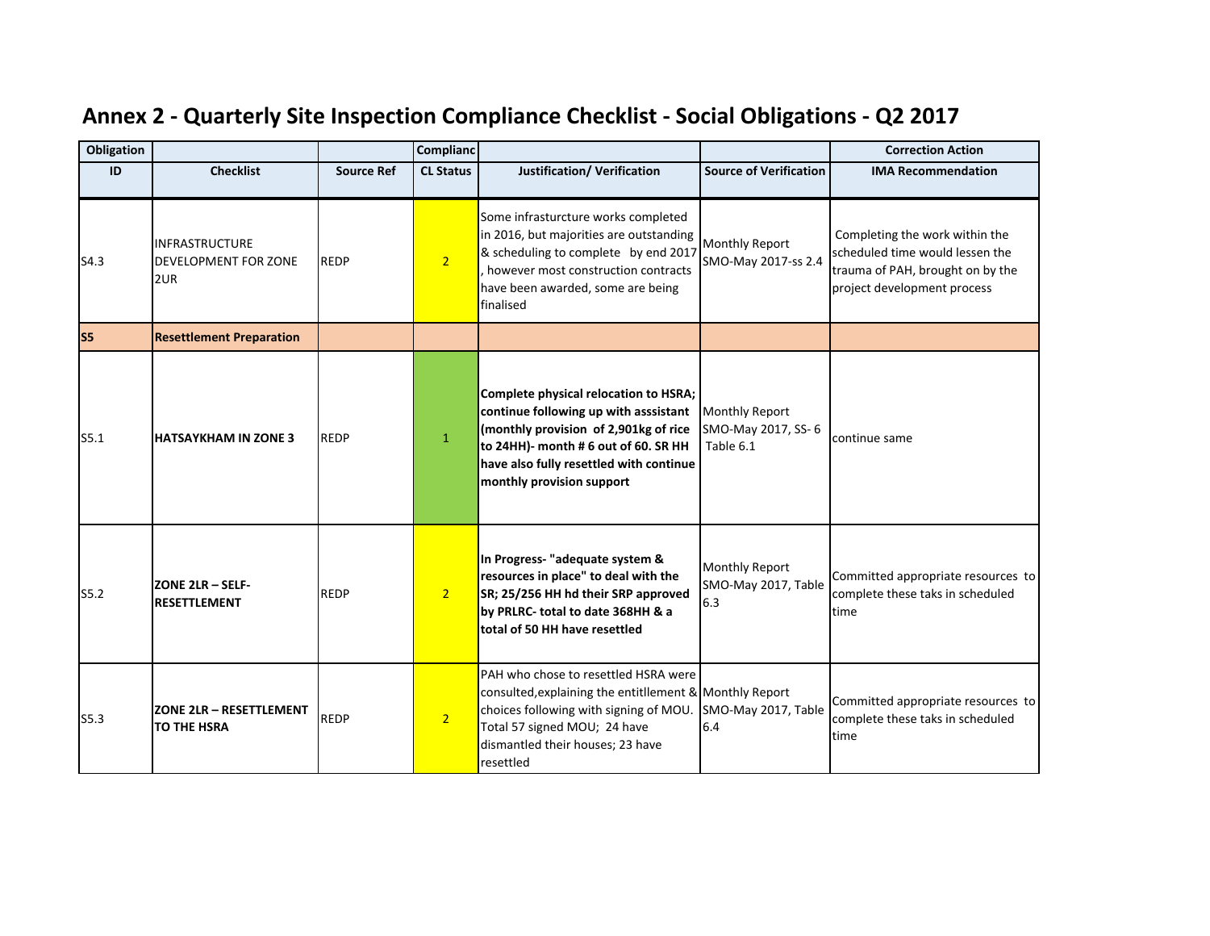# Annex 2 - Quarterly Site Inspection Compliance Checklist - Social Obligations - Q2 2017

| Obligation | | | Complianc | | | Correction Action |
|---|---|---|---|---|---|---|
| **ID** | **Checklist** | **Source Ref** | **CL Status** | **Justification/ Verification** | **Source of Verification** | **IMA Recommendation** |
| S4.3 | INFRASTRUCTURE DEVELOPMENT FOR ZONE 2UR | REDP | 2 | Some infrastucture works completed in 2016, but majorities are outstanding & scheduling to complete by end 2017 , however most construction contracts have been awarded, some are being finalised | Monthly Report SMO-May 2017-ss 2.4 | Completing the work within the scheduled time would lessen the trauma of PAH, brought on by the project development process |
| **S5** | **Resettlement Preparation** | | | | | |
| S5.1 | **HATSAYKHAM IN ZONE 3** | REDP | 1 | **Complete physical relocation to HSRA; continue following up with asssistant (monthly provision of 2,901kg of rice to 24HH)- month # 6 out of 60. SR HH have also fully resettled with continue monthly provision support** | Monthly Report SMO-May 2017, SS- 6 Table 6.1 | continue same |
| S5.2 | **ZONE 2LR – SELF-RESETTLEMENT** | REDP | 2 | **In Progress- "adequate system & resources in place" to deal with the SR; 25/256 HH hd their SRP approved by PRLRC- total to date 368HH & a total of 50 HH have resettled** | Monthly Report SMO-May 2017, Table 6.3 | Committed appropriate resources to complete these taks in scheduled time |
| S5.3 | **ZONE 2LR – RESETTLEMENT TO THE HSRA** | REDP | 2 | PAH who chose to resettled HSRA were consulted,explaining the entitllement & choices following with signing of MOU. Total 57 signed MOU; 24 have dismantled their houses; 23 have resettled | Monthly Report SMO-May 2017, Table 6.4 | Committed appropriate resources to complete these taks in scheduled time |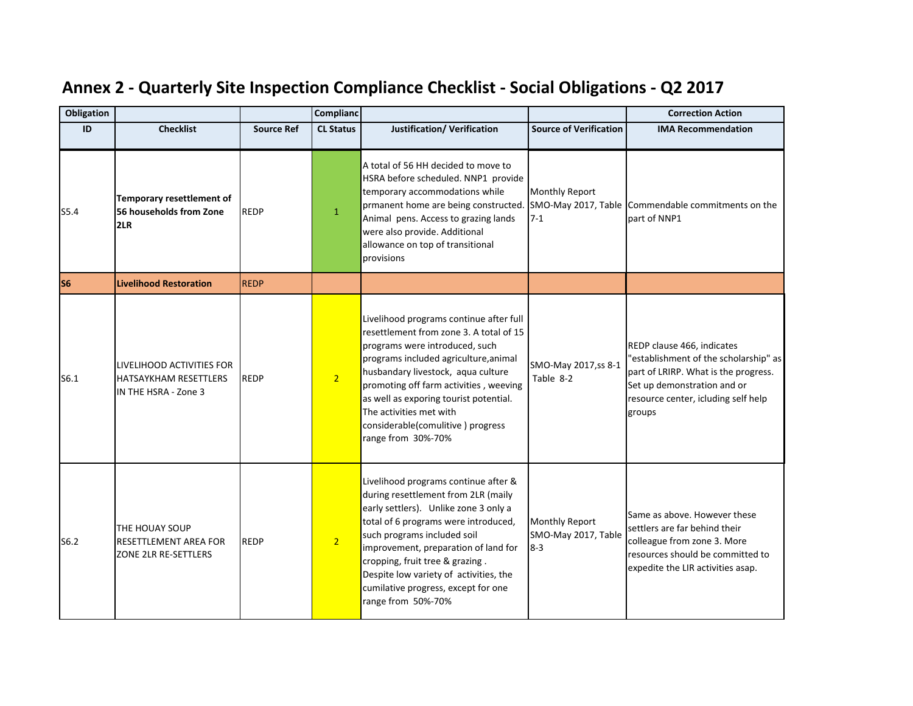# Annex 2 - Quarterly Site Inspection Compliance Checklist - Social Obligations - Q2 2017

| Obligation | | | Complianc | | | Correction Action |
|---|---|---|---|---|---|---|
| ID | Checklist | Source Ref | CL Status | Justification/ Verification | Source of Verification | IMA Recommendation |
| S5.4 | **Temporary resettlement of 56 households from Zone 2LR** | REDP | 1 | A total of 56 HH decided to move to HSRA before scheduled. NNP1 provide temporary accommodations while prmanent home are being constructed. Animal pens. Access to grazing lands were also provide. Additional allowance on top of transitional provisions | Monthly Report SMO-May 2017, Table 7-1 | Commendable commitments on the part of NNP1 |
| **S6** | **Livelihood Restoration** | REDP | | | | |
| S6.1 | LIVELIHOOD ACTIVITIES FOR HATSAYKHAM RESETTLERS IN THE HSRA - Zone 3 | REDP | 2 | Livelihood programs continue after full resettlement from zone 3. A total of 15 programs were introduced, such programs included agriculture,animal husbandary livestock, aqua culture promoting off farm activities , weeving as well as exporing tourist potential. The activities met with considerable(comulitive ) progress range from 30%-70% | SMO-May 2017,ss 8-1 Table 8-2 | REDP clause 466, indicates "establishment of the scholarship" as part of LRIRP. What is the progress. Set up demonstration and or resource center, icluding self help groups |
| S6.2 | THE HOUAY SOUP RESETTLEMENT AREA FOR ZONE 2LR RE-SETTLERS | REDP | 2 | Livelihood programs continue after & during resettlement from 2LR (maily early settlers). Unlike zone 3 only a total of 6 programs were introduced, such programs included soil improvement, preparation of land for cropping, fruit tree & grazing . Despite low variety of activities, the cumilative progress, except for one range from 50%-70% | Monthly Report SMO-May 2017, Table 8-3 | Same as above. However these settlers are far behind their colleague from zone 3. More resources should be committed to expedite the LIR activities asap. |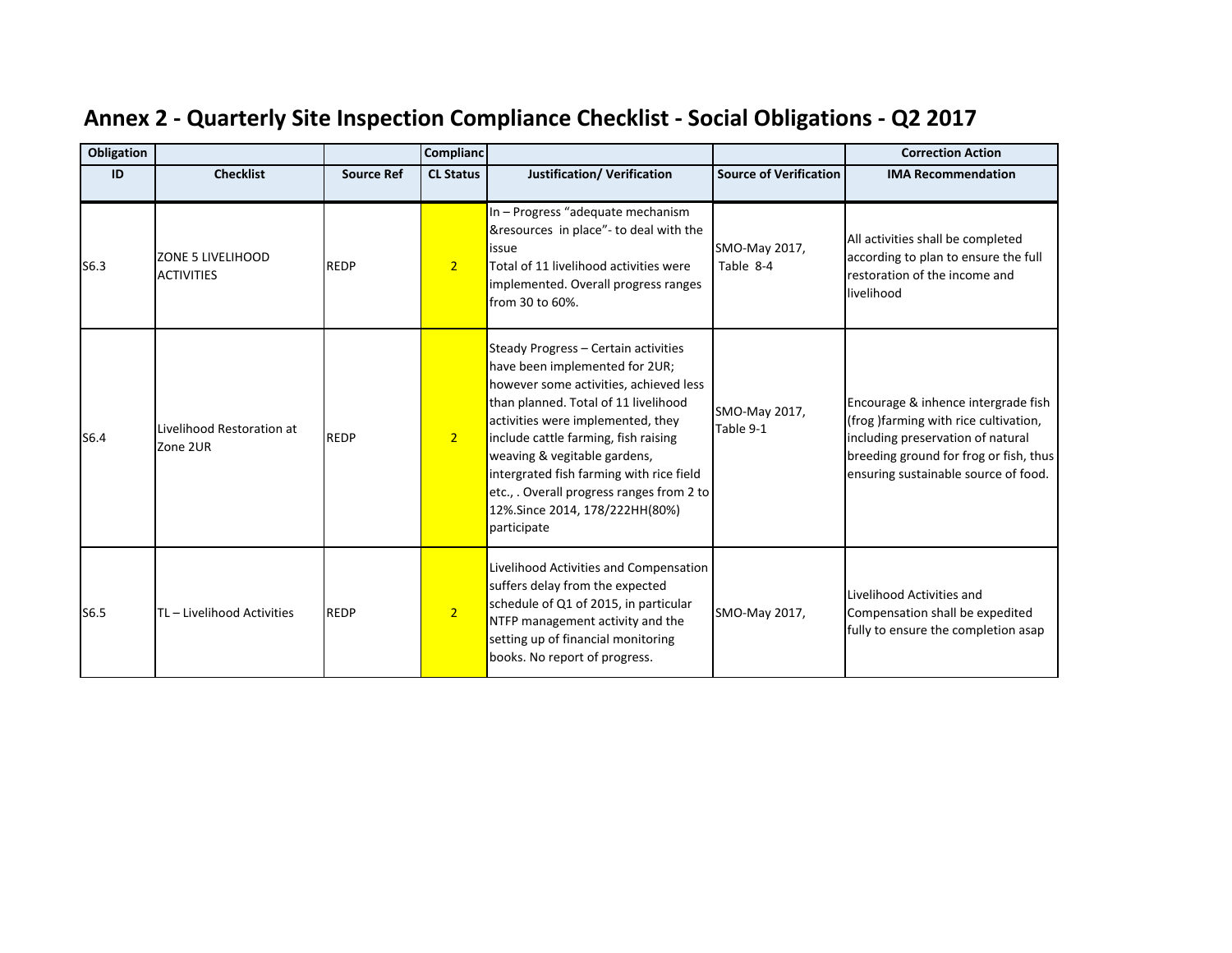# Annex 2 - Quarterly Site Inspection Compliance Checklist - Social Obligations - Q2 2017

| Obligation | | | Complianc | | | Correction Action |
|---|---|---|---|---|---|---|
| ID | Checklist | Source Ref | CL Status | Justification/ Verification | Source of Verification | IMA Recommendation |
| S6.3 | ZONE 5 LIVELIHOOD ACTIVITIES | REDP | 2 | In – Progress “adequate mechanism &resources in place”- to deal with the issue<br>Total of 11 livelihood activities were implemented. Overall progress ranges from 30 to 60%. | SMO-May 2017, Table 8-4 | All activities shall be completed according to plan to ensure the full restoration of the income and livelihood |
| S6.4 | Livelihood Restoration at Zone 2UR | REDP | 2 | Steady Progress – Certain activities have been implemented for 2UR; however some activities, achieved less than planned. Total of 11 livelihood activities were implemented, they include cattle farming, fish raising weaving & vegitable gardens, intergrated fish farming with rice field etc., . Overall progress ranges from 2 to 12%.Since 2014, 178/222HH(80%) participate | SMO-May 2017, Table 9-1 | Encourage & inhence intergrade fish (frog )farming with rice cultivation, including preservation of natural breeding ground for frog or fish, thus ensuring sustainable source of food. |
| S6.5 | TL – Livelihood Activities | REDP | 2 | Livelihood Activities and Compensation suffers delay from the expected schedule of Q1 of 2015, in particular NTFP management activity and the setting up of financial monitoring books. No report of progress. | SMO-May 2017, | Livelihood Activities and Compensation shall be expedited fully to ensure the completion asap |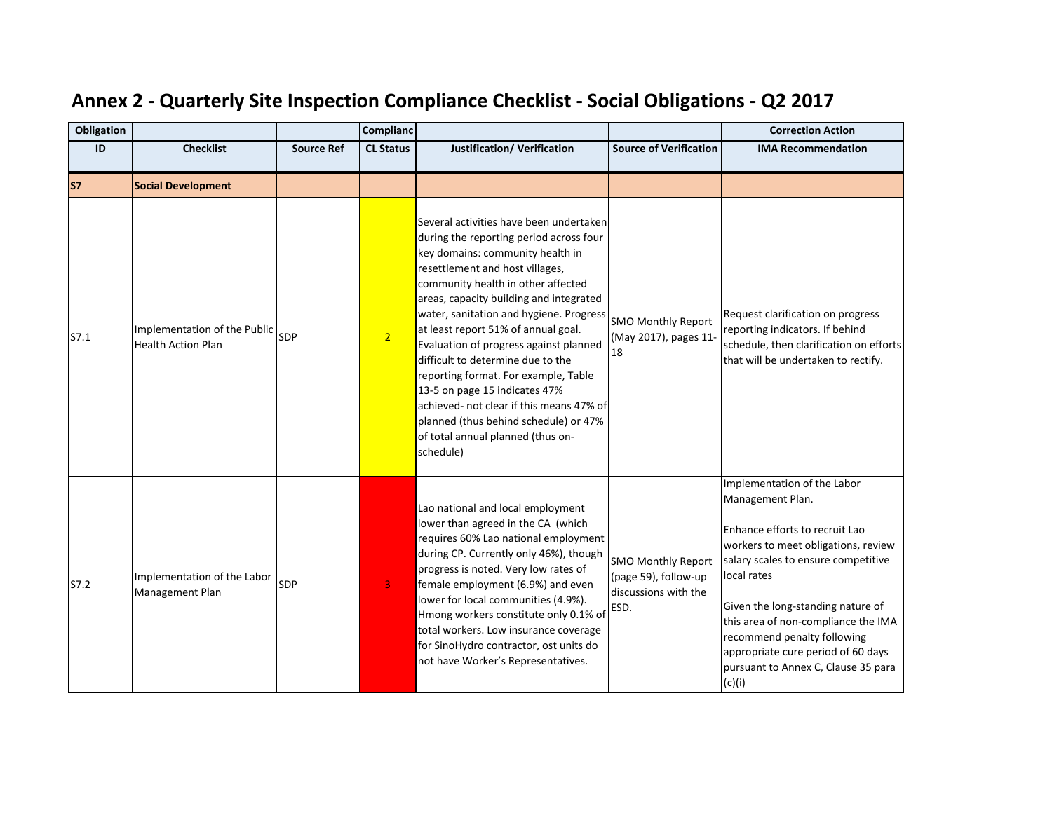# Annex 2 - Quarterly Site Inspection Compliance Checklist - Social Obligations - Q2 2017

| Obligation | | | Complianc | | | Correction Action |
|---|---|---|---|---|---|---|
| ID | Checklist | Source Ref | CL Status | Justification/ Verification | Source of Verification | IMA Recommendation |
| **S7** | **Social Development** | | | | | |
| S7.1 | Implementation of the Public Health Action Plan | SDP | 2 | Several activities have been undertaken during the reporting period across four key domains: community health in resettlement and host villages, community health in other affected areas, capacity building and integrated water, sanitation and hygiene. Progress at least report 51% of annual goal. Evaluation of progress against planned difficult to determine due to the reporting format. For example, Table 13-5 on page 15 indicates 47% achieved- not clear if this means 47% of planned (thus behind schedule) or 47% of total annual planned (thus on-schedule) | SMO Monthly Report (May 2017), pages 11-18 | Request clarification on progress reporting indicators. If behind schedule, then clarification on efforts that will be undertaken to rectify. |
| S7.2 | Implementation of the Labor Management Plan | SDP | 3 | Lao national and local employment lower than agreed in the CA (which requires 60% Lao national employment during CP. Currently only 46%), though progress is noted. Very low rates of female employment (6.9%) and even lower for local communities (4.9%). Hmong workers constitute only 0.1% of total workers. Low insurance coverage for SinoHydro contractor, ost units do not have Worker's Representatives. | SMO Monthly Report (page 59), follow-up discussions with the ESD. | Implementation of the Labor Management Plan.<br><br>Enhance efforts to recruit Lao workers to meet obligations, review salary scales to ensure competitive local rates<br><br>Given the long-standing nature of this area of non-compliance the IMA recommend penalty following appropriate cure period of 60 days pursuant to Annex C, Clause 35 para (c)(i) |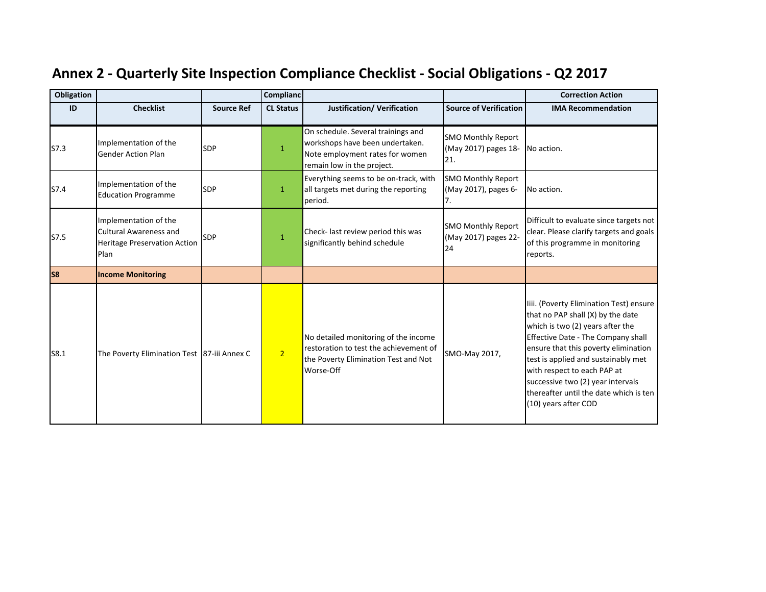## Annex 2 - Quarterly Site Inspection Compliance Checklist - Social Obligations - Q2 2017

| Obligation | | | Complianc | | | Correction Action |
|---|---|---|---|---|---|---|
| ID | Checklist | Source Ref | CL Status | Justification/ Verification | Source of Verification | IMA Recommendation |
| S7.3 | Implementation of the Gender Action Plan | SDP | 1 | On schedule. Several trainings and workshops have been undertaken. Note employment rates for women remain low in the project. | SMO Monthly Report (May 2017) pages 18-21. | No action. |
| S7.4 | Implementation of the Education Programme | SDP | 1 | Everything seems to be on-track, with all targets met during the reporting period. | SMO Monthly Report (May 2017), pages 6-7. | No action. |
| S7.5 | Implementation of the Cultural Awareness and Heritage Preservation Action Plan | SDP | 1 | Check- last review period this was significantly behind schedule | SMO Monthly Report (May 2017) pages 22-24 | Difficult to evaluate since targets not clear. Please clarify targets and goals of this programme in monitoring reports. |
| **S8** | **Income Monitoring** | | | | | |
| S8.1 | The Poverty Elimination Test | 87-iii Annex C | 2 | No detailed monitoring of the income restoration to test the achievement of the Poverty Elimination Test and Not Worse-Off | SMO-May 2017, | Iiii. (Poverty Elimination Test) ensure that no PAP shall (X) by the date which is two (2) years after the Effective Date - The Company shall ensure that this poverty elimination test is applied and sustainably met with respect to each PAP at successive two (2) year intervals thereafter until the date which is ten (10) years after COD |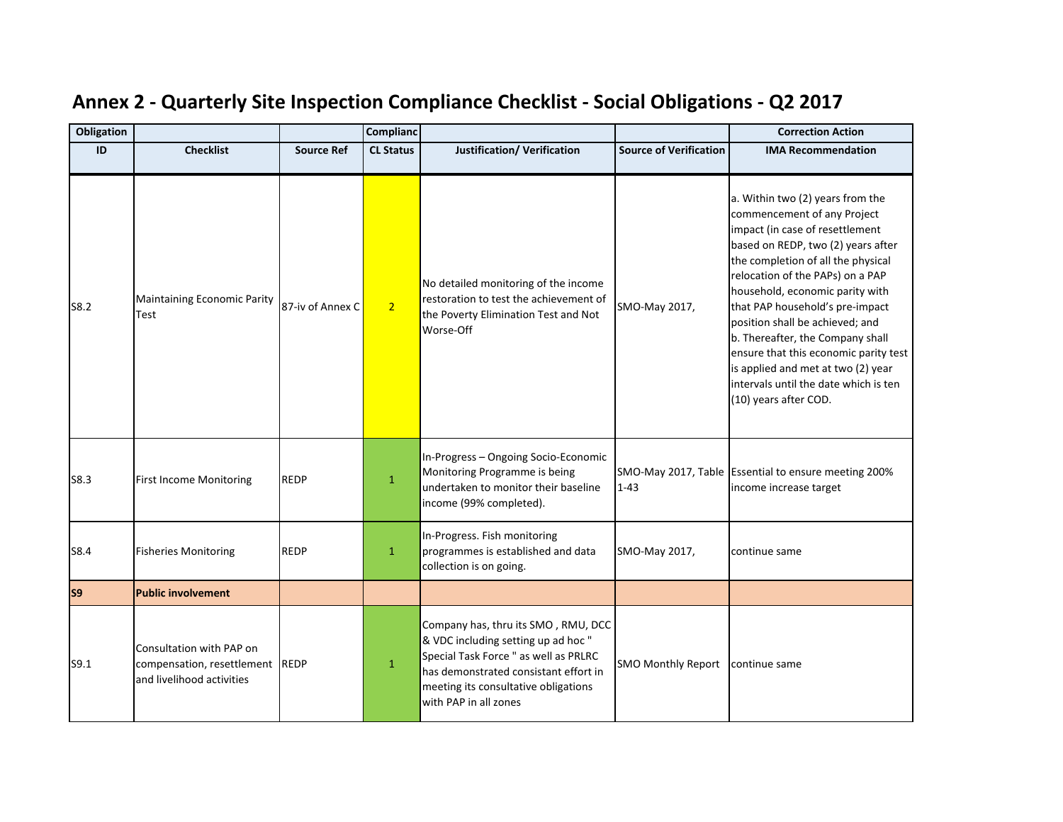# Annex 2 - Quarterly Site Inspection Compliance Checklist - Social Obligations - Q2 2017

| Obligation | | | Complianc | | | Correction Action |
|---|---|---|---|---|---|---|
| ID | Checklist | Source Ref | CL Status | Justification/ Verification | Source of Verification | IMA Recommendation |
| S8.2 | Maintaining Economic Parity Test | 87-iv of Annex C | 2 | No detailed monitoring of the income restoration to test the achievement of the Poverty Elimination Test and Not Worse-Off | SMO-May 2017, | a. Within two (2) years from the commencement of any Project impact (in case of resettlement based on REDP, two (2) years after the completion of all the physical relocation of the PAPs) on a PAP household, economic parity with that PAP household's pre-impact position shall be achieved; and b. Thereafter, the Company shall ensure that this economic parity test is applied and met at two (2) year intervals until the date which is ten (10) years after COD. |
| S8.3 | First Income Monitoring | REDP | 1 | In-Progress – Ongoing Socio-Economic Monitoring Programme is being undertaken to monitor their baseline income (99% completed). | SMO-May 2017, Table 1-43 | Essential to ensure meeting 200% income increase target |
| S8.4 | Fisheries Monitoring | REDP | 1 | In-Progress. Fish monitoring programmes is established and data collection is on going. | SMO-May 2017, | continue same |
| **S9** | **Public involvement** | | | | | |
| S9.1 | Consultation with PAP on compensation, resettlement and livelihood activities | REDP | 1 | Company has, thru its SMO , RMU, DCC & VDC including setting up ad hoc " Special Task Force " as well as PRLRC has demonstrated consistant effort in meeting its consultative obligations with PAP in all zones | SMO Monthly Report | continue same |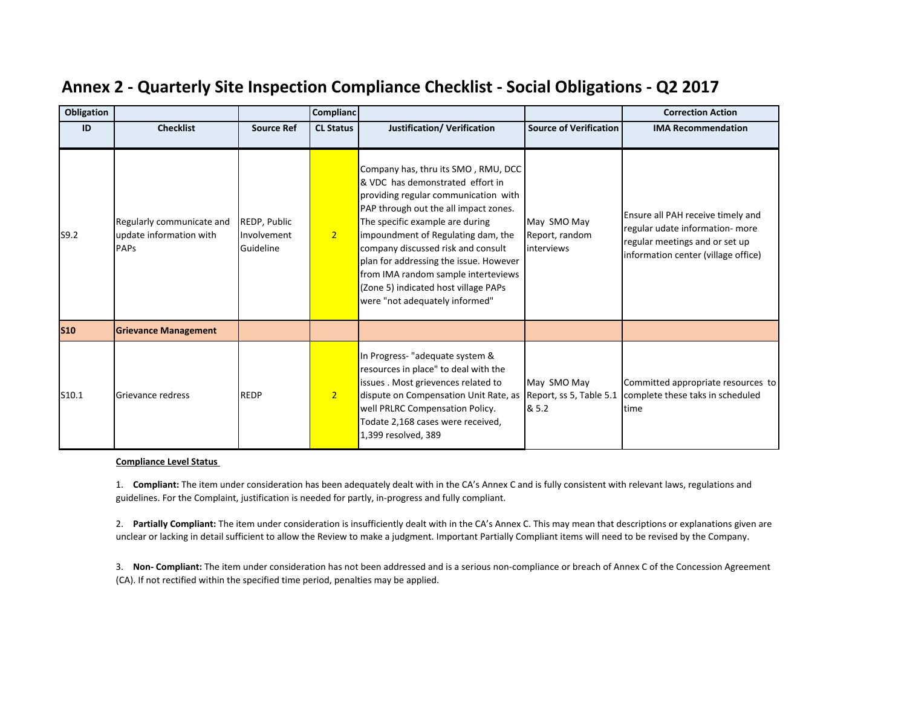# Annex 2 - Quarterly Site Inspection Compliance Checklist - Social Obligations - Q2 2017

| Obligation | | | Complianc | | | Correction Action |
|---|---|---|---|---|---|---|
| ID | Checklist | Source Ref | CL Status | Justification/ Verification | Source of Verification | IMA Recommendation |
| S9.2 | Regularly communicate and update information with PAPs | REDP, Public Involvement Guideline | 2 | Company has, thru its SMO , RMU, DCC & VDC has demonstrated effort in providing regular communication with PAP through out the all impact zones. The specific example are during impoundment of Regulating dam, the company discussed risk and consult plan for addressing the issue. However from IMA random sample interteviews (Zone 5) indicated host village PAPs were "not adequately informed" | May SMO May Report, random interviews | Ensure all PAH receive timely and regular udate information- more regular meetings and or set up information center (village office) |
| **S10** | **Grievance Management** | | | | | |
| S10.1 | Grievance redress | REDP | 2 | In Progress- "adequate system & resources in place" to deal with the issues . Most grievences related to dispute on Compensation Unit Rate, as well PRLRC Compensation Policy. Todate 2,168 cases were received, 1,399 resolved, 389 | May SMO May Report, ss 5, Table 5.1 & 5.2 | Committed appropriate resources to complete these taks in scheduled time |

**Compliance Level Status**

1. **Compliant:** The item under consideration has been adequately dealt with in the CA's Annex C and is fully consistent with relevant laws, regulations and guidelines. For the Complaint, justification is needed for partly, in-progress and fully compliant.

2. **Partially Compliant:** The item under consideration is insufficiently dealt with in the CA's Annex C. This may mean that descriptions or explanations given are unclear or lacking in detail sufficient to allow the Review to make a judgment. Important Partially Compliant items will need to be revised by the Company.

3. **Non- Compliant:** The item under consideration has not been addressed and is a serious non-compliance or breach of Annex C of the Concession Agreement (CA). If not rectified within the specified time period, penalties may be applied.